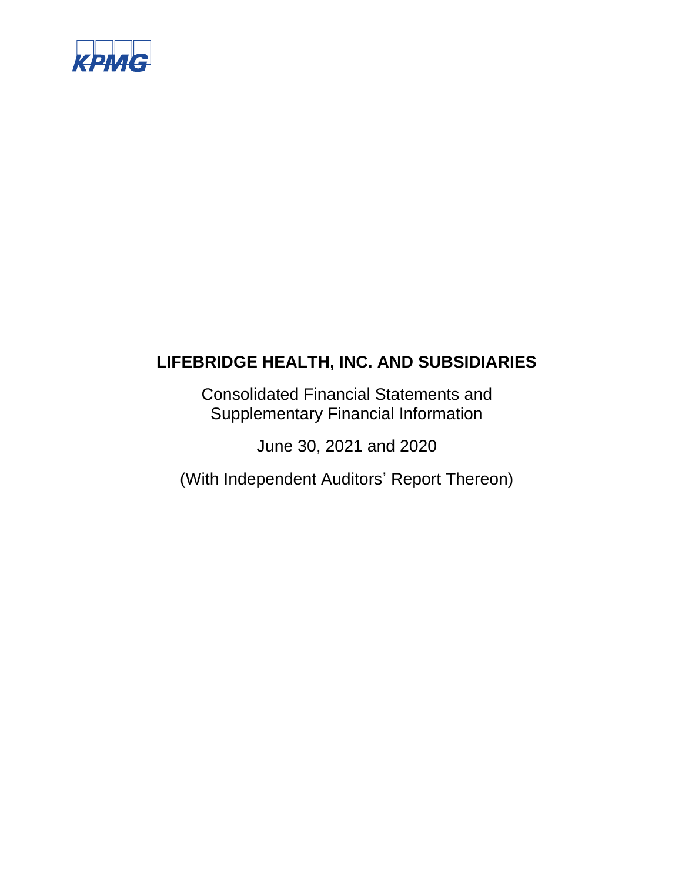KPMG

# LIFEBRIDGE HEALTH, INC. AND SUBSIDIARIES

Consolidated Financial Statements and Supplementary Financial Information

June 30, 2021 and 2020

(With Independent Auditors' Report Thereon)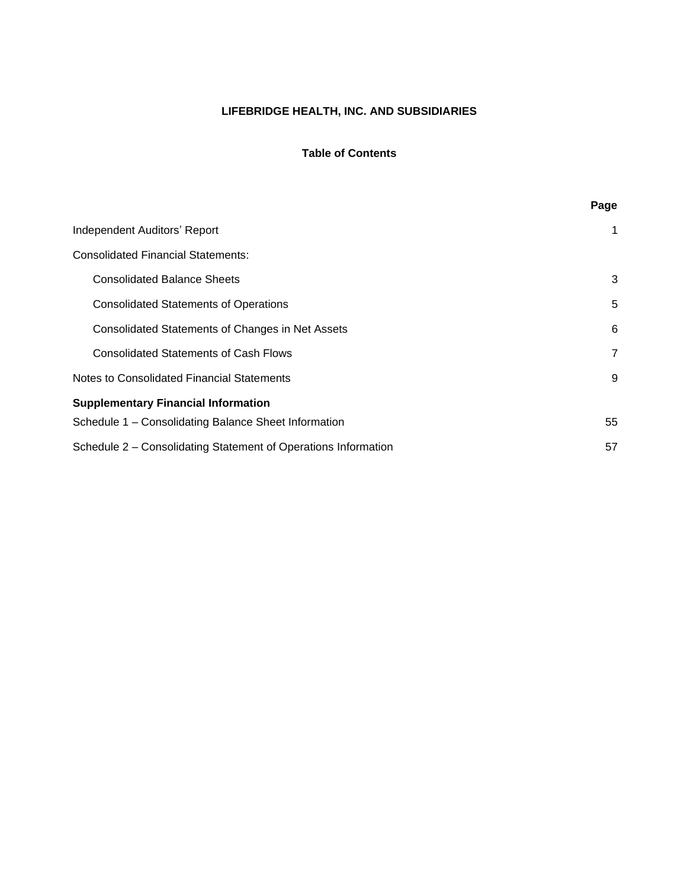# LIFEBRIDGE HEALTH, INC. AND SUBSIDIARIES

## Table of Contents

| | Page |
|---|---|
| Independent Auditors' Report | 1 |
| Consolidated Financial Statements: | |
| Consolidated Balance Sheets | 3 |
| Consolidated Statements of Operations | 5 |
| Consolidated Statements of Changes in Net Assets | 6 |
| Consolidated Statements of Cash Flows | 7 |
| Notes to Consolidated Financial Statements | 9 |
| **Supplementary Financial Information** | |
| Schedule 1 – Consolidating Balance Sheet Information | 55 |
| Schedule 2 – Consolidating Statement of Operations Information | 57 |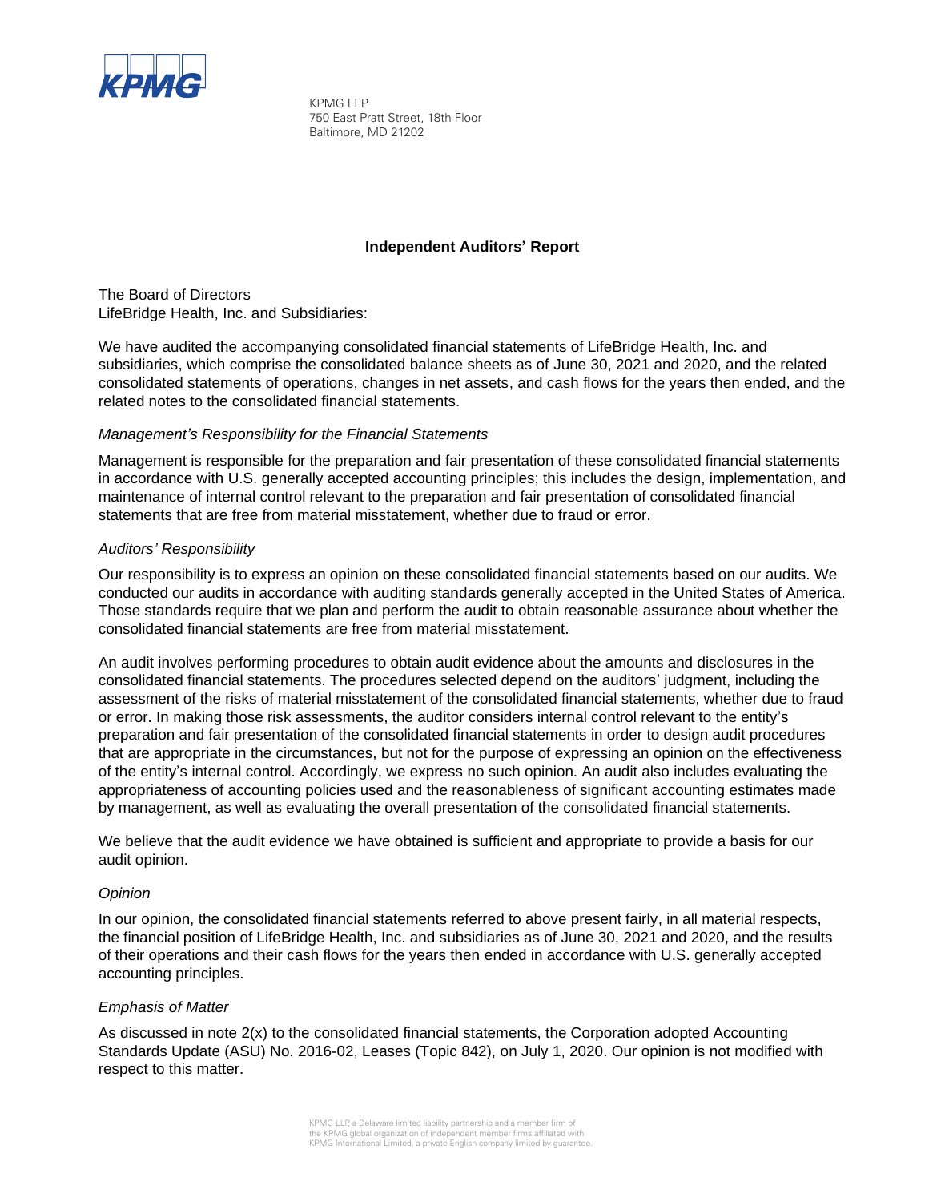KPMG LLP
750 East Pratt Street, 18th Floor
Baltimore, MD 21202

# Independent Auditors' Report

The Board of Directors
LifeBridge Health, Inc. and Subsidiaries:

We have audited the accompanying consolidated financial statements of LifeBridge Health, Inc. and subsidiaries, which comprise the consolidated balance sheets as of June 30, 2021 and 2020, and the related consolidated statements of operations, changes in net assets, and cash flows for the years then ended, and the related notes to the consolidated financial statements.

*Management's Responsibility for the Financial Statements*

Management is responsible for the preparation and fair presentation of these consolidated financial statements in accordance with U.S. generally accepted accounting principles; this includes the design, implementation, and maintenance of internal control relevant to the preparation and fair presentation of consolidated financial statements that are free from material misstatement, whether due to fraud or error.

*Auditors' Responsibility*

Our responsibility is to express an opinion on these consolidated financial statements based on our audits. We conducted our audits in accordance with auditing standards generally accepted in the United States of America. Those standards require that we plan and perform the audit to obtain reasonable assurance about whether the consolidated financial statements are free from material misstatement.

An audit involves performing procedures to obtain audit evidence about the amounts and disclosures in the consolidated financial statements. The procedures selected depend on the auditors' judgment, including the assessment of the risks of material misstatement of the consolidated financial statements, whether due to fraud or error. In making those risk assessments, the auditor considers internal control relevant to the entity's preparation and fair presentation of the consolidated financial statements in order to design audit procedures that are appropriate in the circumstances, but not for the purpose of expressing an opinion on the effectiveness of the entity's internal control. Accordingly, we express no such opinion. An audit also includes evaluating the appropriateness of accounting policies used and the reasonableness of significant accounting estimates made by management, as well as evaluating the overall presentation of the consolidated financial statements.

We believe that the audit evidence we have obtained is sufficient and appropriate to provide a basis for our audit opinion.

*Opinion*

In our opinion, the consolidated financial statements referred to above present fairly, in all material respects, the financial position of LifeBridge Health, Inc. and subsidiaries as of June 30, 2021 and 2020, and the results of their operations and their cash flows for the years then ended in accordance with U.S. generally accepted accounting principles.

*Emphasis of Matter*

As discussed in note 2(x) to the consolidated financial statements, the Corporation adopted Accounting Standards Update (ASU) No. 2016-02, Leases (Topic 842), on July 1, 2020. Our opinion is not modified with respect to this matter.

KPMG LLP, a Delaware limited liability partnership and a member firm of the KPMG global organization of independent member firms affiliated with KPMG International Limited, a private English company limited by guarantee.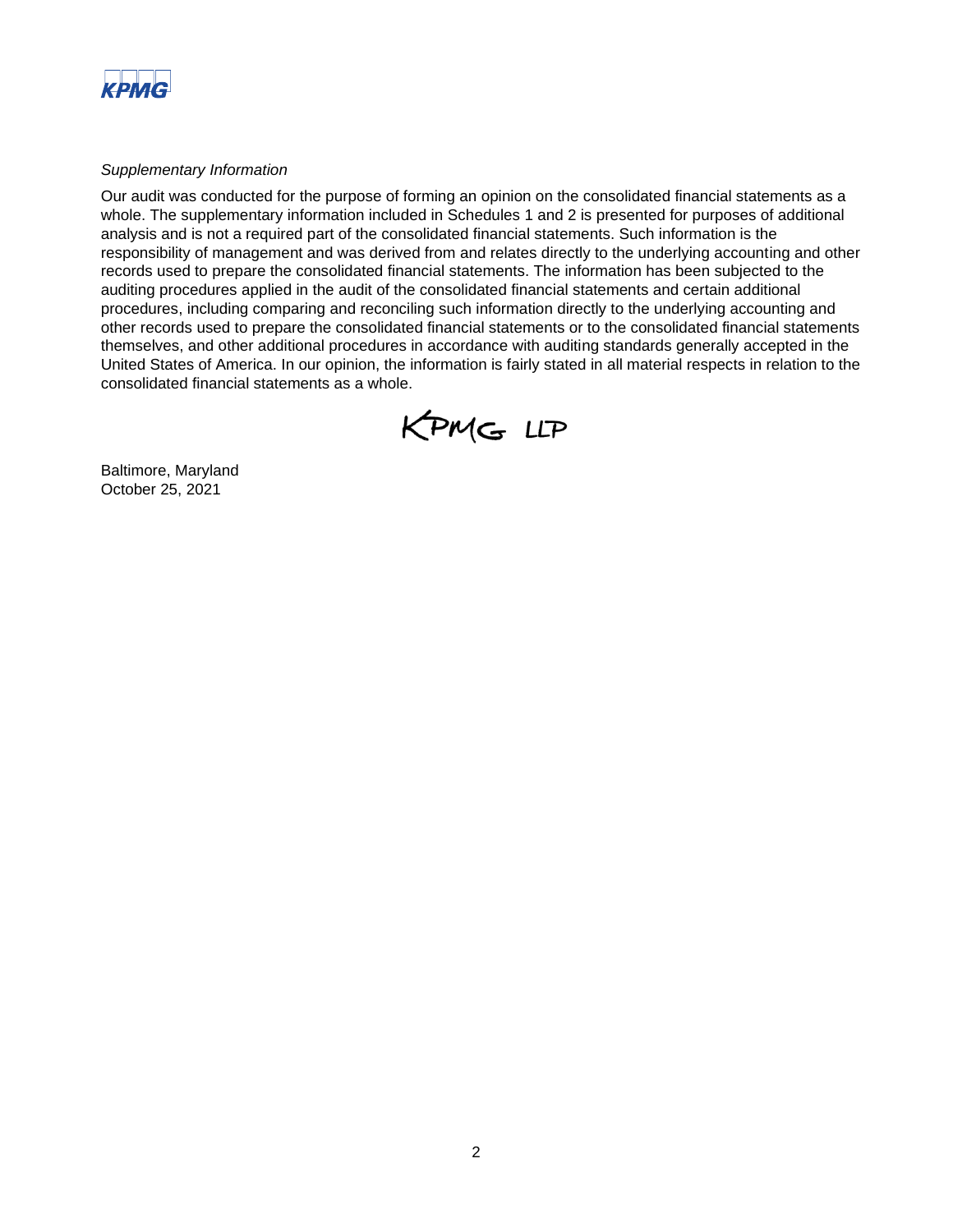*Supplementary Information*

Our audit was conducted for the purpose of forming an opinion on the consolidated financial statements as a whole. The supplementary information included in Schedules 1 and 2 is presented for purposes of additional analysis and is not a required part of the consolidated financial statements. Such information is the responsibility of management and was derived from and relates directly to the underlying accounting and other records used to prepare the consolidated financial statements. The information has been subjected to the auditing procedures applied in the audit of the consolidated financial statements and certain additional procedures, including comparing and reconciling such information directly to the underlying accounting and other records used to prepare the consolidated financial statements or to the consolidated financial statements themselves, and other additional procedures in accordance with auditing standards generally accepted in the United States of America. In our opinion, the information is fairly stated in all material respects in relation to the consolidated financial statements as a whole.

KPMG LLP

Baltimore, Maryland
October 25, 2021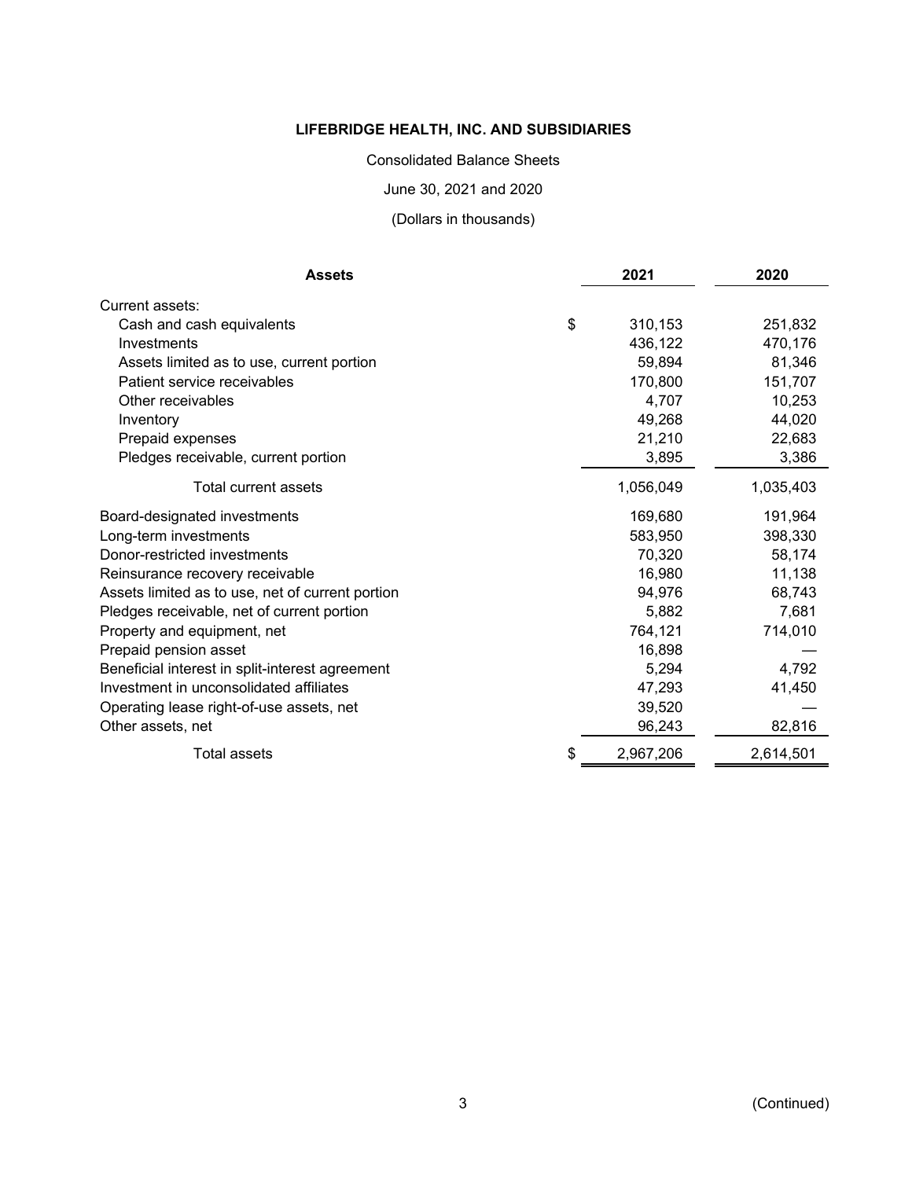**LIFEBRIDGE HEALTH, INC. AND SUBSIDIARIES**

Consolidated Balance Sheets

June 30, 2021 and 2020

(Dollars in thousands)

| **Assets** | | **2021** | **2020** |
|---|---|---|---|
| Current assets: | | | |
| Cash and cash equivalents | $ | 310,153 | 251,832 |
| Investments | | 436,122 | 470,176 |
| Assets limited as to use, current portion | | 59,894 | 81,346 |
| Patient service receivables | | 170,800 | 151,707 |
| Other receivables | | 4,707 | 10,253 |
| Inventory | | 49,268 | 44,020 |
| Prepaid expenses | | 21,210 | 22,683 |
| Pledges receivable, current portion | | 3,895 | 3,386 |
| Total current assets | | 1,056,049 | 1,035,403 |
| Board-designated investments | | 169,680 | 191,964 |
| Long-term investments | | 583,950 | 398,330 |
| Donor-restricted investments | | 70,320 | 58,174 |
| Reinsurance recovery receivable | | 16,980 | 11,138 |
| Assets limited as to use, net of current portion | | 94,976 | 68,743 |
| Pledges receivable, net of current portion | | 5,882 | 7,681 |
| Property and equipment, net | | 764,121 | 714,010 |
| Prepaid pension asset | | 16,898 | — |
| Beneficial interest in split-interest agreement | | 5,294 | 4,792 |
| Investment in unconsolidated affiliates | | 47,293 | 41,450 |
| Operating lease right-of-use assets, net | | 39,520 | — |
| Other assets, net | | 96,243 | 82,816 |
| Total assets | $ | 2,967,206 | 2,614,501 |

(Continued)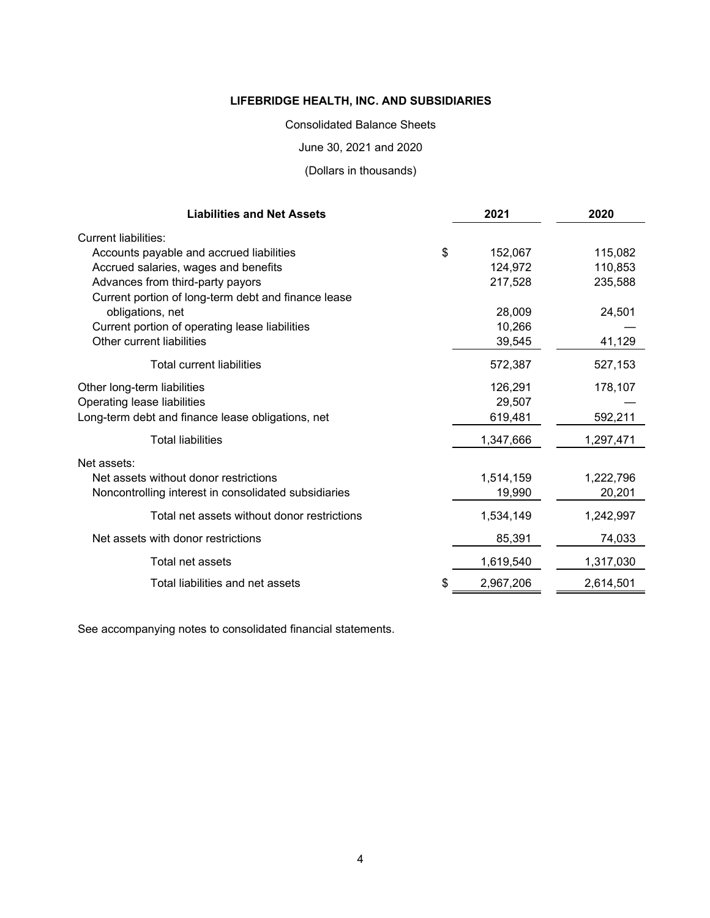**LIFEBRIDGE HEALTH, INC. AND SUBSIDIARIES**

Consolidated Balance Sheets

June 30, 2021 and 2020

(Dollars in thousands)

| Liabilities and Net Assets | 2021 | 2020 |
|---|---|---|
| Current liabilities: | | |
| Accounts payable and accrued liabilities | $ 152,067 | 115,082 |
| Accrued salaries, wages and benefits | 124,972 | 110,853 |
| Advances from third-party payors | 217,528 | 235,588 |
| Current portion of long-term debt and finance lease obligations, net | 28,009 | 24,501 |
| Current portion of operating lease liabilities | 10,266 | — |
| Other current liabilities | 39,545 | 41,129 |
| Total current liabilities | 572,387 | 527,153 |
| Other long-term liabilities | 126,291 | 178,107 |
| Operating lease liabilities | 29,507 | — |
| Long-term debt and finance lease obligations, net | 619,481 | 592,211 |
| Total liabilities | 1,347,666 | 1,297,471 |
| Net assets: | | |
| Net assets without donor restrictions | 1,514,159 | 1,222,796 |
| Noncontrolling interest in consolidated subsidiaries | 19,990 | 20,201 |
| Total net assets without donor restrictions | 1,534,149 | 1,242,997 |
| Net assets with donor restrictions | 85,391 | 74,033 |
| Total net assets | 1,619,540 | 1,317,030 |
| Total liabilities and net assets | $ 2,967,206 | 2,614,501 |

See accompanying notes to consolidated financial statements.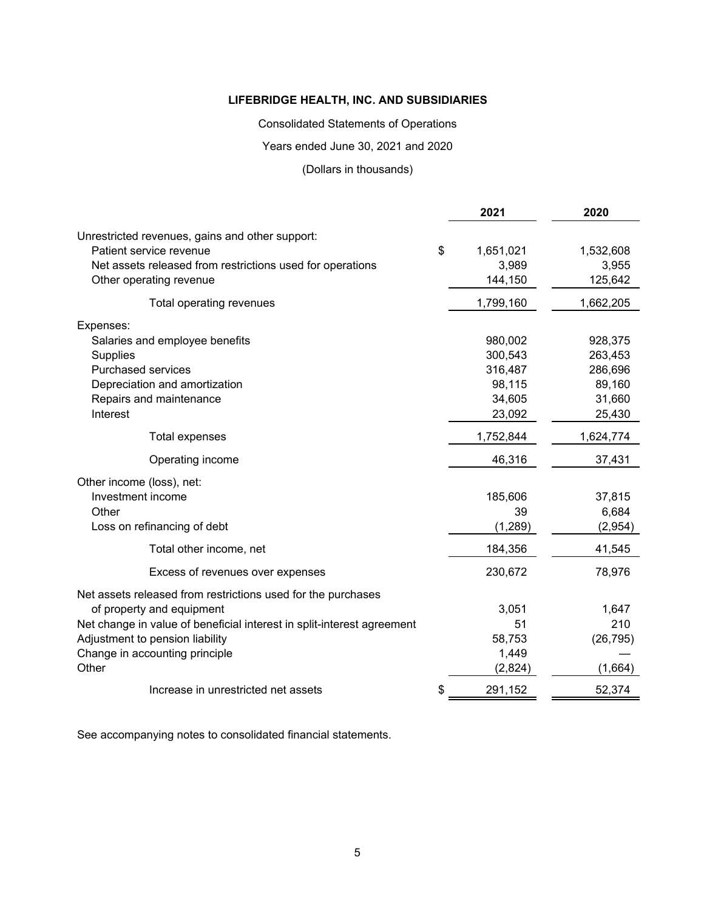**LIFEBRIDGE HEALTH, INC. AND SUBSIDIARIES**

Consolidated Statements of Operations

Years ended June 30, 2021 and 2020

(Dollars in thousands)

| | 2021 | 2020 |
|---|---|---|
| Unrestricted revenues, gains and other support: | | |
| Patient service revenue | $ 1,651,021 | 1,532,608 |
| Net assets released from restrictions used for operations | 3,989 | 3,955 |
| Other operating revenue | 144,150 | 125,642 |
| Total operating revenues | 1,799,160 | 1,662,205 |
| Expenses: | | |
| Salaries and employee benefits | 980,002 | 928,375 |
| Supplies | 300,543 | 263,453 |
| Purchased services | 316,487 | 286,696 |
| Depreciation and amortization | 98,115 | 89,160 |
| Repairs and maintenance | 34,605 | 31,660 |
| Interest | 23,092 | 25,430 |
| Total expenses | 1,752,844 | 1,624,774 |
| Operating income | 46,316 | 37,431 |
| Other income (loss), net: | | |
| Investment income | 185,606 | 37,815 |
| Other | 39 | 6,684 |
| Loss on refinancing of debt | (1,289) | (2,954) |
| Total other income, net | 184,356 | 41,545 |
| Excess of revenues over expenses | 230,672 | 78,976 |
| Net assets released from restrictions used for the purchases of property and equipment | 3,051 | 1,647 |
| Net change in value of beneficial interest in split-interest agreement | 51 | 210 |
| Adjustment to pension liability | 58,753 | (26,795) |
| Change in accounting principle | 1,449 | — |
| Other | (2,824) | (1,664) |
| Increase in unrestricted net assets | $ 291,152 | 52,374 |

See accompanying notes to consolidated financial statements.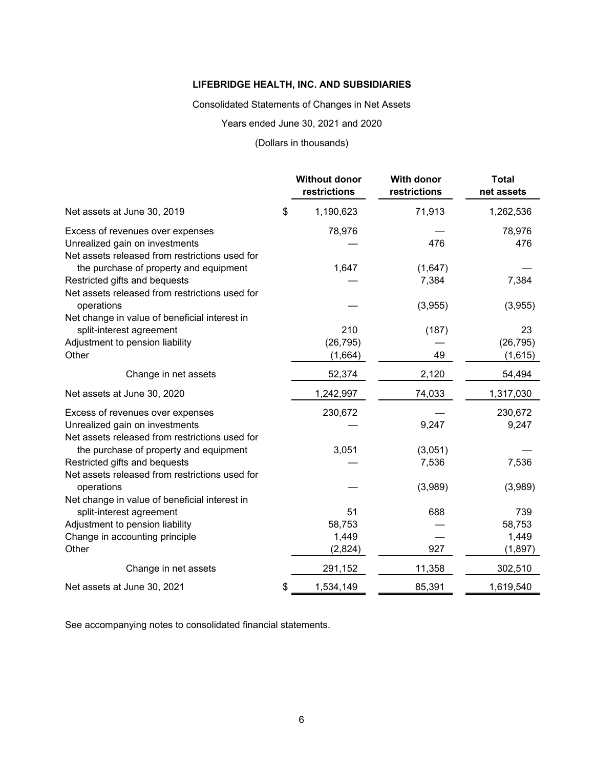**LIFEBRIDGE HEALTH, INC. AND SUBSIDIARIES**

Consolidated Statements of Changes in Net Assets

Years ended June 30, 2021 and 2020

(Dollars in thousands)

| | Without donor restrictions | With donor restrictions | Total net assets |
|---|---|---|---|
| Net assets at June 30, 2019 | $ 1,190,623 | 71,913 | 1,262,536 |
| Excess of revenues over expenses | 78,976 | — | 78,976 |
| Unrealized gain on investments | — | 476 | 476 |
| Net assets released from restrictions used for the purchase of property and equipment | 1,647 | (1,647) | — |
| Restricted gifts and bequests | — | 7,384 | 7,384 |
| Net assets released from restrictions used for operations | — | (3,955) | (3,955) |
| Net change in value of beneficial interest in split-interest agreement | 210 | (187) | 23 |
| Adjustment to pension liability | (26,795) | — | (26,795) |
| Other | (1,664) | 49 | (1,615) |
| Change in net assets | 52,374 | 2,120 | 54,494 |
| Net assets at June 30, 2020 | 1,242,997 | 74,033 | 1,317,030 |
| Excess of revenues over expenses | 230,672 | — | 230,672 |
| Unrealized gain on investments | — | 9,247 | 9,247 |
| Net assets released from restrictions used for the purchase of property and equipment | 3,051 | (3,051) | — |
| Restricted gifts and bequests | — | 7,536 | 7,536 |
| Net assets released from restrictions used for operations | — | (3,989) | (3,989) |
| Net change in value of beneficial interest in split-interest agreement | 51 | 688 | 739 |
| Adjustment to pension liability | 58,753 | — | 58,753 |
| Change in accounting principle | 1,449 | — | 1,449 |
| Other | (2,824) | 927 | (1,897) |
| Change in net assets | 291,152 | 11,358 | 302,510 |
| Net assets at June 30, 2021 | $ 1,534,149 | 85,391 | 1,619,540 |

See accompanying notes to consolidated financial statements.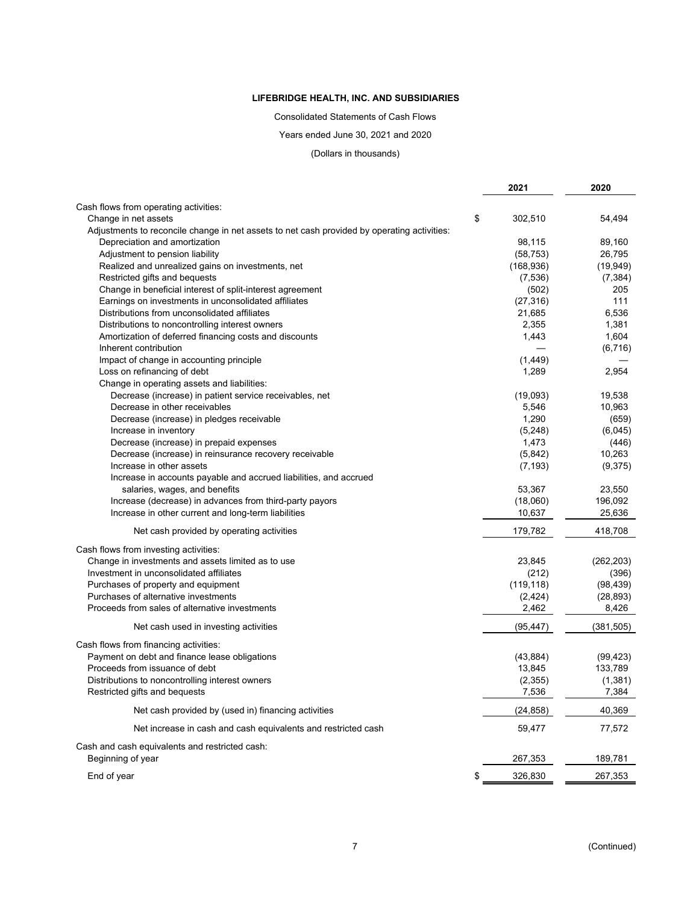**LIFEBRIDGE HEALTH, INC. AND SUBSIDIARIES**

Consolidated Statements of Cash Flows

Years ended June 30, 2021 and 2020

(Dollars in thousands)

| | 2021 | 2020 |
|---|---|---|
| Cash flows from operating activities: | | |
| Change in net assets | $ 302,510 | 54,494 |
| Adjustments to reconcile change in net assets to net cash provided by operating activities: | | |
| Depreciation and amortization | 98,115 | 89,160 |
| Adjustment to pension liability | (58,753) | 26,795 |
| Realized and unrealized gains on investments, net | (168,936) | (19,949) |
| Restricted gifts and bequests | (7,536) | (7,384) |
| Change in beneficial interest of split-interest agreement | (502) | 205 |
| Earnings on investments in unconsolidated affiliates | (27,316) | 111 |
| Distributions from unconsolidated affiliates | 21,685 | 6,536 |
| Distributions to noncontrolling interest owners | 2,355 | 1,381 |
| Amortization of deferred financing costs and discounts | 1,443 | 1,604 |
| Inherent contribution | — | (6,716) |
| Impact of change in accounting principle | (1,449) | — |
| Loss on refinancing of debt | 1,289 | 2,954 |
| Change in operating assets and liabilities: | | |
| Decrease (increase) in patient service receivables, net | (19,093) | 19,538 |
| Decrease in other receivables | 5,546 | 10,963 |
| Decrease (increase) in pledges receivable | 1,290 | (659) |
| Increase in inventory | (5,248) | (6,045) |
| Decrease (increase) in prepaid expenses | 1,473 | (446) |
| Decrease (increase) in reinsurance recovery receivable | (5,842) | 10,263 |
| Increase in other assets | (7,193) | (9,375) |
| Increase in accounts payable and accrued liabilities, and accrued salaries, wages, and benefits | 53,367 | 23,550 |
| Increase (decrease) in advances from third-party payors | (18,060) | 196,092 |
| Increase in other current and long-term liabilities | 10,637 | 25,636 |
| Net cash provided by operating activities | 179,782 | 418,708 |
| Cash flows from investing activities: | | |
| Change in investments and assets limited as to use | 23,845 | (262,203) |
| Investment in unconsolidated affiliates | (212) | (396) |
| Purchases of property and equipment | (119,118) | (98,439) |
| Purchases of alternative investments | (2,424) | (28,893) |
| Proceeds from sales of alternative investments | 2,462 | 8,426 |
| Net cash used in investing activities | (95,447) | (381,505) |
| Cash flows from financing activities: | | |
| Payment on debt and finance lease obligations | (43,884) | (99,423) |
| Proceeds from issuance of debt | 13,845 | 133,789 |
| Distributions to noncontrolling interest owners | (2,355) | (1,381) |
| Restricted gifts and bequests | 7,536 | 7,384 |
| Net cash provided by (used in) financing activities | (24,858) | 40,369 |
| Net increase in cash and cash equivalents and restricted cash | 59,477 | 77,572 |
| Cash and cash equivalents and restricted cash: | | |
| Beginning of year | 267,353 | 189,781 |
| End of year | $ 326,830 | 267,353 |

(Continued)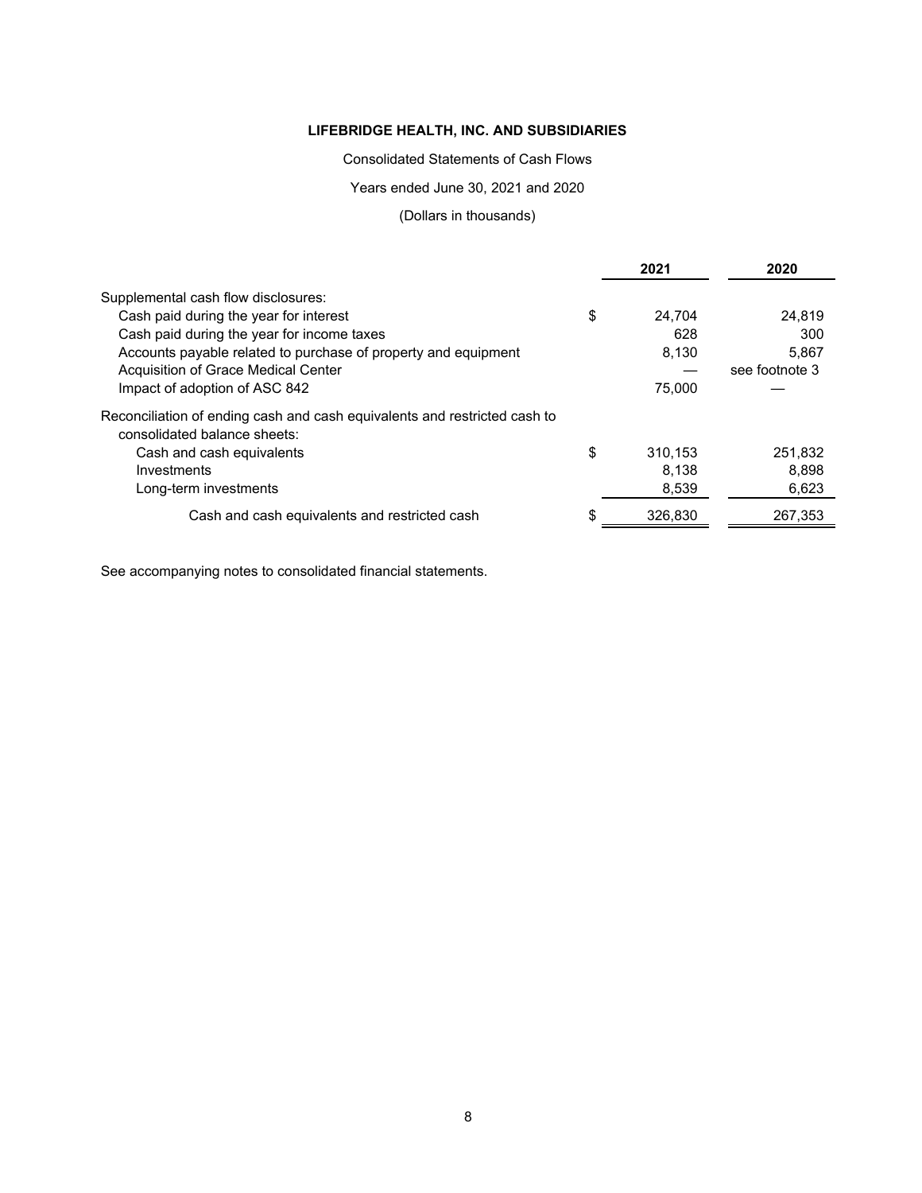**LIFEBRIDGE HEALTH, INC. AND SUBSIDIARIES**

Consolidated Statements of Cash Flows

Years ended June 30, 2021 and 2020

(Dollars in thousands)

| | | 2021 | 2020 |
|---|---|---|---|
| Supplemental cash flow disclosures: | | | |
| Cash paid during the year for interest | $ | 24,704 | 24,819 |
| Cash paid during the year for income taxes | | 628 | 300 |
| Accounts payable related to purchase of property and equipment | | 8,130 | 5,867 |
| Acquisition of Grace Medical Center | | — | see footnote 3 |
| Impact of adoption of ASC 842 | | 75,000 | — |
| Reconciliation of ending cash and cash equivalents and restricted cash to consolidated balance sheets: | | | |
| Cash and cash equivalents | $ | 310,153 | 251,832 |
| Investments | | 8,138 | 8,898 |
| Long-term investments | | 8,539 | 6,623 |
| Cash and cash equivalents and restricted cash | $ | 326,830 | 267,353 |

See accompanying notes to consolidated financial statements.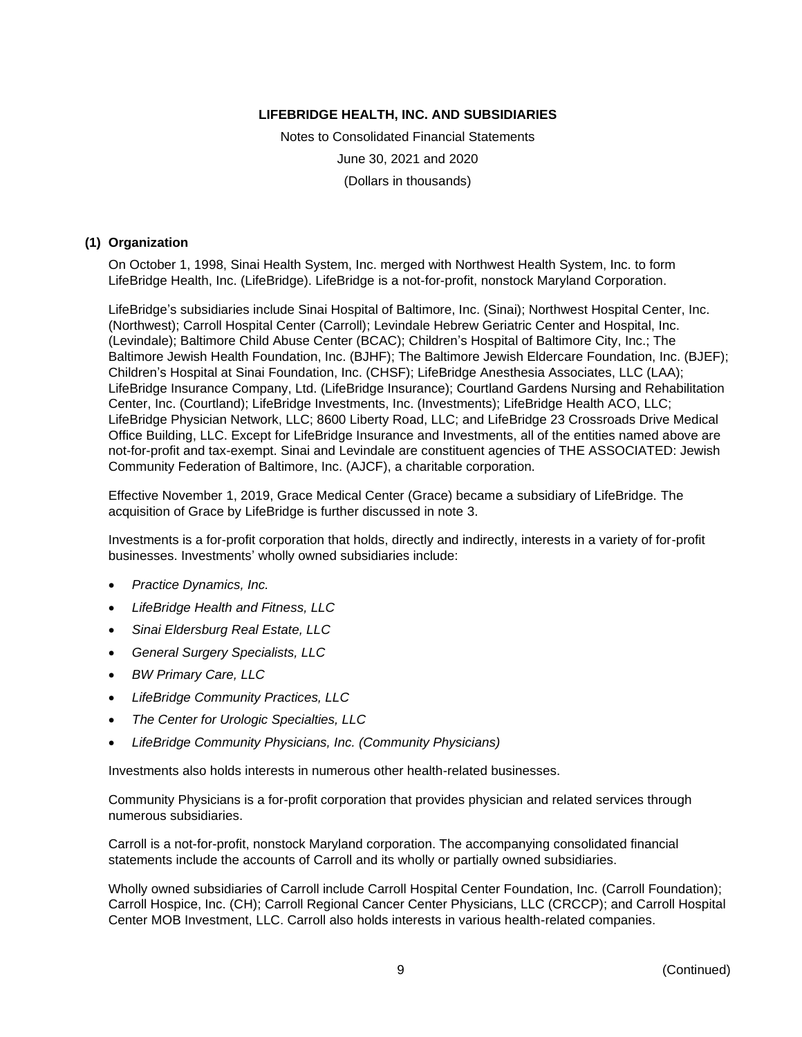# LIFEBRIDGE HEALTH, INC. AND SUBSIDIARIES

Notes to Consolidated Financial Statements

June 30, 2021 and 2020

(Dollars in thousands)

## (1) Organization

On October 1, 1998, Sinai Health System, Inc. merged with Northwest Health System, Inc. to form LifeBridge Health, Inc. (LifeBridge). LifeBridge is a not-for-profit, nonstock Maryland Corporation.

LifeBridge's subsidiaries include Sinai Hospital of Baltimore, Inc. (Sinai); Northwest Hospital Center, Inc. (Northwest); Carroll Hospital Center (Carroll); Levindale Hebrew Geriatric Center and Hospital, Inc. (Levindale); Baltimore Child Abuse Center (BCAC); Children's Hospital of Baltimore City, Inc.; The Baltimore Jewish Health Foundation, Inc. (BJHF); The Baltimore Jewish Eldercare Foundation, Inc. (BJEF); Children's Hospital at Sinai Foundation, Inc. (CHSF); LifeBridge Anesthesia Associates, LLC (LAA); LifeBridge Insurance Company, Ltd. (LifeBridge Insurance); Courtland Gardens Nursing and Rehabilitation Center, Inc. (Courtland); LifeBridge Investments, Inc. (Investments); LifeBridge Health ACO, LLC; LifeBridge Physician Network, LLC; 8600 Liberty Road, LLC; and LifeBridge 23 Crossroads Drive Medical Office Building, LLC. Except for LifeBridge Insurance and Investments, all of the entities named above are not-for-profit and tax-exempt. Sinai and Levindale are constituent agencies of THE ASSOCIATED: Jewish Community Federation of Baltimore, Inc. (AJCF), a charitable corporation.

Effective November 1, 2019, Grace Medical Center (Grace) became a subsidiary of LifeBridge. The acquisition of Grace by LifeBridge is further discussed in note 3.

Investments is a for-profit corporation that holds, directly and indirectly, interests in a variety of for-profit businesses. Investments' wholly owned subsidiaries include:

- *Practice Dynamics, Inc.*
- *LifeBridge Health and Fitness, LLC*
- *Sinai Eldersburg Real Estate, LLC*
- *General Surgery Specialists, LLC*
- *BW Primary Care, LLC*
- *LifeBridge Community Practices, LLC*
- *The Center for Urologic Specialties, LLC*
- *LifeBridge Community Physicians, Inc. (Community Physicians)*

Investments also holds interests in numerous other health-related businesses.

Community Physicians is a for-profit corporation that provides physician and related services through numerous subsidiaries.

Carroll is a not-for-profit, nonstock Maryland corporation. The accompanying consolidated financial statements include the accounts of Carroll and its wholly or partially owned subsidiaries.

Wholly owned subsidiaries of Carroll include Carroll Hospital Center Foundation, Inc. (Carroll Foundation); Carroll Hospice, Inc. (CH); Carroll Regional Cancer Center Physicians, LLC (CRCCP); and Carroll Hospital Center MOB Investment, LLC. Carroll also holds interests in various health-related companies.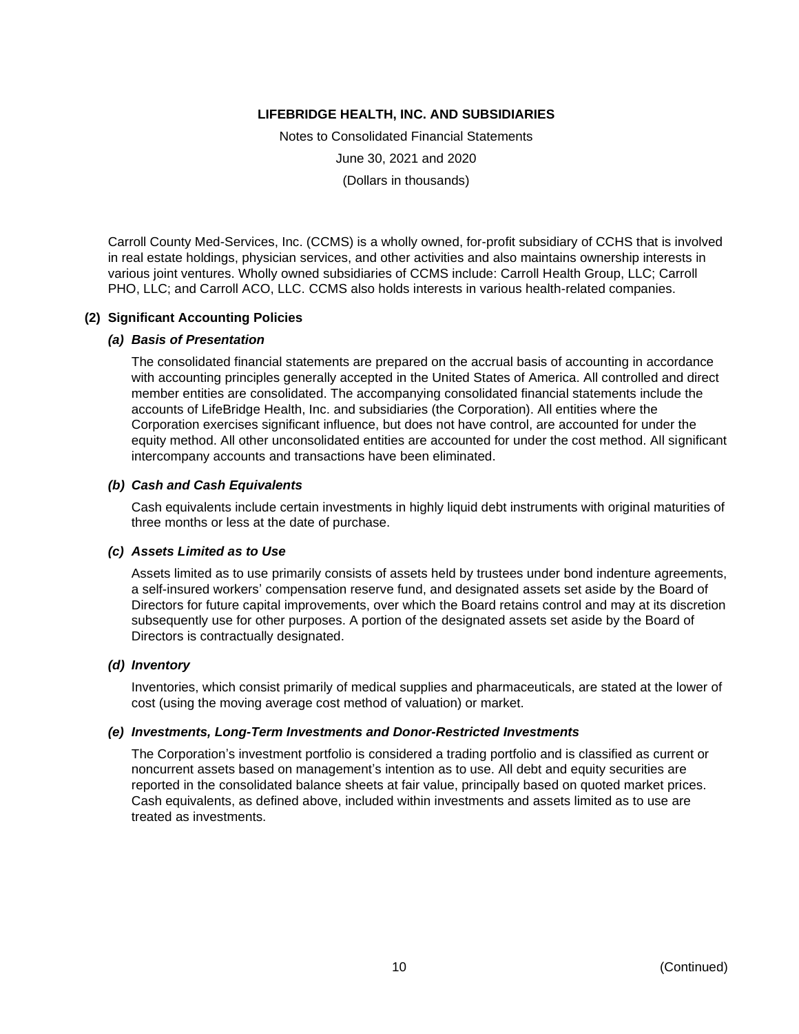Carroll County Med-Services, Inc. (CCMS) is a wholly owned, for-profit subsidiary of CCHS that is involved in real estate holdings, physician services, and other activities and also maintains ownership interests in various joint ventures. Wholly owned subsidiaries of CCMS include: Carroll Health Group, LLC; Carroll PHO, LLC; and Carroll ACO, LLC. CCMS also holds interests in various health-related companies.

## (2) Significant Accounting Policies

### *(a) Basis of Presentation*

The consolidated financial statements are prepared on the accrual basis of accounting in accordance with accounting principles generally accepted in the United States of America. All controlled and direct member entities are consolidated. The accompanying consolidated financial statements include the accounts of LifeBridge Health, Inc. and subsidiaries (the Corporation). All entities where the Corporation exercises significant influence, but does not have control, are accounted for under the equity method. All other unconsolidated entities are accounted for under the cost method. All significant intercompany accounts and transactions have been eliminated.

### *(b) Cash and Cash Equivalents*

Cash equivalents include certain investments in highly liquid debt instruments with original maturities of three months or less at the date of purchase.

### *(c) Assets Limited as to Use*

Assets limited as to use primarily consists of assets held by trustees under bond indenture agreements, a self-insured workers' compensation reserve fund, and designated assets set aside by the Board of Directors for future capital improvements, over which the Board retains control and may at its discretion subsequently use for other purposes. A portion of the designated assets set aside by the Board of Directors is contractually designated.

### *(d) Inventory*

Inventories, which consist primarily of medical supplies and pharmaceuticals, are stated at the lower of cost (using the moving average cost method of valuation) or market.

### *(e) Investments, Long-Term Investments and Donor-Restricted Investments*

The Corporation's investment portfolio is considered a trading portfolio and is classified as current or noncurrent assets based on management's intention as to use. All debt and equity securities are reported in the consolidated balance sheets at fair value, principally based on quoted market prices. Cash equivalents, as defined above, included within investments and assets limited as to use are treated as investments.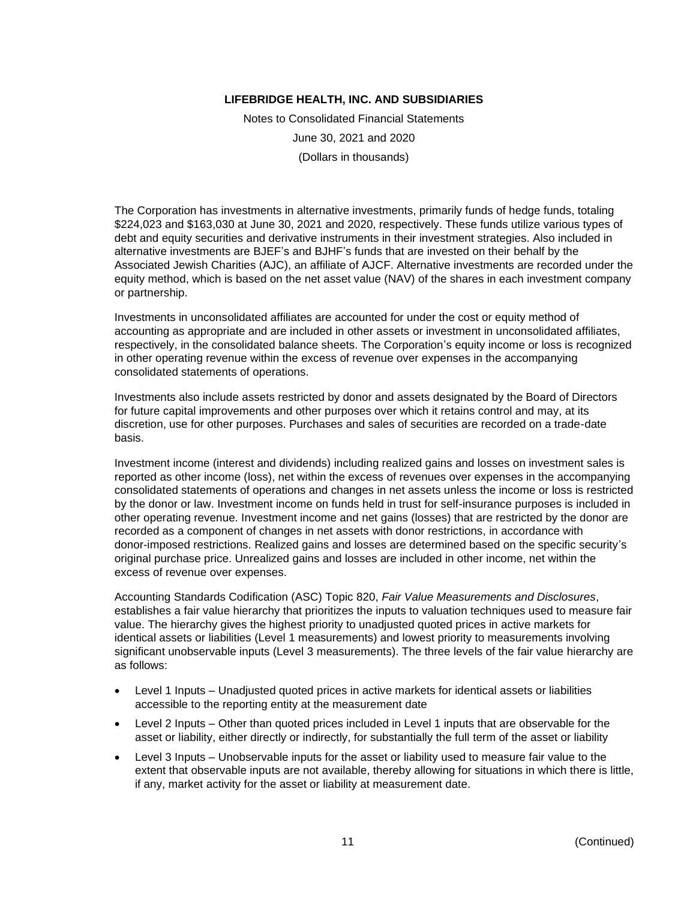The Corporation has investments in alternative investments, primarily funds of hedge funds, totaling \$224,023 and \$163,030 at June 30, 2021 and 2020, respectively. These funds utilize various types of debt and equity securities and derivative instruments in their investment strategies. Also included in alternative investments are BJEF's and BJHF's funds that are invested on their behalf by the Associated Jewish Charities (AJC), an affiliate of AJCF. Alternative investments are recorded under the equity method, which is based on the net asset value (NAV) of the shares in each investment company or partnership.

Investments in unconsolidated affiliates are accounted for under the cost or equity method of accounting as appropriate and are included in other assets or investment in unconsolidated affiliates, respectively, in the consolidated balance sheets. The Corporation's equity income or loss is recognized in other operating revenue within the excess of revenue over expenses in the accompanying consolidated statements of operations.

Investments also include assets restricted by donor and assets designated by the Board of Directors for future capital improvements and other purposes over which it retains control and may, at its discretion, use for other purposes. Purchases and sales of securities are recorded on a trade-date basis.

Investment income (interest and dividends) including realized gains and losses on investment sales is reported as other income (loss), net within the excess of revenues over expenses in the accompanying consolidated statements of operations and changes in net assets unless the income or loss is restricted by the donor or law. Investment income on funds held in trust for self-insurance purposes is included in other operating revenue. Investment income and net gains (losses) that are restricted by the donor are recorded as a component of changes in net assets with donor restrictions, in accordance with donor-imposed restrictions. Realized gains and losses are determined based on the specific security's original purchase price. Unrealized gains and losses are included in other income, net within the excess of revenue over expenses.

Accounting Standards Codification (ASC) Topic 820, *Fair Value Measurements and Disclosures*, establishes a fair value hierarchy that prioritizes the inputs to valuation techniques used to measure fair value. The hierarchy gives the highest priority to unadjusted quoted prices in active markets for identical assets or liabilities (Level 1 measurements) and lowest priority to measurements involving significant unobservable inputs (Level 3 measurements). The three levels of the fair value hierarchy are as follows:

- Level 1 Inputs – Unadjusted quoted prices in active markets for identical assets or liabilities accessible to the reporting entity at the measurement date
- Level 2 Inputs – Other than quoted prices included in Level 1 inputs that are observable for the asset or liability, either directly or indirectly, for substantially the full term of the asset or liability
- Level 3 Inputs – Unobservable inputs for the asset or liability used to measure fair value to the extent that observable inputs are not available, thereby allowing for situations in which there is little, if any, market activity for the asset or liability at measurement date.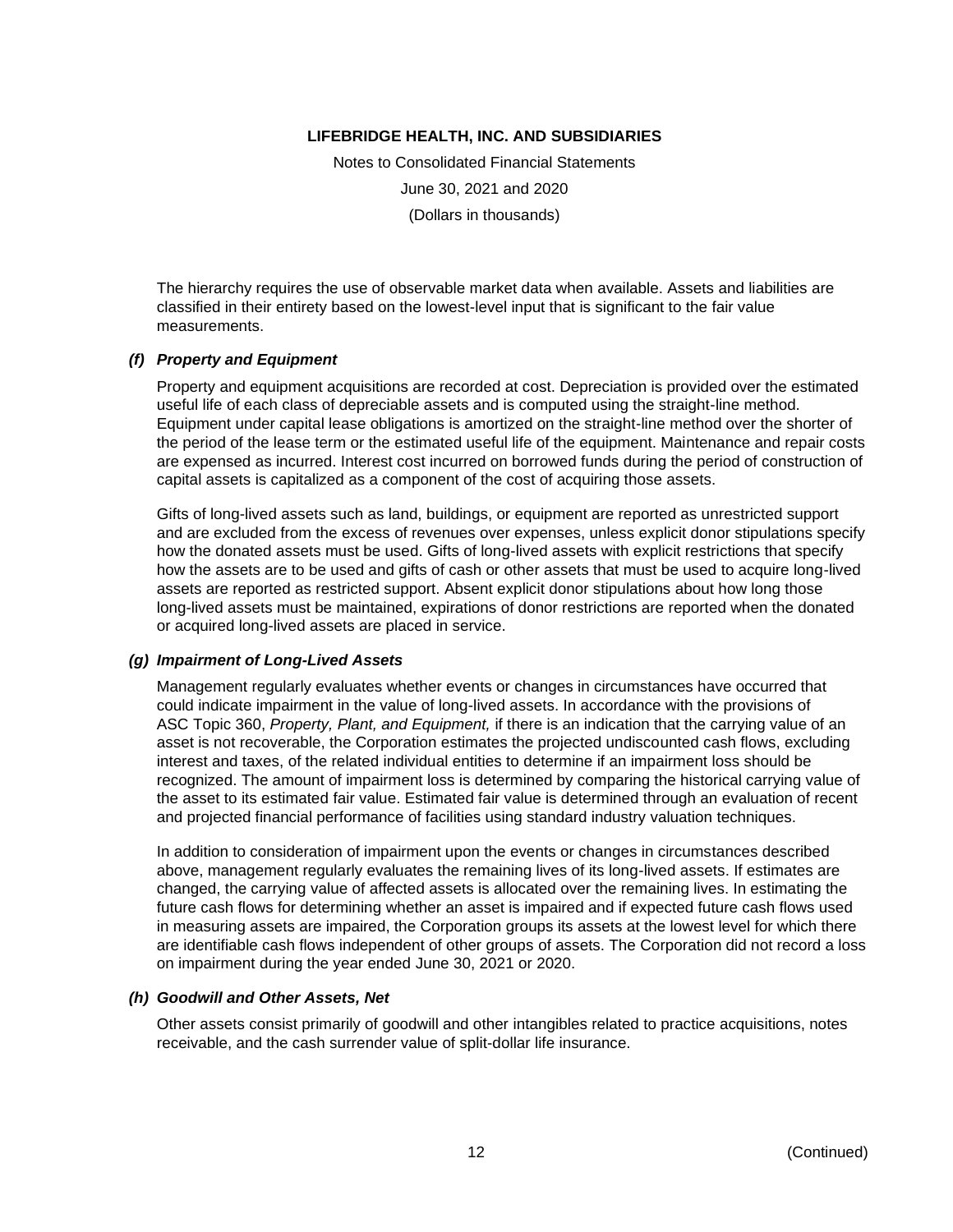The hierarchy requires the use of observable market data when available. Assets and liabilities are classified in their entirety based on the lowest-level input that is significant to the fair value measurements.

### *(f) Property and Equipment*

Property and equipment acquisitions are recorded at cost. Depreciation is provided over the estimated useful life of each class of depreciable assets and is computed using the straight-line method. Equipment under capital lease obligations is amortized on the straight-line method over the shorter of the period of the lease term or the estimated useful life of the equipment. Maintenance and repair costs are expensed as incurred. Interest cost incurred on borrowed funds during the period of construction of capital assets is capitalized as a component of the cost of acquiring those assets.

Gifts of long-lived assets such as land, buildings, or equipment are reported as unrestricted support and are excluded from the excess of revenues over expenses, unless explicit donor stipulations specify how the donated assets must be used. Gifts of long-lived assets with explicit restrictions that specify how the assets are to be used and gifts of cash or other assets that must be used to acquire long-lived assets are reported as restricted support. Absent explicit donor stipulations about how long those long-lived assets must be maintained, expirations of donor restrictions are reported when the donated or acquired long-lived assets are placed in service.

### *(g) Impairment of Long-Lived Assets*

Management regularly evaluates whether events or changes in circumstances have occurred that could indicate impairment in the value of long-lived assets. In accordance with the provisions of ASC Topic 360, *Property, Plant, and Equipment,* if there is an indication that the carrying value of an asset is not recoverable, the Corporation estimates the projected undiscounted cash flows, excluding interest and taxes, of the related individual entities to determine if an impairment loss should be recognized. The amount of impairment loss is determined by comparing the historical carrying value of the asset to its estimated fair value. Estimated fair value is determined through an evaluation of recent and projected financial performance of facilities using standard industry valuation techniques.

In addition to consideration of impairment upon the events or changes in circumstances described above, management regularly evaluates the remaining lives of its long-lived assets. If estimates are changed, the carrying value of affected assets is allocated over the remaining lives. In estimating the future cash flows for determining whether an asset is impaired and if expected future cash flows used in measuring assets are impaired, the Corporation groups its assets at the lowest level for which there are identifiable cash flows independent of other groups of assets. The Corporation did not record a loss on impairment during the year ended June 30, 2021 or 2020.

### *(h) Goodwill and Other Assets, Net*

Other assets consist primarily of goodwill and other intangibles related to practice acquisitions, notes receivable, and the cash surrender value of split-dollar life insurance.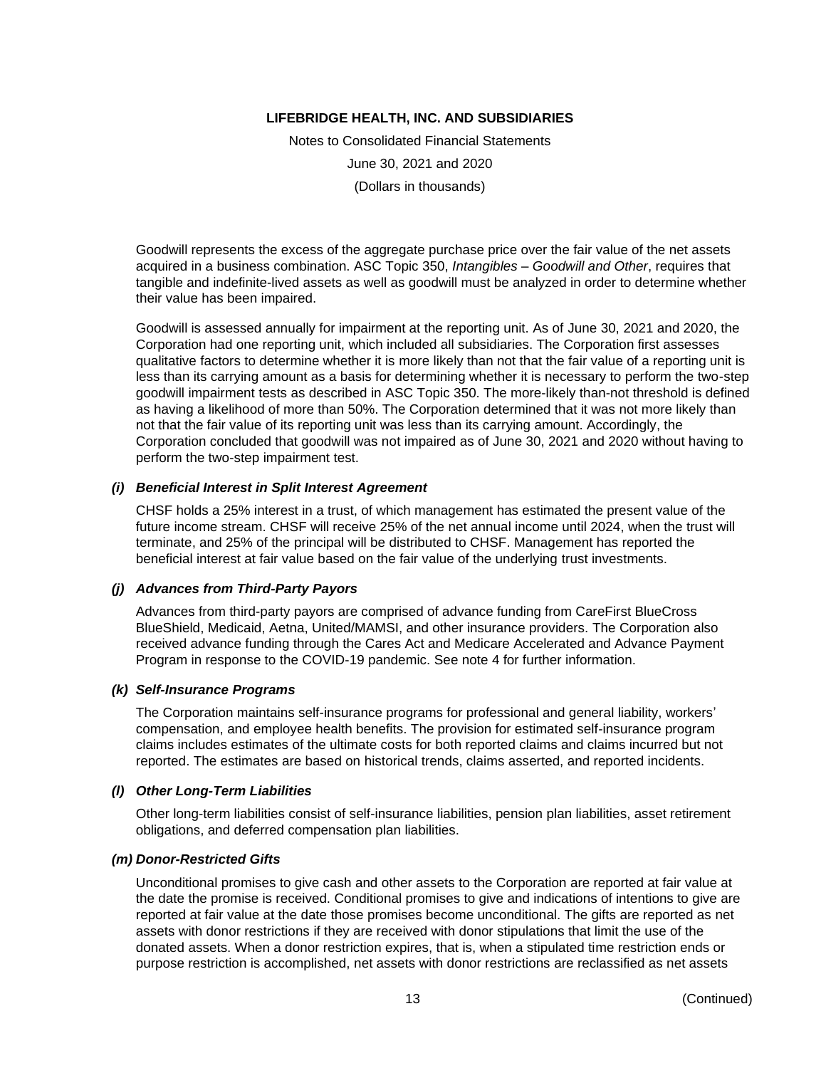Goodwill represents the excess of the aggregate purchase price over the fair value of the net assets acquired in a business combination. ASC Topic 350, *Intangibles – Goodwill and Other*, requires that tangible and indefinite-lived assets as well as goodwill must be analyzed in order to determine whether their value has been impaired.

Goodwill is assessed annually for impairment at the reporting unit. As of June 30, 2021 and 2020, the Corporation had one reporting unit, which included all subsidiaries. The Corporation first assesses qualitative factors to determine whether it is more likely than not that the fair value of a reporting unit is less than its carrying amount as a basis for determining whether it is necessary to perform the two-step goodwill impairment tests as described in ASC Topic 350. The more-likely than-not threshold is defined as having a likelihood of more than 50%. The Corporation determined that it was not more likely than not that the fair value of its reporting unit was less than its carrying amount. Accordingly, the Corporation concluded that goodwill was not impaired as of June 30, 2021 and 2020 without having to perform the two-step impairment test.

### *(i) Beneficial Interest in Split Interest Agreement*

CHSF holds a 25% interest in a trust, of which management has estimated the present value of the future income stream. CHSF will receive 25% of the net annual income until 2024, when the trust will terminate, and 25% of the principal will be distributed to CHSF. Management has reported the beneficial interest at fair value based on the fair value of the underlying trust investments.

### *(j) Advances from Third-Party Payors*

Advances from third-party payors are comprised of advance funding from CareFirst BlueCross BlueShield, Medicaid, Aetna, United/MAMSI, and other insurance providers. The Corporation also received advance funding through the Cares Act and Medicare Accelerated and Advance Payment Program in response to the COVID-19 pandemic. See note 4 for further information.

### *(k) Self-Insurance Programs*

The Corporation maintains self-insurance programs for professional and general liability, workers' compensation, and employee health benefits. The provision for estimated self-insurance program claims includes estimates of the ultimate costs for both reported claims and claims incurred but not reported. The estimates are based on historical trends, claims asserted, and reported incidents.

### *(l) Other Long-Term Liabilities*

Other long-term liabilities consist of self-insurance liabilities, pension plan liabilities, asset retirement obligations, and deferred compensation plan liabilities.

### *(m) Donor-Restricted Gifts*

Unconditional promises to give cash and other assets to the Corporation are reported at fair value at the date the promise is received. Conditional promises to give and indications of intentions to give are reported at fair value at the date those promises become unconditional. The gifts are reported as net assets with donor restrictions if they are received with donor stipulations that limit the use of the donated assets. When a donor restriction expires, that is, when a stipulated time restriction ends or purpose restriction is accomplished, net assets with donor restrictions are reclassified as net assets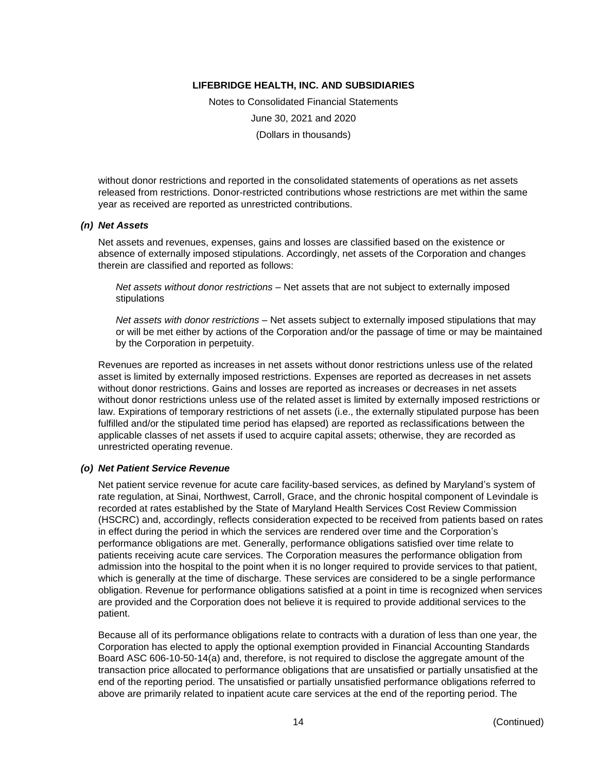without donor restrictions and reported in the consolidated statements of operations as net assets released from restrictions. Donor-restricted contributions whose restrictions are met within the same year as received are reported as unrestricted contributions.

### *(n) Net Assets*

Net assets and revenues, expenses, gains and losses are classified based on the existence or absence of externally imposed stipulations. Accordingly, net assets of the Corporation and changes therein are classified and reported as follows:

*Net assets without donor restrictions* – Net assets that are not subject to externally imposed stipulations

*Net assets with donor restrictions* – Net assets subject to externally imposed stipulations that may or will be met either by actions of the Corporation and/or the passage of time or may be maintained by the Corporation in perpetuity.

Revenues are reported as increases in net assets without donor restrictions unless use of the related asset is limited by externally imposed restrictions. Expenses are reported as decreases in net assets without donor restrictions. Gains and losses are reported as increases or decreases in net assets without donor restrictions unless use of the related asset is limited by externally imposed restrictions or law. Expirations of temporary restrictions of net assets (i.e., the externally stipulated purpose has been fulfilled and/or the stipulated time period has elapsed) are reported as reclassifications between the applicable classes of net assets if used to acquire capital assets; otherwise, they are recorded as unrestricted operating revenue.

### *(o) Net Patient Service Revenue*

Net patient service revenue for acute care facility-based services, as defined by Maryland's system of rate regulation, at Sinai, Northwest, Carroll, Grace, and the chronic hospital component of Levindale is recorded at rates established by the State of Maryland Health Services Cost Review Commission (HSCRC) and, accordingly, reflects consideration expected to be received from patients based on rates in effect during the period in which the services are rendered over time and the Corporation's performance obligations are met. Generally, performance obligations satisfied over time relate to patients receiving acute care services. The Corporation measures the performance obligation from admission into the hospital to the point when it is no longer required to provide services to that patient, which is generally at the time of discharge. These services are considered to be a single performance obligation. Revenue for performance obligations satisfied at a point in time is recognized when services are provided and the Corporation does not believe it is required to provide additional services to the patient.

Because all of its performance obligations relate to contracts with a duration of less than one year, the Corporation has elected to apply the optional exemption provided in Financial Accounting Standards Board ASC 606-10-50-14(a) and, therefore, is not required to disclose the aggregate amount of the transaction price allocated to performance obligations that are unsatisfied or partially unsatisfied at the end of the reporting period. The unsatisfied or partially unsatisfied performance obligations referred to above are primarily related to inpatient acute care services at the end of the reporting period. The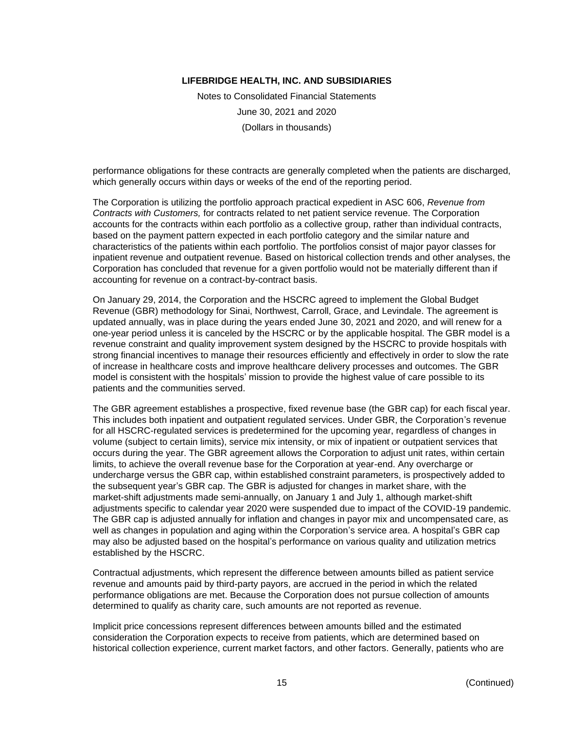performance obligations for these contracts are generally completed when the patients are discharged, which generally occurs within days or weeks of the end of the reporting period.

The Corporation is utilizing the portfolio approach practical expedient in ASC 606, *Revenue from Contracts with Customers,* for contracts related to net patient service revenue. The Corporation accounts for the contracts within each portfolio as a collective group, rather than individual contracts, based on the payment pattern expected in each portfolio category and the similar nature and characteristics of the patients within each portfolio. The portfolios consist of major payor classes for inpatient revenue and outpatient revenue. Based on historical collection trends and other analyses, the Corporation has concluded that revenue for a given portfolio would not be materially different than if accounting for revenue on a contract-by-contract basis.

On January 29, 2014, the Corporation and the HSCRC agreed to implement the Global Budget Revenue (GBR) methodology for Sinai, Northwest, Carroll, Grace, and Levindale. The agreement is updated annually, was in place during the years ended June 30, 2021 and 2020, and will renew for a one-year period unless it is canceled by the HSCRC or by the applicable hospital. The GBR model is a revenue constraint and quality improvement system designed by the HSCRC to provide hospitals with strong financial incentives to manage their resources efficiently and effectively in order to slow the rate of increase in healthcare costs and improve healthcare delivery processes and outcomes. The GBR model is consistent with the hospitals' mission to provide the highest value of care possible to its patients and the communities served.

The GBR agreement establishes a prospective, fixed revenue base (the GBR cap) for each fiscal year. This includes both inpatient and outpatient regulated services. Under GBR, the Corporation's revenue for all HSCRC-regulated services is predetermined for the upcoming year, regardless of changes in volume (subject to certain limits), service mix intensity, or mix of inpatient or outpatient services that occurs during the year. The GBR agreement allows the Corporation to adjust unit rates, within certain limits, to achieve the overall revenue base for the Corporation at year-end. Any overcharge or undercharge versus the GBR cap, within established constraint parameters, is prospectively added to the subsequent year's GBR cap. The GBR is adjusted for changes in market share, with the market-shift adjustments made semi-annually, on January 1 and July 1, although market-shift adjustments specific to calendar year 2020 were suspended due to impact of the COVID-19 pandemic. The GBR cap is adjusted annually for inflation and changes in payor mix and uncompensated care, as well as changes in population and aging within the Corporation's service area. A hospital's GBR cap may also be adjusted based on the hospital's performance on various quality and utilization metrics established by the HSCRC.

Contractual adjustments, which represent the difference between amounts billed as patient service revenue and amounts paid by third-party payors, are accrued in the period in which the related performance obligations are met. Because the Corporation does not pursue collection of amounts determined to qualify as charity care, such amounts are not reported as revenue.

Implicit price concessions represent differences between amounts billed and the estimated consideration the Corporation expects to receive from patients, which are determined based on historical collection experience, current market factors, and other factors. Generally, patients who are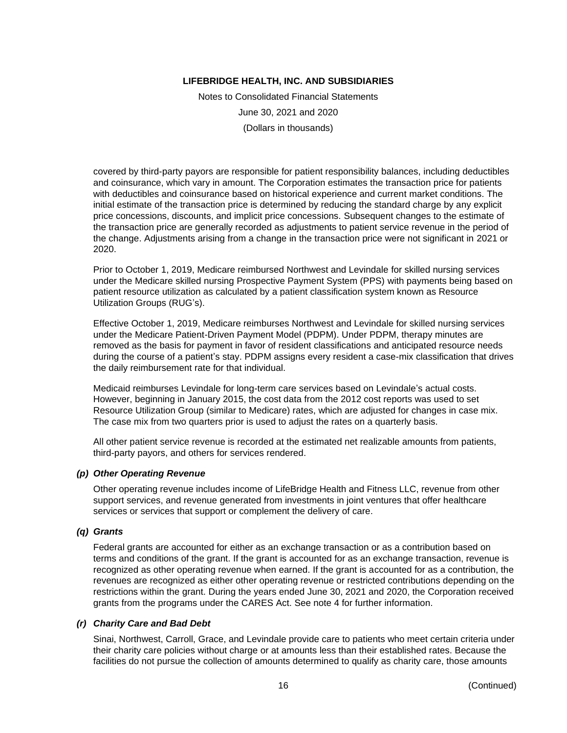covered by third-party payors are responsible for patient responsibility balances, including deductibles and coinsurance, which vary in amount. The Corporation estimates the transaction price for patients with deductibles and coinsurance based on historical experience and current market conditions. The initial estimate of the transaction price is determined by reducing the standard charge by any explicit price concessions, discounts, and implicit price concessions. Subsequent changes to the estimate of the transaction price are generally recorded as adjustments to patient service revenue in the period of the change. Adjustments arising from a change in the transaction price were not significant in 2021 or 2020.

Prior to October 1, 2019, Medicare reimbursed Northwest and Levindale for skilled nursing services under the Medicare skilled nursing Prospective Payment System (PPS) with payments being based on patient resource utilization as calculated by a patient classification system known as Resource Utilization Groups (RUG's).

Effective October 1, 2019, Medicare reimburses Northwest and Levindale for skilled nursing services under the Medicare Patient-Driven Payment Model (PDPM). Under PDPM, therapy minutes are removed as the basis for payment in favor of resident classifications and anticipated resource needs during the course of a patient's stay. PDPM assigns every resident a case-mix classification that drives the daily reimbursement rate for that individual.

Medicaid reimburses Levindale for long-term care services based on Levindale's actual costs. However, beginning in January 2015, the cost data from the 2012 cost reports was used to set Resource Utilization Group (similar to Medicare) rates, which are adjusted for changes in case mix. The case mix from two quarters prior is used to adjust the rates on a quarterly basis.

All other patient service revenue is recorded at the estimated net realizable amounts from patients, third-party payors, and others for services rendered.

### *(p) Other Operating Revenue*

Other operating revenue includes income of LifeBridge Health and Fitness LLC, revenue from other support services, and revenue generated from investments in joint ventures that offer healthcare services or services that support or complement the delivery of care.

### *(q) Grants*

Federal grants are accounted for either as an exchange transaction or as a contribution based on terms and conditions of the grant. If the grant is accounted for as an exchange transaction, revenue is recognized as other operating revenue when earned. If the grant is accounted for as a contribution, the revenues are recognized as either other operating revenue or restricted contributions depending on the restrictions within the grant. During the years ended June 30, 2021 and 2020, the Corporation received grants from the programs under the CARES Act. See note 4 for further information.

### *(r) Charity Care and Bad Debt*

Sinai, Northwest, Carroll, Grace, and Levindale provide care to patients who meet certain criteria under their charity care policies without charge or at amounts less than their established rates. Because the facilities do not pursue the collection of amounts determined to qualify as charity care, those amounts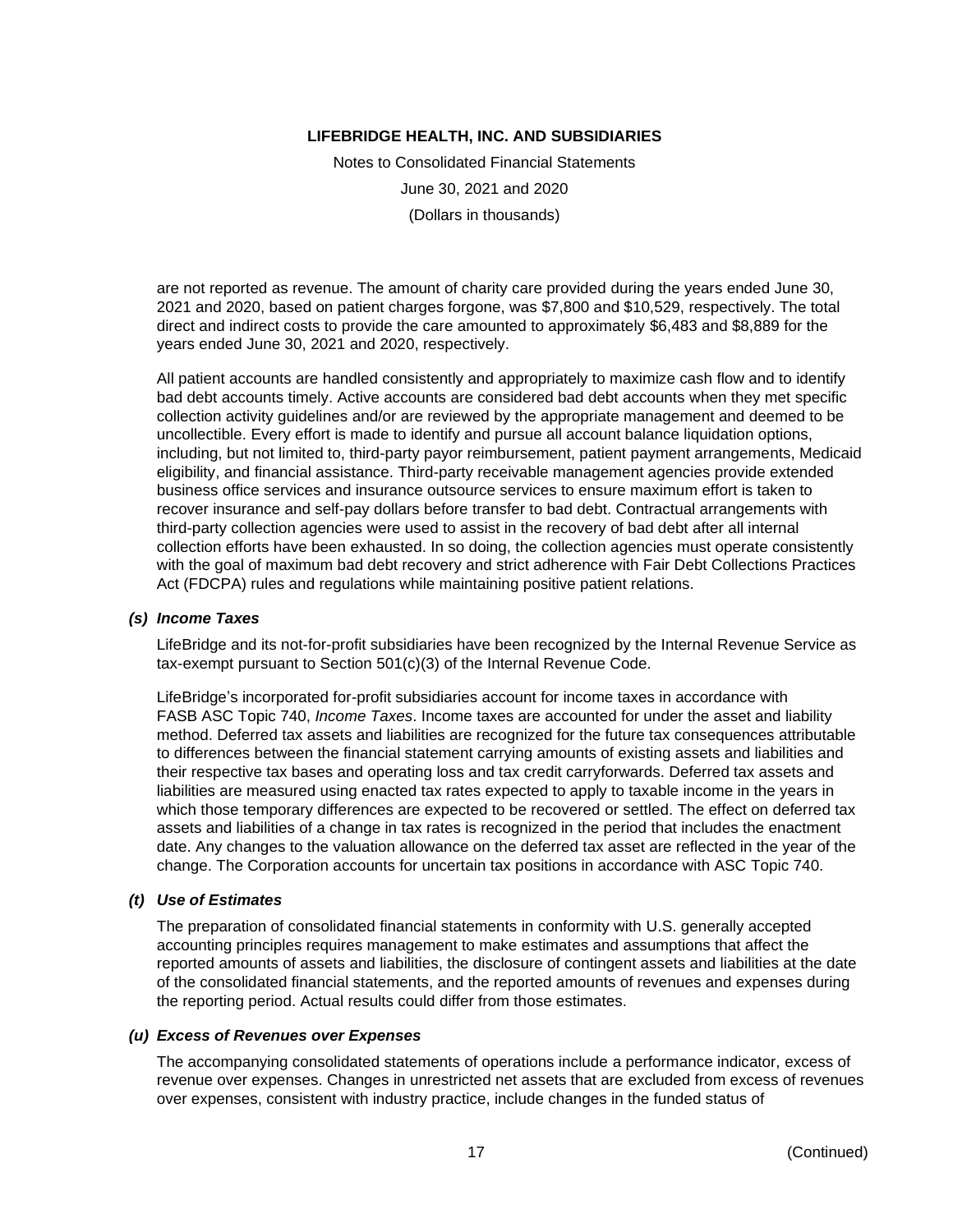are not reported as revenue. The amount of charity care provided during the years ended June 30, 2021 and 2020, based on patient charges forgone, was $7,800 and $10,529, respectively. The total direct and indirect costs to provide the care amounted to approximately $6,483 and $8,889 for the years ended June 30, 2021 and 2020, respectively.

All patient accounts are handled consistently and appropriately to maximize cash flow and to identify bad debt accounts timely. Active accounts are considered bad debt accounts when they met specific collection activity guidelines and/or are reviewed by the appropriate management and deemed to be uncollectible. Every effort is made to identify and pursue all account balance liquidation options, including, but not limited to, third-party payor reimbursement, patient payment arrangements, Medicaid eligibility, and financial assistance. Third-party receivable management agencies provide extended business office services and insurance outsource services to ensure maximum effort is taken to recover insurance and self-pay dollars before transfer to bad debt. Contractual arrangements with third-party collection agencies were used to assist in the recovery of bad debt after all internal collection efforts have been exhausted. In so doing, the collection agencies must operate consistently with the goal of maximum bad debt recovery and strict adherence with Fair Debt Collections Practices Act (FDCPA) rules and regulations while maintaining positive patient relations.

### *(s) Income Taxes*

LifeBridge and its not-for-profit subsidiaries have been recognized by the Internal Revenue Service as tax-exempt pursuant to Section 501(c)(3) of the Internal Revenue Code.

LifeBridge's incorporated for-profit subsidiaries account for income taxes in accordance with FASB ASC Topic 740, *Income Taxes*. Income taxes are accounted for under the asset and liability method. Deferred tax assets and liabilities are recognized for the future tax consequences attributable to differences between the financial statement carrying amounts of existing assets and liabilities and their respective tax bases and operating loss and tax credit carryforwards. Deferred tax assets and liabilities are measured using enacted tax rates expected to apply to taxable income in the years in which those temporary differences are expected to be recovered or settled. The effect on deferred tax assets and liabilities of a change in tax rates is recognized in the period that includes the enactment date. Any changes to the valuation allowance on the deferred tax asset are reflected in the year of the change. The Corporation accounts for uncertain tax positions in accordance with ASC Topic 740.

### *(t) Use of Estimates*

The preparation of consolidated financial statements in conformity with U.S. generally accepted accounting principles requires management to make estimates and assumptions that affect the reported amounts of assets and liabilities, the disclosure of contingent assets and liabilities at the date of the consolidated financial statements, and the reported amounts of revenues and expenses during the reporting period. Actual results could differ from those estimates.

### *(u) Excess of Revenues over Expenses*

The accompanying consolidated statements of operations include a performance indicator, excess of revenue over expenses. Changes in unrestricted net assets that are excluded from excess of revenues over expenses, consistent with industry practice, include changes in the funded status of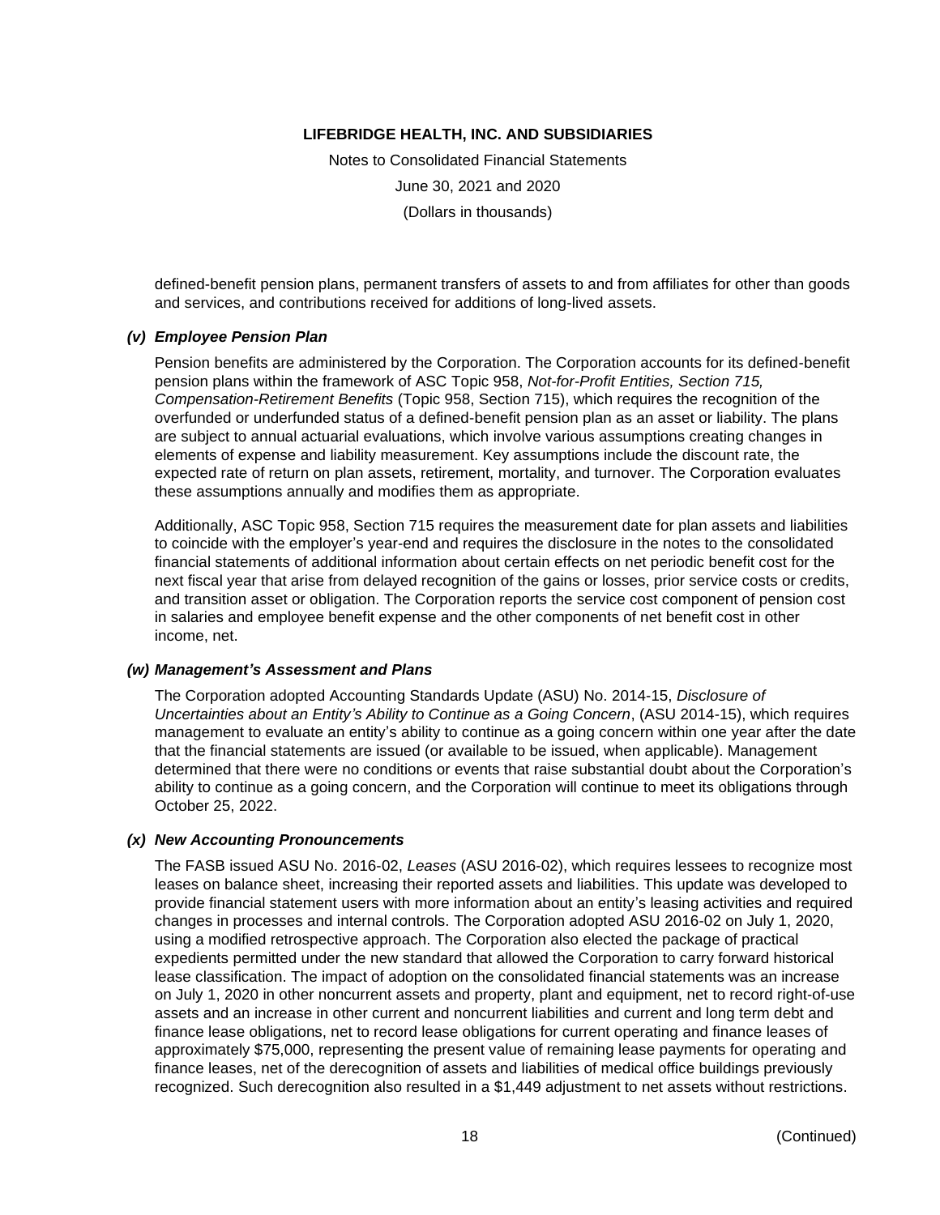defined-benefit pension plans, permanent transfers of assets to and from affiliates for other than goods and services, and contributions received for additions of long-lived assets.

### *(v) Employee Pension Plan*

Pension benefits are administered by the Corporation. The Corporation accounts for its defined-benefit pension plans within the framework of ASC Topic 958, *Not-for-Profit Entities, Section 715, Compensation-Retirement Benefits* (Topic 958, Section 715), which requires the recognition of the overfunded or underfunded status of a defined-benefit pension plan as an asset or liability. The plans are subject to annual actuarial evaluations, which involve various assumptions creating changes in elements of expense and liability measurement. Key assumptions include the discount rate, the expected rate of return on plan assets, retirement, mortality, and turnover. The Corporation evaluates these assumptions annually and modifies them as appropriate.

Additionally, ASC Topic 958, Section 715 requires the measurement date for plan assets and liabilities to coincide with the employer's year-end and requires the disclosure in the notes to the consolidated financial statements of additional information about certain effects on net periodic benefit cost for the next fiscal year that arise from delayed recognition of the gains or losses, prior service costs or credits, and transition asset or obligation. The Corporation reports the service cost component of pension cost in salaries and employee benefit expense and the other components of net benefit cost in other income, net.

### *(w) Management's Assessment and Plans*

The Corporation adopted Accounting Standards Update (ASU) No. 2014-15, *Disclosure of Uncertainties about an Entity's Ability to Continue as a Going Concern*, (ASU 2014-15), which requires management to evaluate an entity's ability to continue as a going concern within one year after the date that the financial statements are issued (or available to be issued, when applicable). Management determined that there were no conditions or events that raise substantial doubt about the Corporation's ability to continue as a going concern, and the Corporation will continue to meet its obligations through October 25, 2022.

### *(x) New Accounting Pronouncements*

The FASB issued ASU No. 2016-02, *Leases* (ASU 2016-02), which requires lessees to recognize most leases on balance sheet, increasing their reported assets and liabilities. This update was developed to provide financial statement users with more information about an entity's leasing activities and required changes in processes and internal controls. The Corporation adopted ASU 2016-02 on July 1, 2020, using a modified retrospective approach. The Corporation also elected the package of practical expedients permitted under the new standard that allowed the Corporation to carry forward historical lease classification. The impact of adoption on the consolidated financial statements was an increase on July 1, 2020 in other noncurrent assets and property, plant and equipment, net to record right-of-use assets and an increase in other current and noncurrent liabilities and current and long term debt and finance lease obligations, net to record lease obligations for current operating and finance leases of approximately \$75,000, representing the present value of remaining lease payments for operating and finance leases, net of the derecognition of assets and liabilities of medical office buildings previously recognized. Such derecognition also resulted in a \$1,449 adjustment to net assets without restrictions.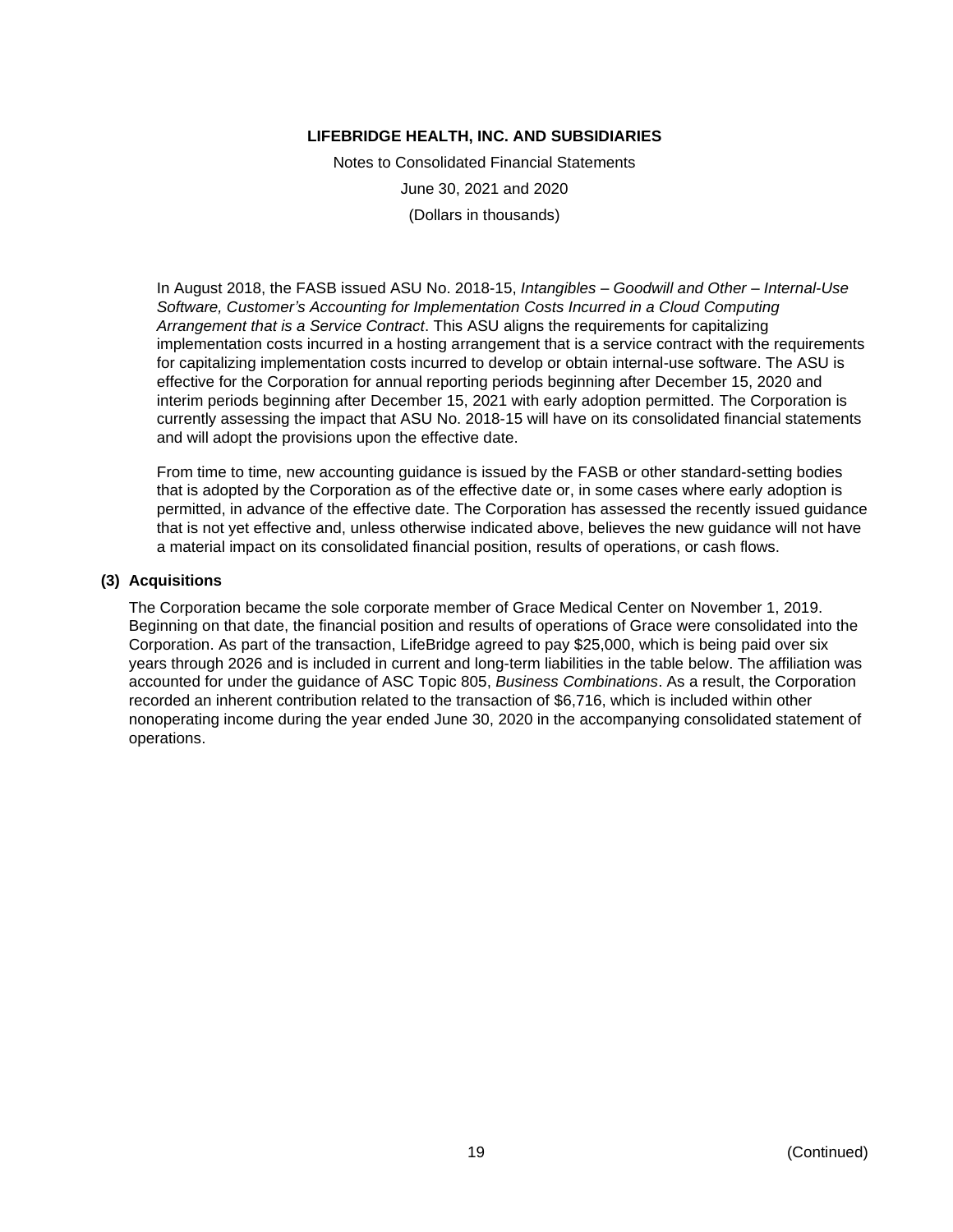In August 2018, the FASB issued ASU No. 2018-15, *Intangibles – Goodwill and Other – Internal-Use Software, Customer's Accounting for Implementation Costs Incurred in a Cloud Computing Arrangement that is a Service Contract*. This ASU aligns the requirements for capitalizing implementation costs incurred in a hosting arrangement that is a service contract with the requirements for capitalizing implementation costs incurred to develop or obtain internal-use software. The ASU is effective for the Corporation for annual reporting periods beginning after December 15, 2020 and interim periods beginning after December 15, 2021 with early adoption permitted. The Corporation is currently assessing the impact that ASU No. 2018-15 will have on its consolidated financial statements and will adopt the provisions upon the effective date.

From time to time, new accounting guidance is issued by the FASB or other standard-setting bodies that is adopted by the Corporation as of the effective date or, in some cases where early adoption is permitted, in advance of the effective date. The Corporation has assessed the recently issued guidance that is not yet effective and, unless otherwise indicated above, believes the new guidance will not have a material impact on its consolidated financial position, results of operations, or cash flows.

## (3) Acquisitions

The Corporation became the sole corporate member of Grace Medical Center on November 1, 2019. Beginning on that date, the financial position and results of operations of Grace were consolidated into the Corporation. As part of the transaction, LifeBridge agreed to pay $25,000, which is being paid over six years through 2026 and is included in current and long-term liabilities in the table below. The affiliation was accounted for under the guidance of ASC Topic 805, *Business Combinations*. As a result, the Corporation recorded an inherent contribution related to the transaction of $6,716, which is included within other nonoperating income during the year ended June 30, 2020 in the accompanying consolidated statement of operations.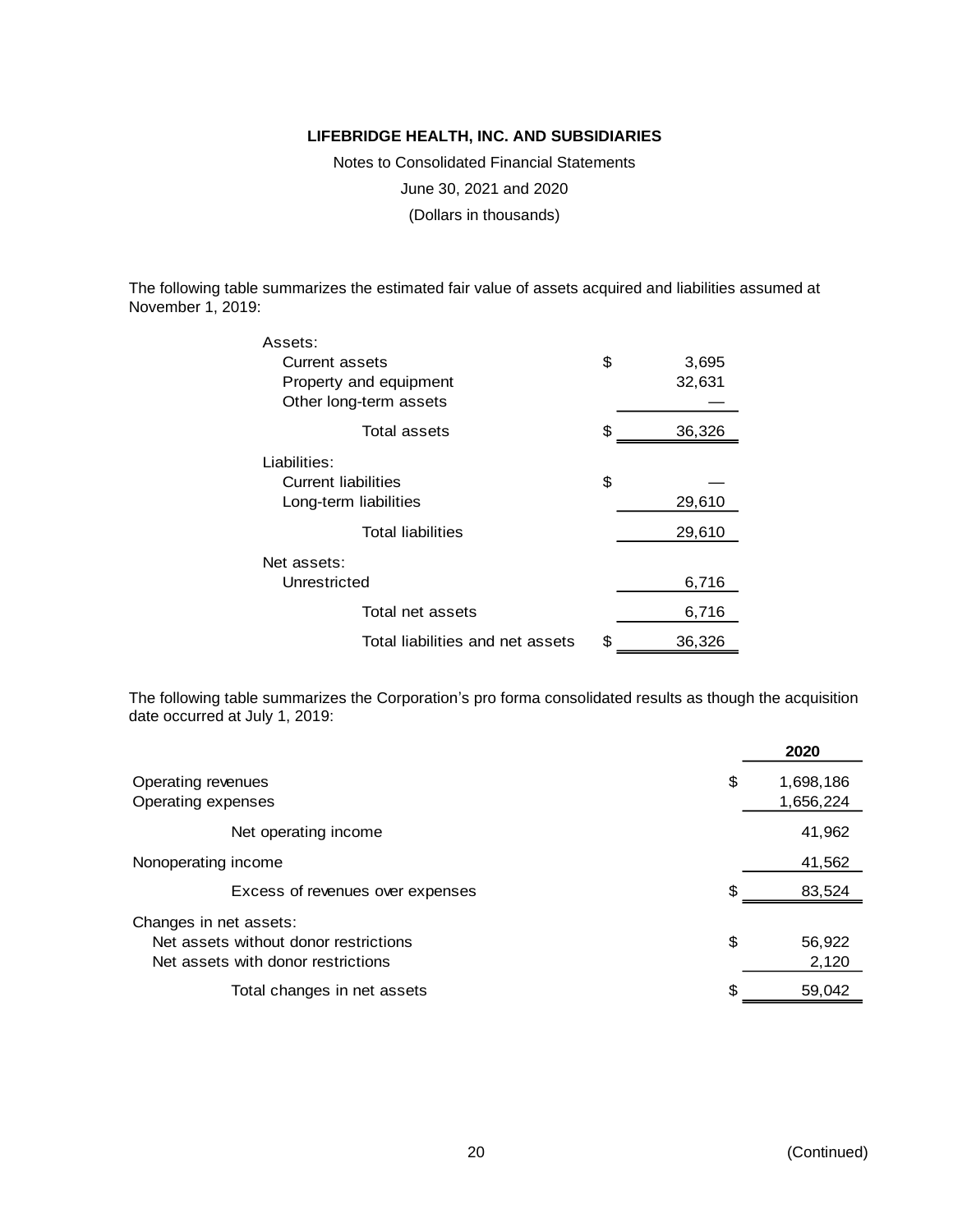**LIFEBRIDGE HEALTH, INC. AND SUBSIDIARIES**

Notes to Consolidated Financial Statements

June 30, 2021 and 2020

(Dollars in thousands)

The following table summarizes the estimated fair value of assets acquired and liabilities assumed at November 1, 2019:

| | | |
|---|---|---|
| Assets: | | |
| Current assets | $ | 3,695 |
| Property and equipment | | 32,631 |
| Other long-term assets | | — |
| Total assets | $ | 36,326 |
| Liabilities: | | |
| Current liabilities | $ | — |
| Long-term liabilities | | 29,610 |
| Total liabilities | | 29,610 |
| Net assets: | | |
| Unrestricted | | 6,716 |
| Total net assets | | 6,716 |
| Total liabilities and net assets | $ | 36,326 |

The following table summarizes the Corporation's pro forma consolidated results as though the acquisition date occurred at July 1, 2019:

| | | 2020 |
|---|---|---|
| Operating revenues | $ | 1,698,186 |
| Operating expenses | | 1,656,224 |
| Net operating income | | 41,962 |
| Nonoperating income | | 41,562 |
| Excess of revenues over expenses | $ | 83,524 |
| Changes in net assets: | | |
| Net assets without donor restrictions | $ | 56,922 |
| Net assets with donor restrictions | | 2,120 |
| Total changes in net assets | $ | 59,042 |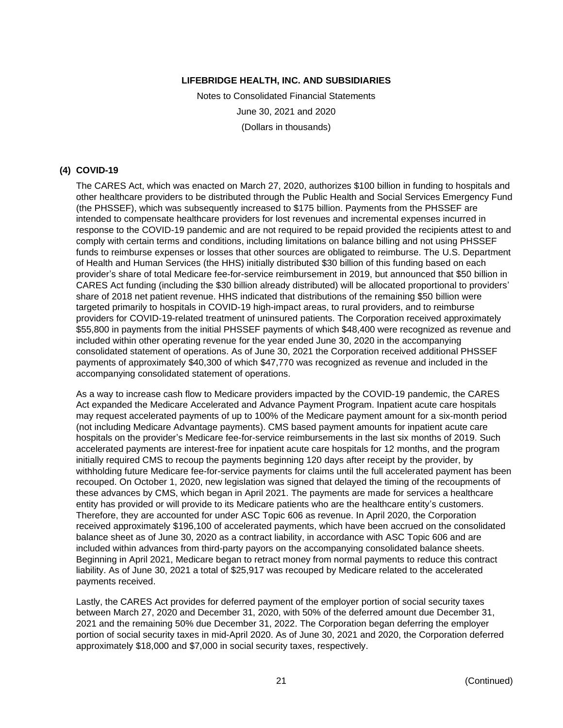**LIFEBRIDGE HEALTH, INC. AND SUBSIDIARIES**

Notes to Consolidated Financial Statements

June 30, 2021 and 2020

(Dollars in thousands)

## (4) COVID-19

The CARES Act, which was enacted on March 27, 2020, authorizes $100 billion in funding to hospitals and other healthcare providers to be distributed through the Public Health and Social Services Emergency Fund (the PHSSEF), which was subsequently increased to $175 billion. Payments from the PHSSEF are intended to compensate healthcare providers for lost revenues and incremental expenses incurred in response to the COVID-19 pandemic and are not required to be repaid provided the recipients attest to and comply with certain terms and conditions, including limitations on balance billing and not using PHSSEF funds to reimburse expenses or losses that other sources are obligated to reimburse. The U.S. Department of Health and Human Services (the HHS) initially distributed $30 billion of this funding based on each provider's share of total Medicare fee-for-service reimbursement in 2019, but announced that $50 billion in CARES Act funding (including the $30 billion already distributed) will be allocated proportional to providers' share of 2018 net patient revenue. HHS indicated that distributions of the remaining $50 billion were targeted primarily to hospitals in COVID-19 high-impact areas, to rural providers, and to reimburse providers for COVID-19-related treatment of uninsured patients. The Corporation received approximately $55,800 in payments from the initial PHSSEF payments of which $48,400 were recognized as revenue and included within other operating revenue for the year ended June 30, 2020 in the accompanying consolidated statement of operations. As of June 30, 2021 the Corporation received additional PHSSEF payments of approximately $40,300 of which $47,770 was recognized as revenue and included in the accompanying consolidated statement of operations.

As a way to increase cash flow to Medicare providers impacted by the COVID-19 pandemic, the CARES Act expanded the Medicare Accelerated and Advance Payment Program. Inpatient acute care hospitals may request accelerated payments of up to 100% of the Medicare payment amount for a six-month period (not including Medicare Advantage payments). CMS based payment amounts for inpatient acute care hospitals on the provider's Medicare fee-for-service reimbursements in the last six months of 2019. Such accelerated payments are interest-free for inpatient acute care hospitals for 12 months, and the program initially required CMS to recoup the payments beginning 120 days after receipt by the provider, by withholding future Medicare fee-for-service payments for claims until the full accelerated payment has been recouped. On October 1, 2020, new legislation was signed that delayed the timing of the recoupments of these advances by CMS, which began in April 2021. The payments are made for services a healthcare entity has provided or will provide to its Medicare patients who are the healthcare entity's customers. Therefore, they are accounted for under ASC Topic 606 as revenue. In April 2020, the Corporation received approximately $196,100 of accelerated payments, which have been accrued on the consolidated balance sheet as of June 30, 2020 as a contract liability, in accordance with ASC Topic 606 and are included within advances from third-party payors on the accompanying consolidated balance sheets. Beginning in April 2021, Medicare began to retract money from normal payments to reduce this contract liability. As of June 30, 2021 a total of $25,917 was recouped by Medicare related to the accelerated payments received.

Lastly, the CARES Act provides for deferred payment of the employer portion of social security taxes between March 27, 2020 and December 31, 2020, with 50% of the deferred amount due December 31, 2021 and the remaining 50% due December 31, 2022. The Corporation began deferring the employer portion of social security taxes in mid-April 2020. As of June 30, 2021 and 2020, the Corporation deferred approximately $18,000 and $7,000 in social security taxes, respectively.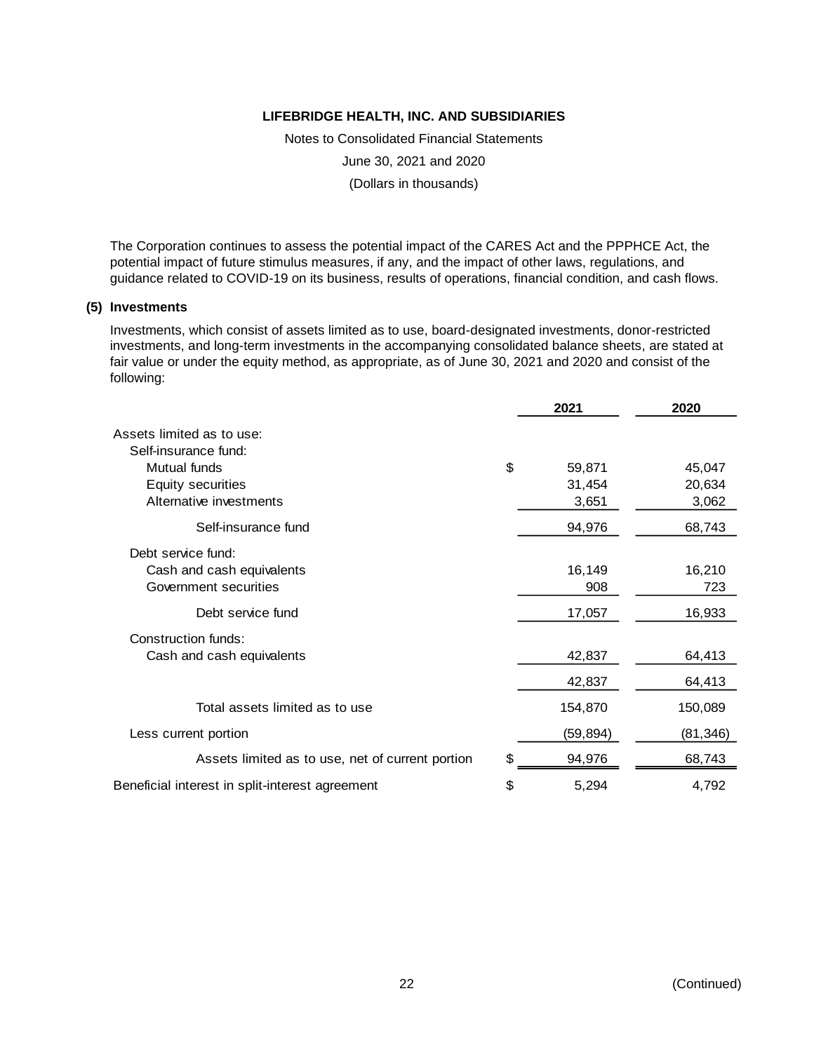The Corporation continues to assess the potential impact of the CARES Act and the PPPHCE Act, the potential impact of future stimulus measures, if any, and the impact of other laws, regulations, and guidance related to COVID-19 on its business, results of operations, financial condition, and cash flows.

## (5) Investments

Investments, which consist of assets limited as to use, board-designated investments, donor-restricted investments, and long-term investments in the accompanying consolidated balance sheets, are stated at fair value or under the equity method, as appropriate, as of June 30, 2021 and 2020 and consist of the following:

| | | 2021 | 2020 |
|---|---|---|---|
| Assets limited as to use: | | | |
| Self-insurance fund: | | | |
| Mutual funds | $ | 59,871 | 45,047 |
| Equity securities | | 31,454 | 20,634 |
| Alternative investments | | 3,651 | 3,062 |
| Self-insurance fund | | 94,976 | 68,743 |
| Debt service fund: | | | |
| Cash and cash equivalents | | 16,149 | 16,210 |
| Government securities | | 908 | 723 |
| Debt service fund | | 17,057 | 16,933 |
| Construction funds: | | | |
| Cash and cash equivalents | | 42,837 | 64,413 |
| | | 42,837 | 64,413 |
| Total assets limited as to use | | 154,870 | 150,089 |
| Less current portion | | (59,894) | (81,346) |
| Assets limited as to use, net of current portion | $ | 94,976 | 68,743 |
| Beneficial interest in split-interest agreement | $ | 5,294 | 4,792 |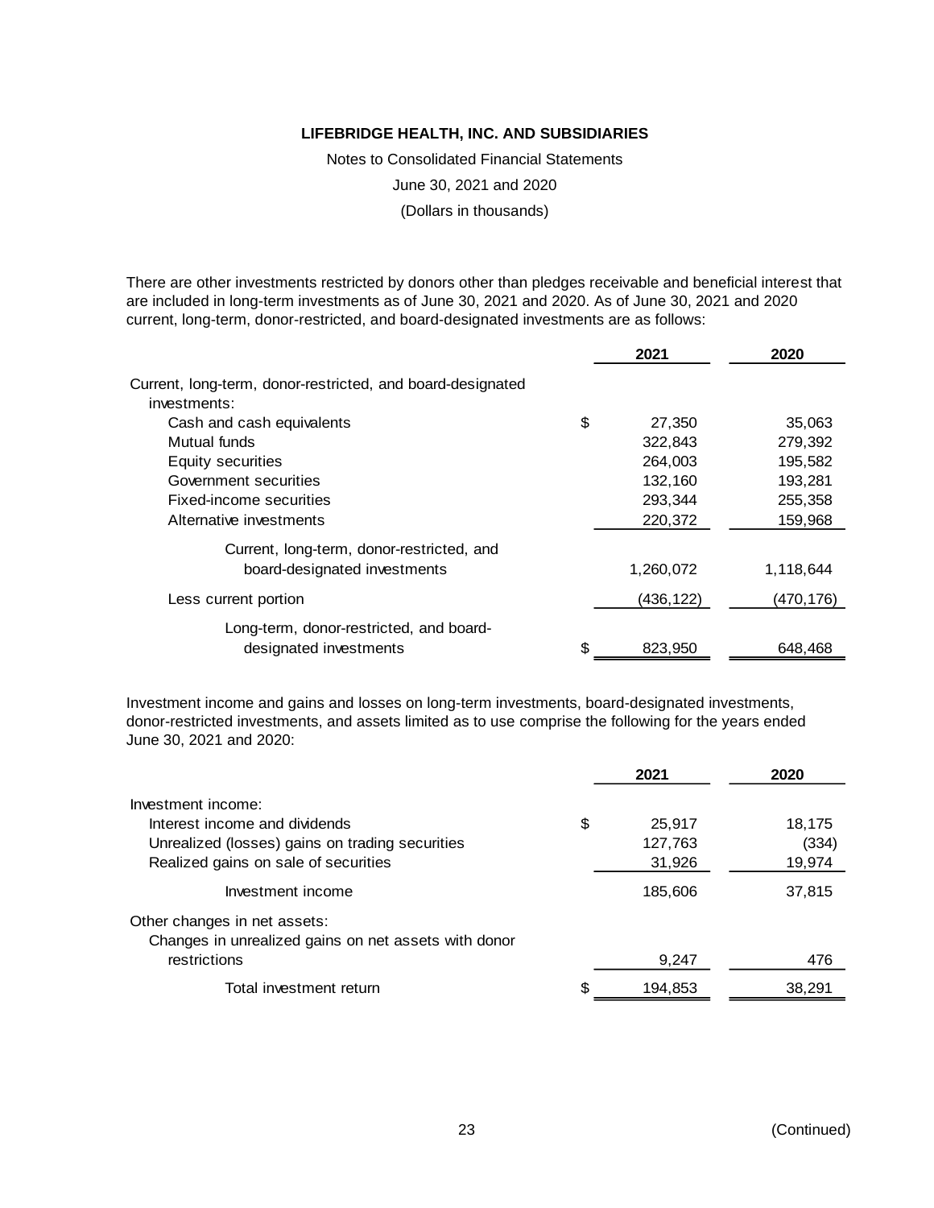**LIFEBRIDGE HEALTH, INC. AND SUBSIDIARIES**

Notes to Consolidated Financial Statements

June 30, 2021 and 2020

(Dollars in thousands)

There are other investments restricted by donors other than pledges receivable and beneficial interest that are included in long-term investments as of June 30, 2021 and 2020. As of June 30, 2021 and 2020 current, long-term, donor-restricted, and board-designated investments are as follows:

| | 2021 | 2020 |
|---|---|---|
| Current, long-term, donor-restricted, and board-designated investments: | | |
| Cash and cash equivalents | $ 27,350 | 35,063 |
| Mutual funds | 322,843 | 279,392 |
| Equity securities | 264,003 | 195,582 |
| Government securities | 132,160 | 193,281 |
| Fixed-income securities | 293,344 | 255,358 |
| Alternative investments | 220,372 | 159,968 |
| Current, long-term, donor-restricted, and board-designated investments | 1,260,072 | 1,118,644 |
| Less current portion | (436,122) | (470,176) |
| Long-term, donor-restricted, and board-designated investments | $ 823,950 | 648,468 |

Investment income and gains and losses on long-term investments, board-designated investments, donor-restricted investments, and assets limited as to use comprise the following for the years ended June 30, 2021 and 2020:

| | 2021 | 2020 |
|---|---|---|
| Investment income: | | |
| Interest income and dividends | $ 25,917 | 18,175 |
| Unrealized (losses) gains on trading securities | 127,763 | (334) |
| Realized gains on sale of securities | 31,926 | 19,974 |
| Investment income | 185,606 | 37,815 |
| Other changes in net assets: | | |
| Changes in unrealized gains on net assets with donor restrictions | 9,247 | 476 |
| Total investment return | $ 194,853 | 38,291 |

(Continued)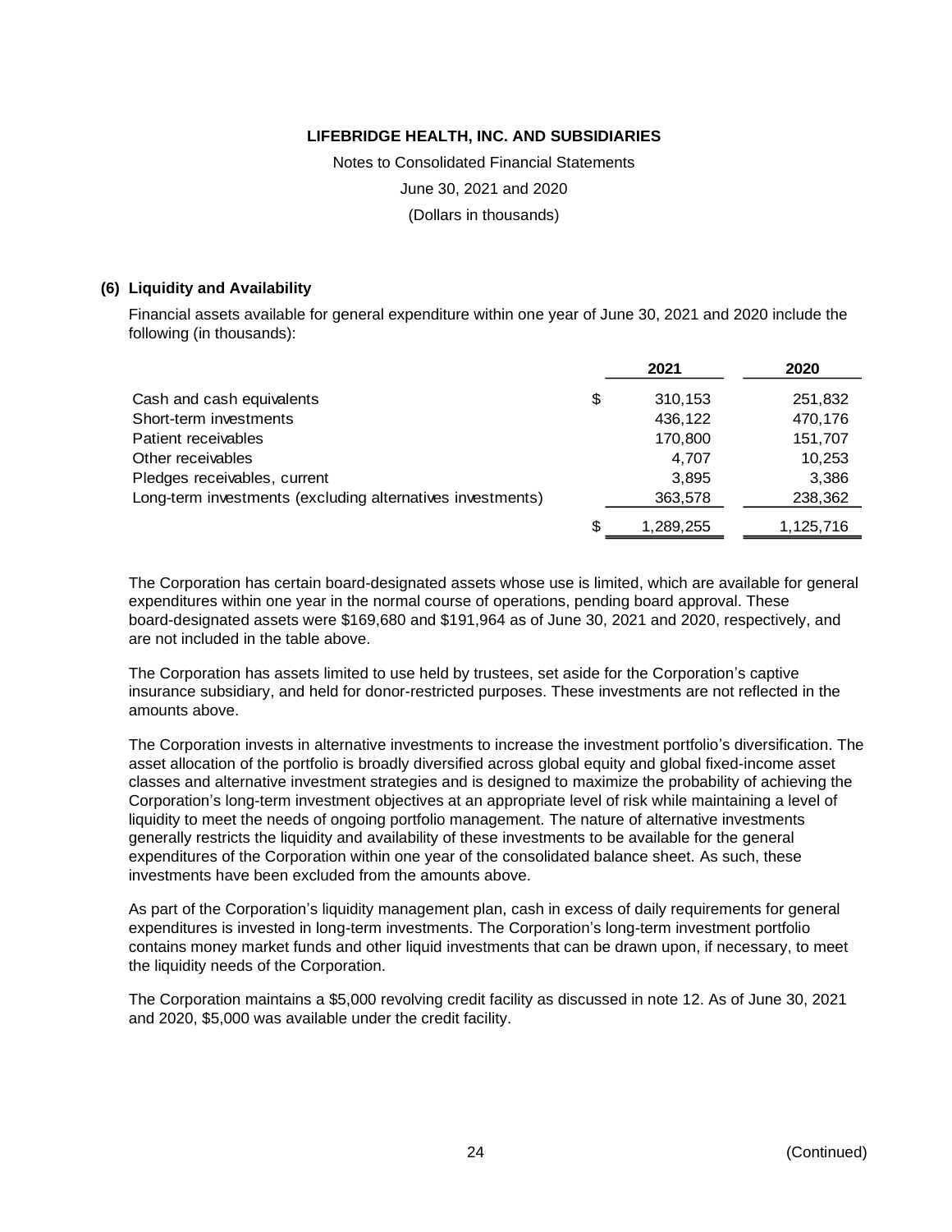**LIFEBRIDGE HEALTH, INC. AND SUBSIDIARIES**

Notes to Consolidated Financial Statements

June 30, 2021 and 2020

(Dollars in thousands)

**(6) Liquidity and Availability**

Financial assets available for general expenditure within one year of June 30, 2021 and 2020 include the following (in thousands):

| | | 2021 | 2020 |
|---|---|---|---|
| Cash and cash equivalents | $ | 310,153 | 251,832 |
| Short-term investments | | 436,122 | 470,176 |
| Patient receivables | | 170,800 | 151,707 |
| Other receivables | | 4,707 | 10,253 |
| Pledges receivables, current | | 3,895 | 3,386 |
| Long-term investments (excluding alternatives investments) | | 363,578 | 238,362 |
| | $ | 1,289,255 | 1,125,716 |

The Corporation has certain board-designated assets whose use is limited, which are available for general expenditures within one year in the normal course of operations, pending board approval. These board-designated assets were $169,680 and $191,964 as of June 30, 2021 and 2020, respectively, and are not included in the table above.

The Corporation has assets limited to use held by trustees, set aside for the Corporation's captive insurance subsidiary, and held for donor-restricted purposes. These investments are not reflected in the amounts above.

The Corporation invests in alternative investments to increase the investment portfolio's diversification. The asset allocation of the portfolio is broadly diversified across global equity and global fixed-income asset classes and alternative investment strategies and is designed to maximize the probability of achieving the Corporation's long-term investment objectives at an appropriate level of risk while maintaining a level of liquidity to meet the needs of ongoing portfolio management. The nature of alternative investments generally restricts the liquidity and availability of these investments to be available for the general expenditures of the Corporation within one year of the consolidated balance sheet. As such, these investments have been excluded from the amounts above.

As part of the Corporation's liquidity management plan, cash in excess of daily requirements for general expenditures is invested in long-term investments. The Corporation's long-term investment portfolio contains money market funds and other liquid investments that can be drawn upon, if necessary, to meet the liquidity needs of the Corporation.

The Corporation maintains a $5,000 revolving credit facility as discussed in note 12. As of June 30, 2021 and 2020, $5,000 was available under the credit facility.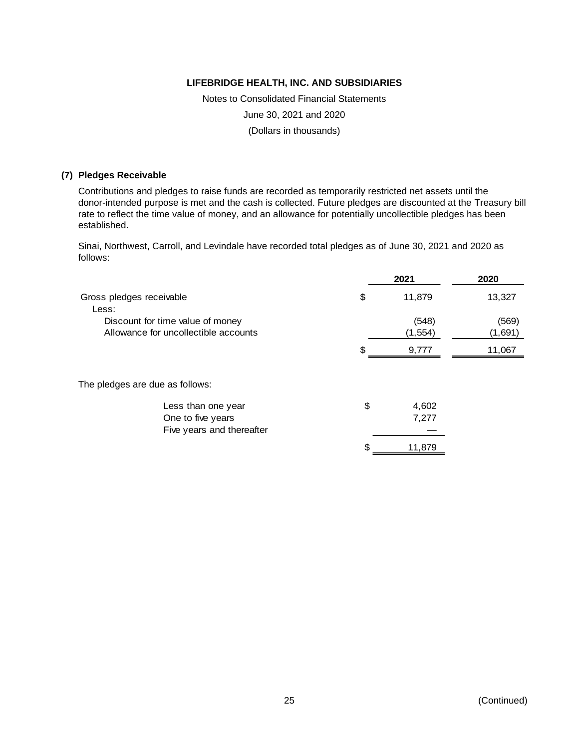**LIFEBRIDGE HEALTH, INC. AND SUBSIDIARIES**

Notes to Consolidated Financial Statements

June 30, 2021 and 2020

(Dollars in thousands)

## (7) Pledges Receivable

Contributions and pledges to raise funds are recorded as temporarily restricted net assets until the donor-intended purpose is met and the cash is collected. Future pledges are discounted at the Treasury bill rate to reflect the time value of money, and an allowance for potentially uncollectible pledges has been established.

Sinai, Northwest, Carroll, and Levindale have recorded total pledges as of June 30, 2021 and 2020 as follows:

| | 2021 | 2020 |
|---|---|---|
| Gross pledges receivable | $ 11,879 | 13,327 |
| Less: | | |
| Discount for time value of money | (548) | (569) |
| Allowance for uncollectible accounts | (1,554) | (1,691) |
| | $ 9,777 | 11,067 |

The pledges are due as follows:

| | |
|---|---|
| Less than one year | $ 4,602 |
| One to five years | 7,277 |
| Five years and thereafter | — |
| | $ 11,879 |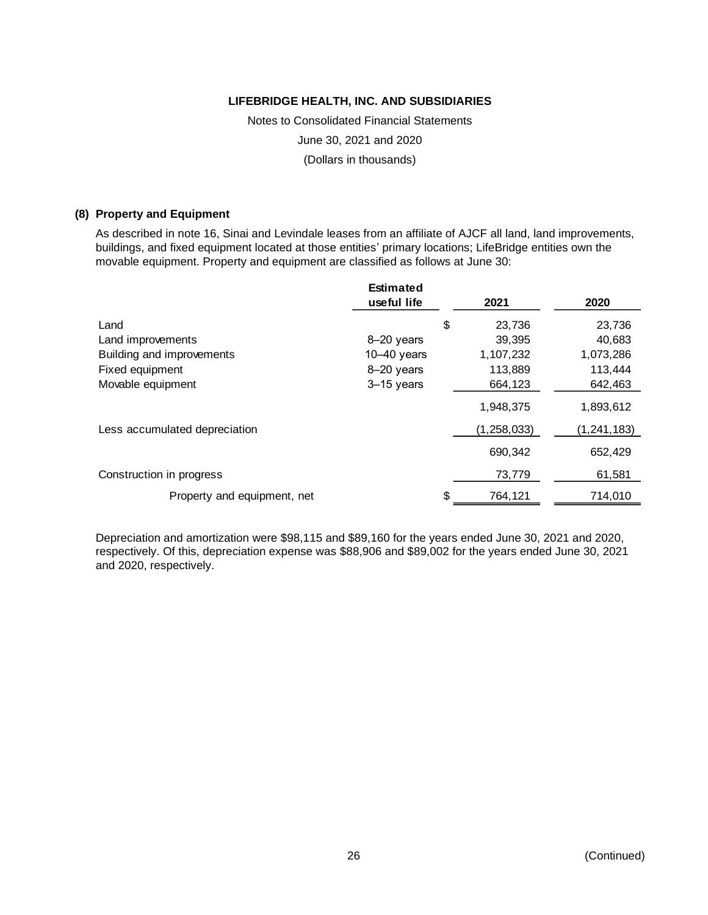**LIFEBRIDGE HEALTH, INC. AND SUBSIDIARIES**

Notes to Consolidated Financial Statements

June 30, 2021 and 2020

(Dollars in thousands)

## (8) Property and Equipment

As described in note 16, Sinai and Levindale leases from an affiliate of AJCF all land, land improvements, buildings, and fixed equipment located at those entities' primary locations; LifeBridge entities own the movable equipment. Property and equipment are classified as follows at June 30:

| | Estimated useful life | 2021 | 2020 |
|---|---|---|---|
| Land | | $ 23,736 | 23,736 |
| Land improvements | 8–20 years | 39,395 | 40,683 |
| Building and improvements | 10–40 years | 1,107,232 | 1,073,286 |
| Fixed equipment | 8–20 years | 113,889 | 113,444 |
| Movable equipment | 3–15 years | 664,123 | 642,463 |
| | | 1,948,375 | 1,893,612 |
| Less accumulated depreciation | | (1,258,033) | (1,241,183) |
| | | 690,342 | 652,429 |
| Construction in progress | | 73,779 | 61,581 |
| Property and equipment, net | | $ 764,121 | 714,010 |

Depreciation and amortization were $98,115 and $89,160 for the years ended June 30, 2021 and 2020, respectively. Of this, depreciation expense was $88,906 and $89,002 for the years ended June 30, 2021 and 2020, respectively.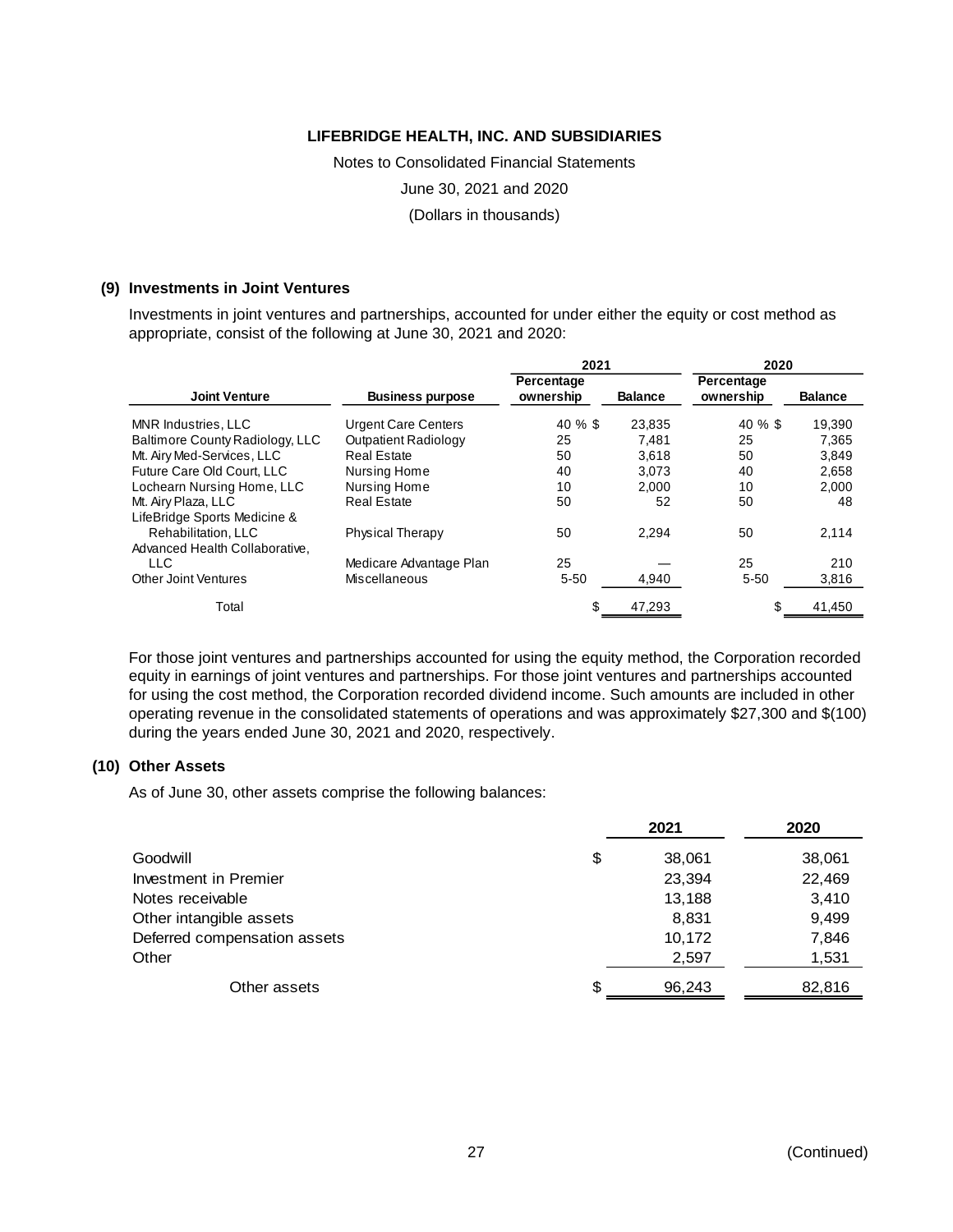**LIFEBRIDGE HEALTH, INC. AND SUBSIDIARIES**

Notes to Consolidated Financial Statements

June 30, 2021 and 2020

(Dollars in thousands)

## (9) Investments in Joint Ventures

Investments in joint ventures and partnerships, accounted for under either the equity or cost method as appropriate, consist of the following at June 30, 2021 and 2020:

| | | 2021 | | 2020 | |
|---|---|---|---|---|---|
| **Joint Venture** | **Business purpose** | **Percentage ownership** | **Balance** | **Percentage ownership** | **Balance** |
| MNR Industries, LLC | Urgent Care Centers | 40 % | $ 23,835 | 40 % | $ 19,390 |
| Baltimore County Radiology, LLC | Outpatient Radiology | 25 | 7,481 | 25 | 7,365 |
| Mt. Airy Med-Services, LLC | Real Estate | 50 | 3,618 | 50 | 3,849 |
| Future Care Old Court, LLC | Nursing Home | 40 | 3,073 | 40 | 2,658 |
| Lochearn Nursing Home, LLC | Nursing Home | 10 | 2,000 | 10 | 2,000 |
| Mt. Airy Plaza, LLC | Real Estate | 50 | 52 | 50 | 48 |
| LifeBridge Sports Medicine & Rehabilitation, LLC | Physical Therapy | 50 | 2,294 | 50 | 2,114 |
| Advanced Health Collaborative, LLC | Medicare Advantage Plan | 25 | — | 25 | 210 |
| Other Joint Ventures | Miscellaneous | 5-50 | 4,940 | 5-50 | 3,816 |
| Total | | | $ 47,293 | | $ 41,450 |

For those joint ventures and partnerships accounted for using the equity method, the Corporation recorded equity in earnings of joint ventures and partnerships. For those joint ventures and partnerships accounted for using the cost method, the Corporation recorded dividend income. Such amounts are included in other operating revenue in the consolidated statements of operations and was approximately $27,300 and $(100) during the years ended June 30, 2021 and 2020, respectively.

## (10) Other Assets

As of June 30, other assets comprise the following balances:

| | 2021 | 2020 |
|---|---|---|
| Goodwill | $ 38,061 | 38,061 |
| Investment in Premier | 23,394 | 22,469 |
| Notes receivable | 13,188 | 3,410 |
| Other intangible assets | 8,831 | 9,499 |
| Deferred compensation assets | 10,172 | 7,846 |
| Other | 2,597 | 1,531 |
| Other assets | $ 96,243 | 82,816 |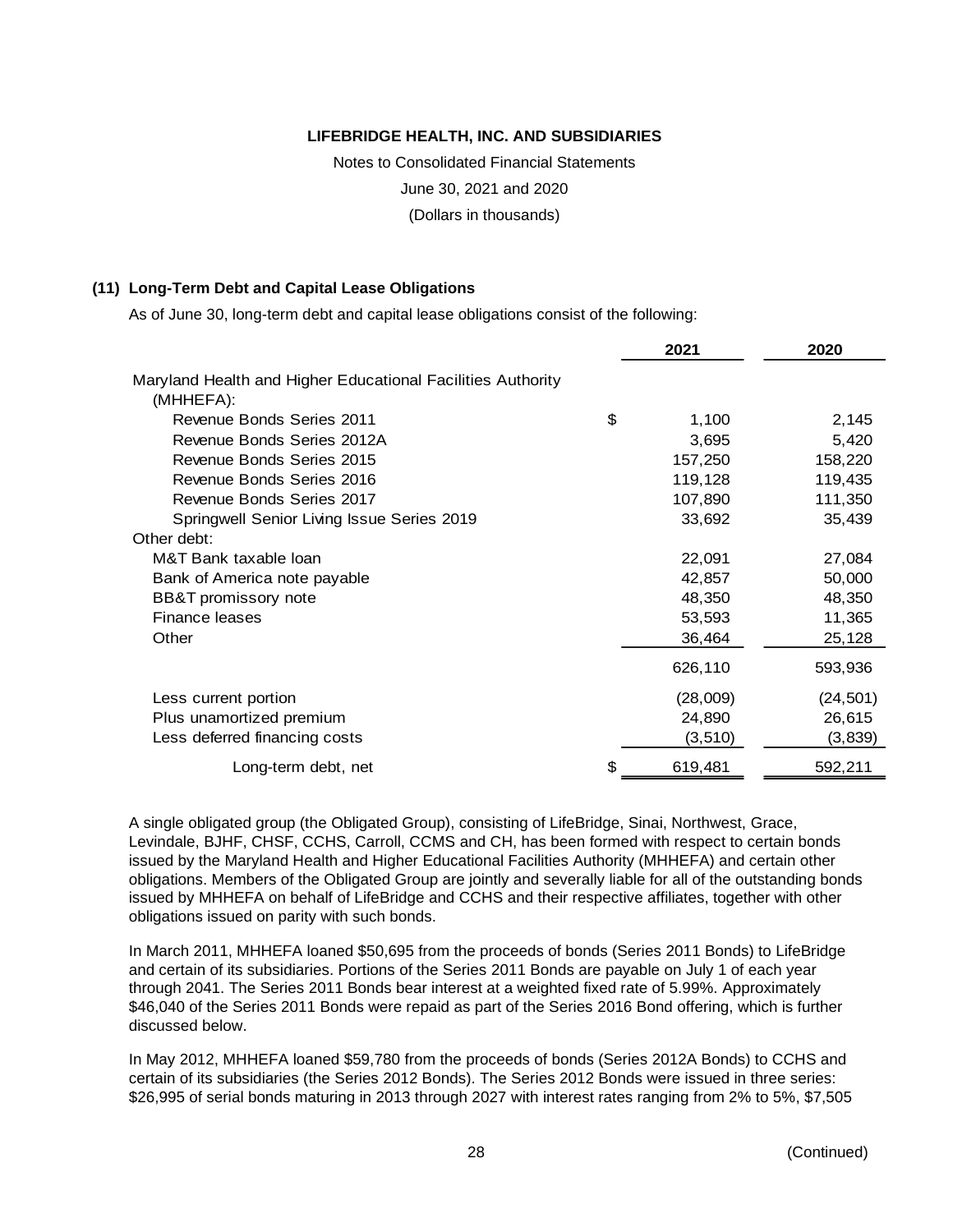**LIFEBRIDGE HEALTH, INC. AND SUBSIDIARIES**

Notes to Consolidated Financial Statements

June 30, 2021 and 2020

(Dollars in thousands)

### (11) Long-Term Debt and Capital Lease Obligations

As of June 30, long-term debt and capital lease obligations consist of the following:

| | 2021 | 2020 |
|---|---|---|
| Maryland Health and Higher Educational Facilities Authority (MHHEFA): | | |
| Revenue Bonds Series 2011 | $ 1,100 | 2,145 |
| Revenue Bonds Series 2012A | 3,695 | 5,420 |
| Revenue Bonds Series 2015 | 157,250 | 158,220 |
| Revenue Bonds Series 2016 | 119,128 | 119,435 |
| Revenue Bonds Series 2017 | 107,890 | 111,350 |
| Springwell Senior Living Issue Series 2019 | 33,692 | 35,439 |
| Other debt: | | |
| M&T Bank taxable loan | 22,091 | 27,084 |
| Bank of America note payable | 42,857 | 50,000 |
| BB&T promissory note | 48,350 | 48,350 |
| Finance leases | 53,593 | 11,365 |
| Other | 36,464 | 25,128 |
| | 626,110 | 593,936 |
| Less current portion | (28,009) | (24,501) |
| Plus unamortized premium | 24,890 | 26,615 |
| Less deferred financing costs | (3,510) | (3,839) |
| Long-term debt, net | $ 619,481 | 592,211 |

A single obligated group (the Obligated Group), consisting of LifeBridge, Sinai, Northwest, Grace, Levindale, BJHF, CHSF, CCHS, Carroll, CCMS and CH, has been formed with respect to certain bonds issued by the Maryland Health and Higher Educational Facilities Authority (MHHEFA) and certain other obligations. Members of the Obligated Group are jointly and severally liable for all of the outstanding bonds issued by MHHEFA on behalf of LifeBridge and CCHS and their respective affiliates, together with other obligations issued on parity with such bonds.

In March 2011, MHHEFA loaned $50,695 from the proceeds of bonds (Series 2011 Bonds) to LifeBridge and certain of its subsidiaries. Portions of the Series 2011 Bonds are payable on July 1 of each year through 2041. The Series 2011 Bonds bear interest at a weighted fixed rate of 5.99%. Approximately $46,040 of the Series 2011 Bonds were repaid as part of the Series 2016 Bond offering, which is further discussed below.

In May 2012, MHHEFA loaned $59,780 from the proceeds of bonds (Series 2012A Bonds) to CCHS and certain of its subsidiaries (the Series 2012 Bonds). The Series 2012 Bonds were issued in three series: $26,995 of serial bonds maturing in 2013 through 2027 with interest rates ranging from 2% to 5%, $7,505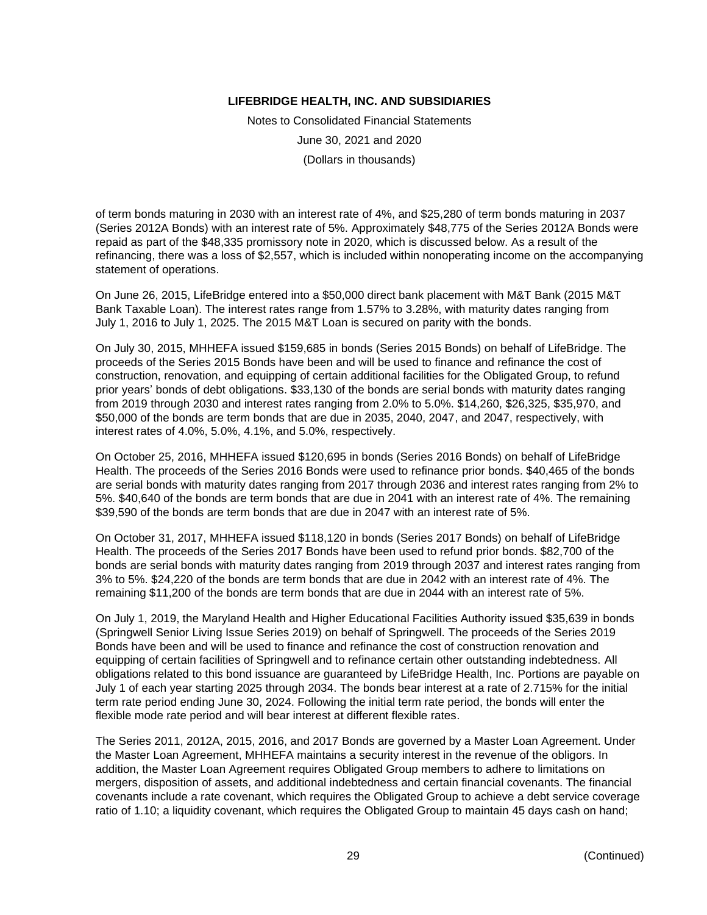of term bonds maturing in 2030 with an interest rate of 4%, and $25,280 of term bonds maturing in 2037 (Series 2012A Bonds) with an interest rate of 5%. Approximately $48,775 of the Series 2012A Bonds were repaid as part of the $48,335 promissory note in 2020, which is discussed below. As a result of the refinancing, there was a loss of $2,557, which is included within nonoperating income on the accompanying statement of operations.

On June 26, 2015, LifeBridge entered into a $50,000 direct bank placement with M&T Bank (2015 M&T Bank Taxable Loan). The interest rates range from 1.57% to 3.28%, with maturity dates ranging from July 1, 2016 to July 1, 2025. The 2015 M&T Loan is secured on parity with the bonds.

On July 30, 2015, MHHEFA issued $159,685 in bonds (Series 2015 Bonds) on behalf of LifeBridge. The proceeds of the Series 2015 Bonds have been and will be used to finance and refinance the cost of construction, renovation, and equipping of certain additional facilities for the Obligated Group, to refund prior years' bonds of debt obligations. $33,130 of the bonds are serial bonds with maturity dates ranging from 2019 through 2030 and interest rates ranging from 2.0% to 5.0%. $14,260, $26,325, $35,970, and $50,000 of the bonds are term bonds that are due in 2035, 2040, 2047, and 2047, respectively, with interest rates of 4.0%, 5.0%, 4.1%, and 5.0%, respectively.

On October 25, 2016, MHHEFA issued $120,695 in bonds (Series 2016 Bonds) on behalf of LifeBridge Health. The proceeds of the Series 2016 Bonds were used to refinance prior bonds. $40,465 of the bonds are serial bonds with maturity dates ranging from 2017 through 2036 and interest rates ranging from 2% to 5%. $40,640 of the bonds are term bonds that are due in 2041 with an interest rate of 4%. The remaining $39,590 of the bonds are term bonds that are due in 2047 with an interest rate of 5%.

On October 31, 2017, MHHEFA issued $118,120 in bonds (Series 2017 Bonds) on behalf of LifeBridge Health. The proceeds of the Series 2017 Bonds have been used to refund prior bonds. $82,700 of the bonds are serial bonds with maturity dates ranging from 2019 through 2037 and interest rates ranging from 3% to 5%. $24,220 of the bonds are term bonds that are due in 2042 with an interest rate of 4%. The remaining $11,200 of the bonds are term bonds that are due in 2044 with an interest rate of 5%.

On July 1, 2019, the Maryland Health and Higher Educational Facilities Authority issued $35,639 in bonds (Springwell Senior Living Issue Series 2019) on behalf of Springwell. The proceeds of the Series 2019 Bonds have been and will be used to finance and refinance the cost of construction renovation and equipping of certain facilities of Springwell and to refinance certain other outstanding indebtedness. All obligations related to this bond issuance are guaranteed by LifeBridge Health, Inc. Portions are payable on July 1 of each year starting 2025 through 2034. The bonds bear interest at a rate of 2.715% for the initial term rate period ending June 30, 2024. Following the initial term rate period, the bonds will enter the flexible mode rate period and will bear interest at different flexible rates.

The Series 2011, 2012A, 2015, 2016, and 2017 Bonds are governed by a Master Loan Agreement. Under the Master Loan Agreement, MHHEFA maintains a security interest in the revenue of the obligors. In addition, the Master Loan Agreement requires Obligated Group members to adhere to limitations on mergers, disposition of assets, and additional indebtedness and certain financial covenants. The financial covenants include a rate covenant, which requires the Obligated Group to achieve a debt service coverage ratio of 1.10; a liquidity covenant, which requires the Obligated Group to maintain 45 days cash on hand;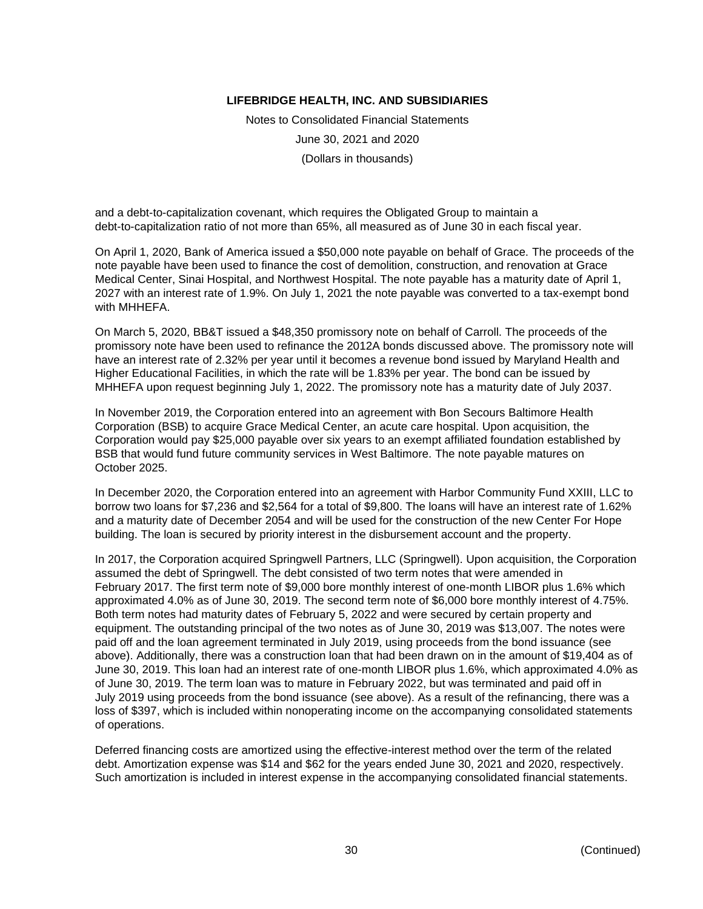and a debt-to-capitalization covenant, which requires the Obligated Group to maintain a debt-to-capitalization ratio of not more than 65%, all measured as of June 30 in each fiscal year.

On April 1, 2020, Bank of America issued a $50,000 note payable on behalf of Grace. The proceeds of the note payable have been used to finance the cost of demolition, construction, and renovation at Grace Medical Center, Sinai Hospital, and Northwest Hospital. The note payable has a maturity date of April 1, 2027 with an interest rate of 1.9%. On July 1, 2021 the note payable was converted to a tax-exempt bond with MHHEFA.

On March 5, 2020, BB&T issued a $48,350 promissory note on behalf of Carroll. The proceeds of the promissory note have been used to refinance the 2012A bonds discussed above. The promissory note will have an interest rate of 2.32% per year until it becomes a revenue bond issued by Maryland Health and Higher Educational Facilities, in which the rate will be 1.83% per year. The bond can be issued by MHHEFA upon request beginning July 1, 2022. The promissory note has a maturity date of July 2037.

In November 2019, the Corporation entered into an agreement with Bon Secours Baltimore Health Corporation (BSB) to acquire Grace Medical Center, an acute care hospital. Upon acquisition, the Corporation would pay $25,000 payable over six years to an exempt affiliated foundation established by BSB that would fund future community services in West Baltimore. The note payable matures on October 2025.

In December 2020, the Corporation entered into an agreement with Harbor Community Fund XXIII, LLC to borrow two loans for $7,236 and $2,564 for a total of $9,800. The loans will have an interest rate of 1.62% and a maturity date of December 2054 and will be used for the construction of the new Center For Hope building. The loan is secured by priority interest in the disbursement account and the property.

In 2017, the Corporation acquired Springwell Partners, LLC (Springwell). Upon acquisition, the Corporation assumed the debt of Springwell. The debt consisted of two term notes that were amended in February 2017. The first term note of $9,000 bore monthly interest of one-month LIBOR plus 1.6% which approximated 4.0% as of June 30, 2019. The second term note of $6,000 bore monthly interest of 4.75%. Both term notes had maturity dates of February 5, 2022 and were secured by certain property and equipment. The outstanding principal of the two notes as of June 30, 2019 was $13,007. The notes were paid off and the loan agreement terminated in July 2019, using proceeds from the bond issuance (see above). Additionally, there was a construction loan that had been drawn on in the amount of $19,404 as of June 30, 2019. This loan had an interest rate of one-month LIBOR plus 1.6%, which approximated 4.0% as of June 30, 2019. The term loan was to mature in February 2022, but was terminated and paid off in July 2019 using proceeds from the bond issuance (see above). As a result of the refinancing, there was a loss of $397, which is included within nonoperating income on the accompanying consolidated statements of operations.

Deferred financing costs are amortized using the effective-interest method over the term of the related debt. Amortization expense was $14 and $62 for the years ended June 30, 2021 and 2020, respectively. Such amortization is included in interest expense in the accompanying consolidated financial statements.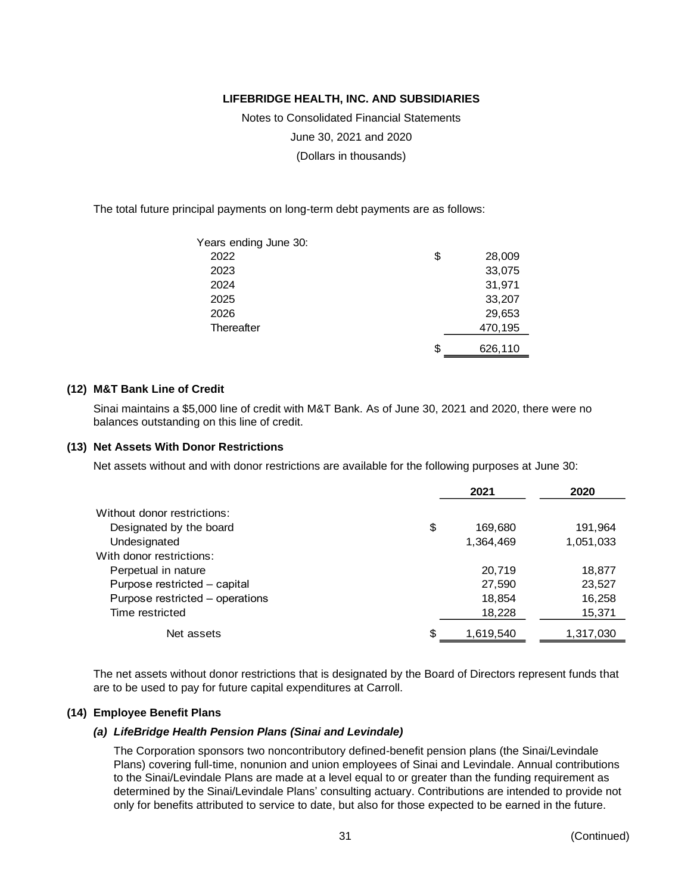The total future principal payments on long-term debt payments are as follows:

| Years ending June 30: | |
|---|---|
| 2022 | $ 28,009 |
| 2023 | 33,075 |
| 2024 | 31,971 |
| 2025 | 33,207 |
| 2026 | 29,653 |
| Thereafter | 470,195 |
| | $ 626,110 |

## (12) M&T Bank Line of Credit

Sinai maintains a $5,000 line of credit with M&T Bank. As of June 30, 2021 and 2020, there were no balances outstanding on this line of credit.

## (13) Net Assets With Donor Restrictions

Net assets without and with donor restrictions are available for the following purposes at June 30:

| | 2021 | 2020 |
|---|---|---|
| Without donor restrictions: | | |
| Designated by the board | $ 169,680 | 191,964 |
| Undesignated | 1,364,469 | 1,051,033 |
| With donor restrictions: | | |
| Perpetual in nature | 20,719 | 18,877 |
| Purpose restricted – capital | 27,590 | 23,527 |
| Purpose restricted – operations | 18,854 | 16,258 |
| Time restricted | 18,228 | 15,371 |
| Net assets | $ 1,619,540 | 1,317,030 |

The net assets without donor restrictions that is designated by the Board of Directors represent funds that are to be used to pay for future capital expenditures at Carroll.

## (14) Employee Benefit Plans

### *(a) LifeBridge Health Pension Plans (Sinai and Levindale)*

The Corporation sponsors two noncontributory defined-benefit pension plans (the Sinai/Levindale Plans) covering full-time, nonunion and union employees of Sinai and Levindale. Annual contributions to the Sinai/Levindale Plans are made at a level equal to or greater than the funding requirement as determined by the Sinai/Levindale Plans' consulting actuary. Contributions are intended to provide not only for benefits attributed to service to date, but also for those expected to be earned in the future.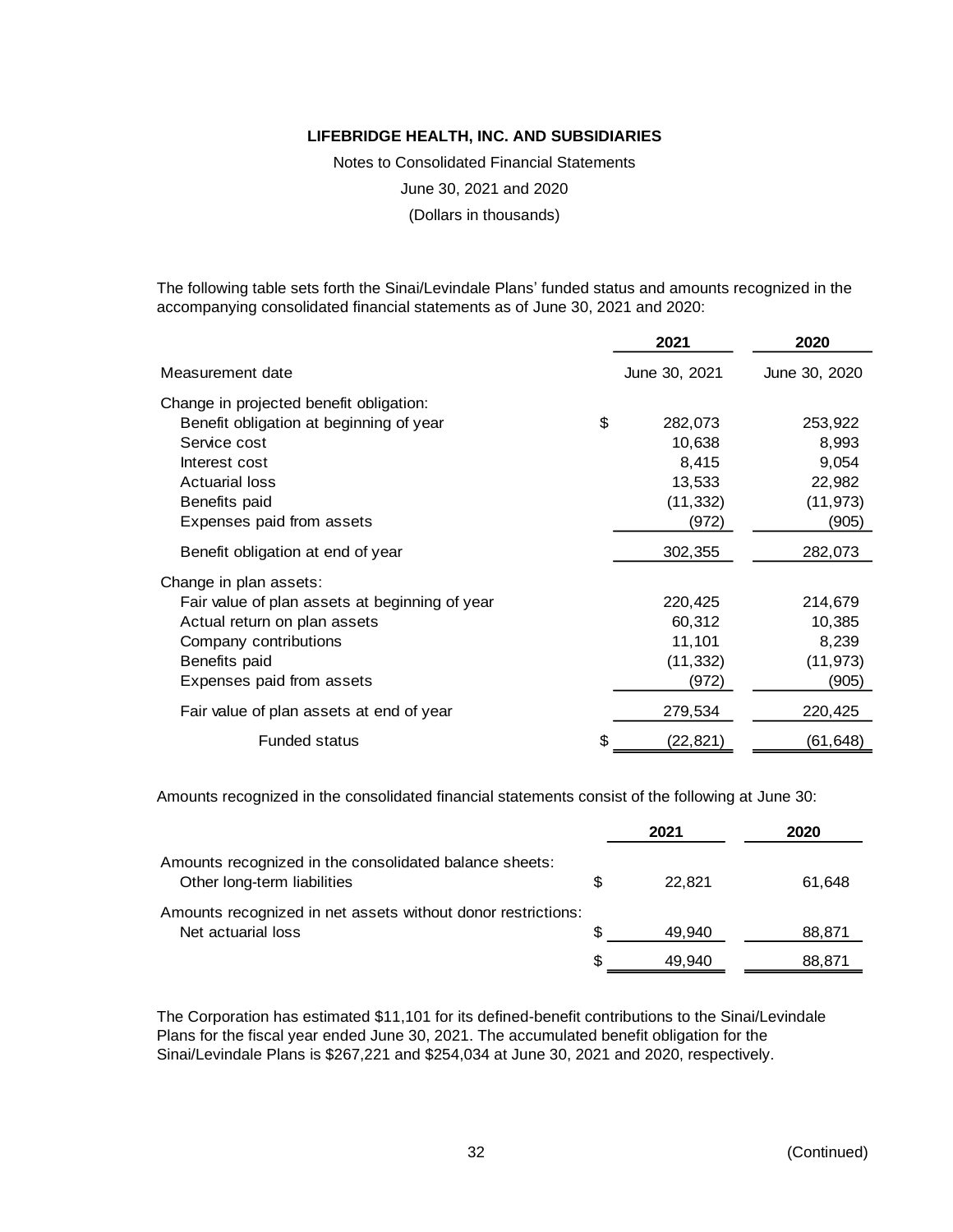**LIFEBRIDGE HEALTH, INC. AND SUBSIDIARIES**

Notes to Consolidated Financial Statements

June 30, 2021 and 2020

(Dollars in thousands)

The following table sets forth the Sinai/Levindale Plans' funded status and amounts recognized in the accompanying consolidated financial statements as of June 30, 2021 and 2020:

| | | 2021 | 2020 |
|---|---|---|---|
| Measurement date | | June 30, 2021 | June 30, 2020 |
| Change in projected benefit obligation: | | | |
| Benefit obligation at beginning of year | $ | 282,073 | 253,922 |
| Service cost | | 10,638 | 8,993 |
| Interest cost | | 8,415 | 9,054 |
| Actuarial loss | | 13,533 | 22,982 |
| Benefits paid | | (11,332) | (11,973) |
| Expenses paid from assets | | (972) | (905) |
| Benefit obligation at end of year | | 302,355 | 282,073 |
| Change in plan assets: | | | |
| Fair value of plan assets at beginning of year | | 220,425 | 214,679 |
| Actual return on plan assets | | 60,312 | 10,385 |
| Company contributions | | 11,101 | 8,239 |
| Benefits paid | | (11,332) | (11,973) |
| Expenses paid from assets | | (972) | (905) |
| Fair value of plan assets at end of year | | 279,534 | 220,425 |
| Funded status | $ | (22,821) | (61,648) |

Amounts recognized in the consolidated financial statements consist of the following at June 30:

| | | 2021 | 2020 |
|---|---|---|---|
| Amounts recognized in the consolidated balance sheets: | | | |
| Other long-term liabilities | $ | 22,821 | 61,648 |
| Amounts recognized in net assets without donor restrictions: | | | |
| Net actuarial loss | $ | 49,940 | 88,871 |
| | $ | 49,940 | 88,871 |

The Corporation has estimated $11,101 for its defined-benefit contributions to the Sinai/Levindale Plans for the fiscal year ended June 30, 2021. The accumulated benefit obligation for the Sinai/Levindale Plans is $267,221 and $254,034 at June 30, 2021 and 2020, respectively.

(Continued)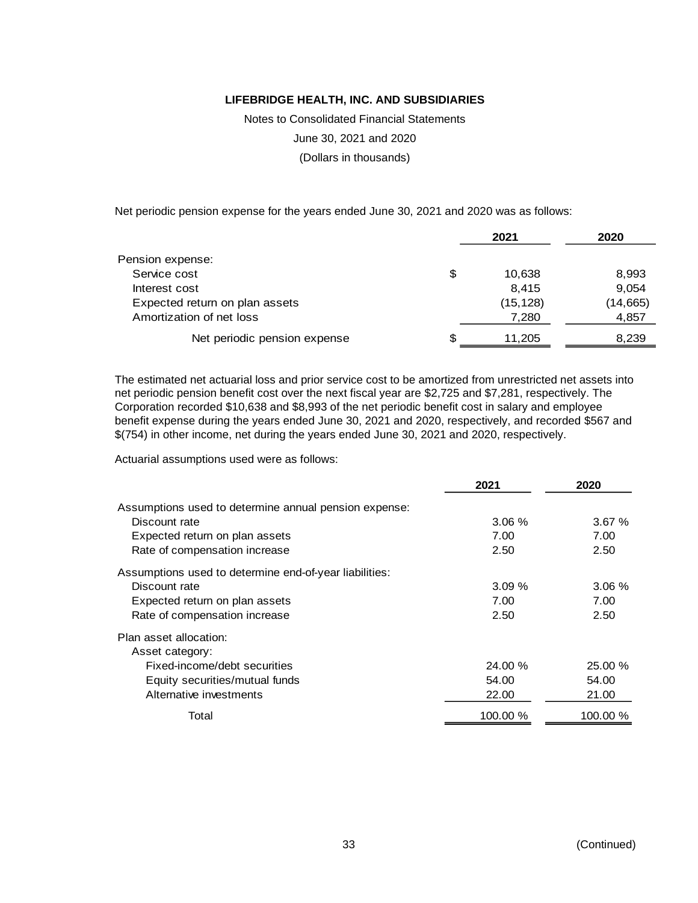**LIFEBRIDGE HEALTH, INC. AND SUBSIDIARIES**

Notes to Consolidated Financial Statements

June 30, 2021 and 2020

(Dollars in thousands)

Net periodic pension expense for the years ended June 30, 2021 and 2020 was as follows:

| | 2021 | 2020 |
|---|---|---|
| Pension expense: | | |
| Service cost | $ 10,638 | 8,993 |
| Interest cost | 8,415 | 9,054 |
| Expected return on plan assets | (15,128) | (14,665) |
| Amortization of net loss | 7,280 | 4,857 |
| Net periodic pension expense | $ 11,205 | 8,239 |

The estimated net actuarial loss and prior service cost to be amortized from unrestricted net assets into net periodic pension benefit cost over the next fiscal year are $2,725 and $7,281, respectively. The Corporation recorded $10,638 and $8,993 of the net periodic benefit cost in salary and employee benefit expense during the years ended June 30, 2021 and 2020, respectively, and recorded $567 and $(754) in other income, net during the years ended June 30, 2021 and 2020, respectively.

Actuarial assumptions used were as follows:

| | 2021 | 2020 |
|---|---|---|
| Assumptions used to determine annual pension expense: | | |
| Discount rate | 3.06 % | 3.67 % |
| Expected return on plan assets | 7.00 | 7.00 |
| Rate of compensation increase | 2.50 | 2.50 |
| Assumptions used to determine end-of-year liabilities: | | |
| Discount rate | 3.09 % | 3.06 % |
| Expected return on plan assets | 7.00 | 7.00 |
| Rate of compensation increase | 2.50 | 2.50 |
| Plan asset allocation: | | |
| Asset category: | | |
| Fixed-income/debt securities | 24.00 % | 25.00 % |
| Equity securities/mutual funds | 54.00 | 54.00 |
| Alternative investments | 22.00 | 21.00 |
| Total | 100.00 % | 100.00 % |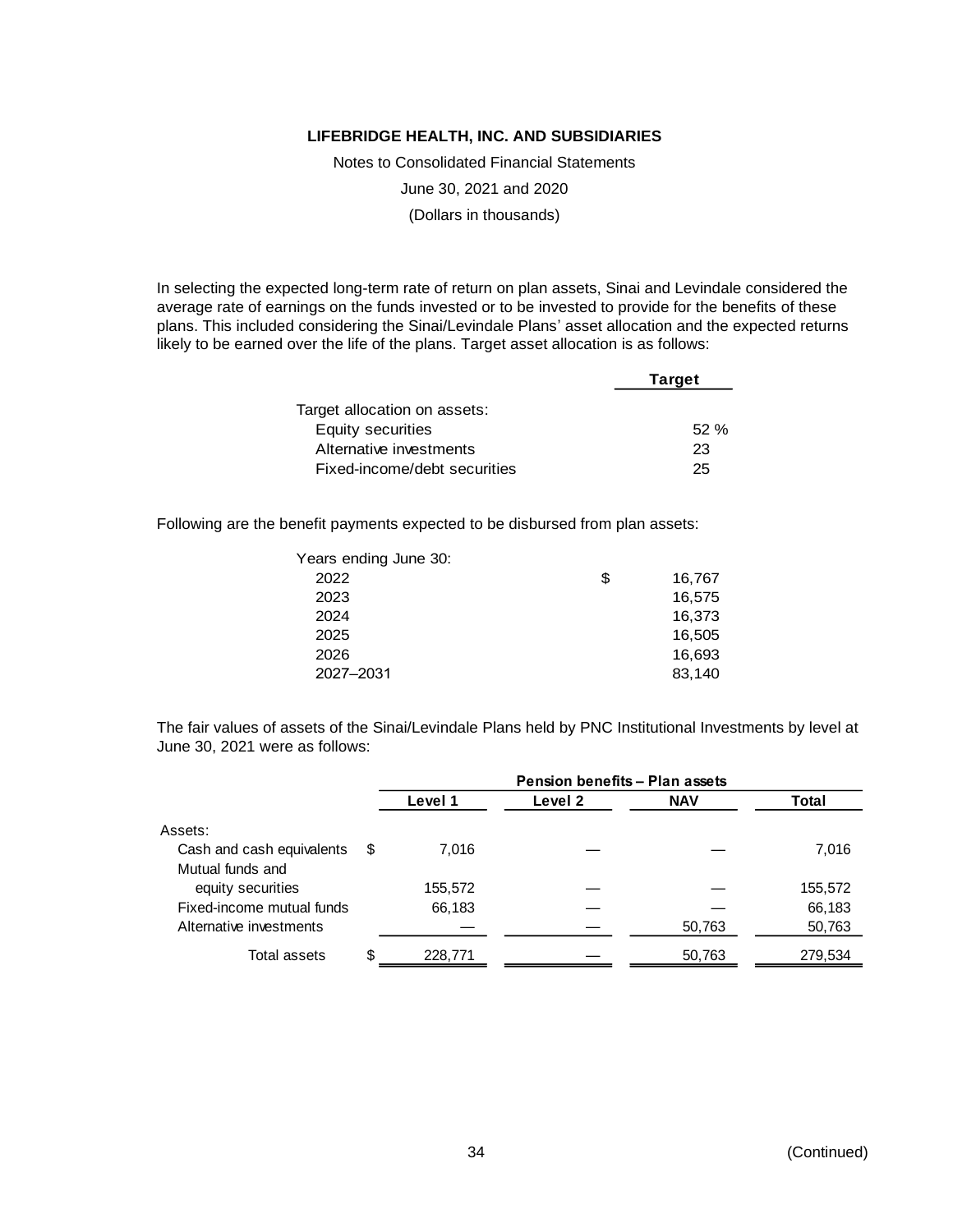**LIFEBRIDGE HEALTH, INC. AND SUBSIDIARIES**

Notes to Consolidated Financial Statements

June 30, 2021 and 2020

(Dollars in thousands)

In selecting the expected long-term rate of return on plan assets, Sinai and Levindale considered the average rate of earnings on the funds invested or to be invested to provide for the benefits of these plans. This included considering the Sinai/Levindale Plans' asset allocation and the expected returns likely to be earned over the life of the plans. Target asset allocation is as follows:

| | Target |
|---|---|
| Target allocation on assets: | |
| Equity securities | 52 % |
| Alternative investments | 23 |
| Fixed-income/debt securities | 25 |

Following are the benefit payments expected to be disbursed from plan assets:

| Years ending June 30: | |
|---|---|
| 2022 | $ 16,767 |
| 2023 | 16,575 |
| 2024 | 16,373 |
| 2025 | 16,505 |
| 2026 | 16,693 |
| 2027–2031 | 83,140 |

The fair values of assets of the Sinai/Levindale Plans held by PNC Institutional Investments by level at June 30, 2021 were as follows:

| | Pension benefits – Plan assets | | | |
|---|---|---|---|---|
| | Level 1 | Level 2 | NAV | Total |
| Assets: | | | | |
| Cash and cash equivalents | $ 7,016 | — | — | 7,016 |
| Mutual funds and equity securities | 155,572 | — | — | 155,572 |
| Fixed-income mutual funds | 66,183 | — | — | 66,183 |
| Alternative investments | — | — | 50,763 | 50,763 |
| Total assets | $ 228,771 | — | 50,763 | 279,534 |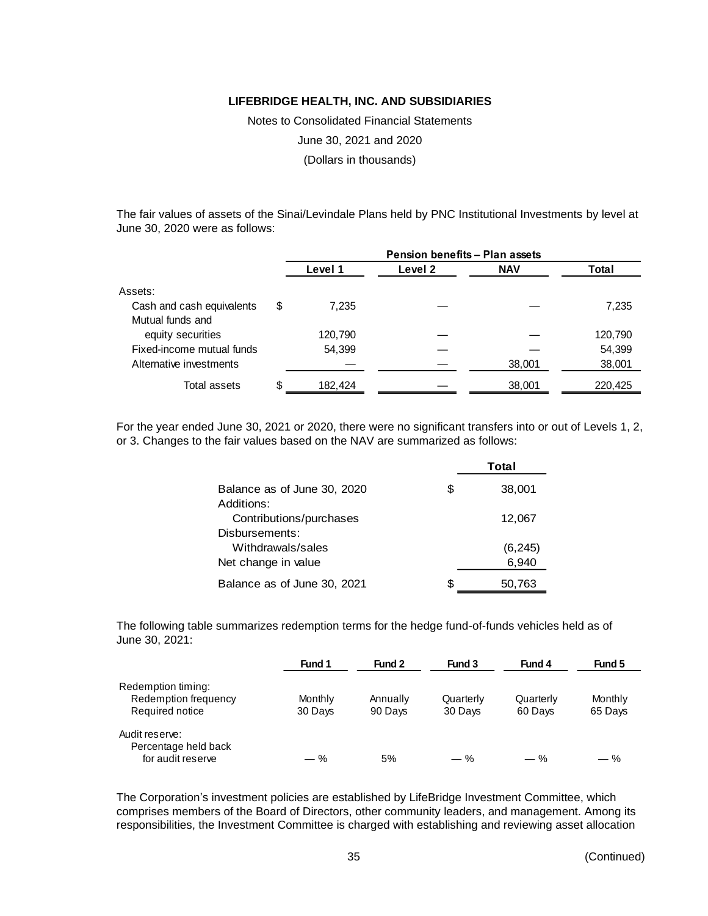The fair values of assets of the Sinai/Levindale Plans held by PNC Institutional Investments by level at June 30, 2020 were as follows:

| | Pension benefits – Plan assets | | | |
|---|---|---|---|---|
| | Level 1 | Level 2 | NAV | Total |
| Assets: | | | | |
| Cash and cash equivalents | $ 7,235 | — | — | 7,235 |
| Mutual funds and equity securities | 120,790 | — | — | 120,790 |
| Fixed-income mutual funds | 54,399 | — | — | 54,399 |
| Alternative investments | — | — | 38,001 | 38,001 |
| Total assets | $ 182,424 | — | 38,001 | 220,425 |

For the year ended June 30, 2021 or 2020, there were no significant transfers into or out of Levels 1, 2, or 3. Changes to the fair values based on the NAV are summarized as follows:

| | Total |
|---|---|
| Balance as of June 30, 2020 | $ 38,001 |
| Additions: | |
| Contributions/purchases | 12,067 |
| Disbursements: | |
| Withdrawals/sales | (6,245) |
| Net change in value | 6,940 |
| Balance as of June 30, 2021 | $ 50,763 |

The following table summarizes redemption terms for the hedge fund-of-funds vehicles held as of June 30, 2021:

| | Fund 1 | Fund 2 | Fund 3 | Fund 4 | Fund 5 |
|---|---|---|---|---|---|
| Redemption timing: | | | | | |
| Redemption frequency | Monthly | Annually | Quarterly | Quarterly | Monthly |
| Required notice | 30 Days | 90 Days | 30 Days | 60 Days | 65 Days |
| Audit reserve: | | | | | |
| Percentage held back for audit reserve | — % | 5% | — % | — % | — % |

The Corporation's investment policies are established by LifeBridge Investment Committee, which comprises members of the Board of Directors, other community leaders, and management. Among its responsibilities, the Investment Committee is charged with establishing and reviewing asset allocation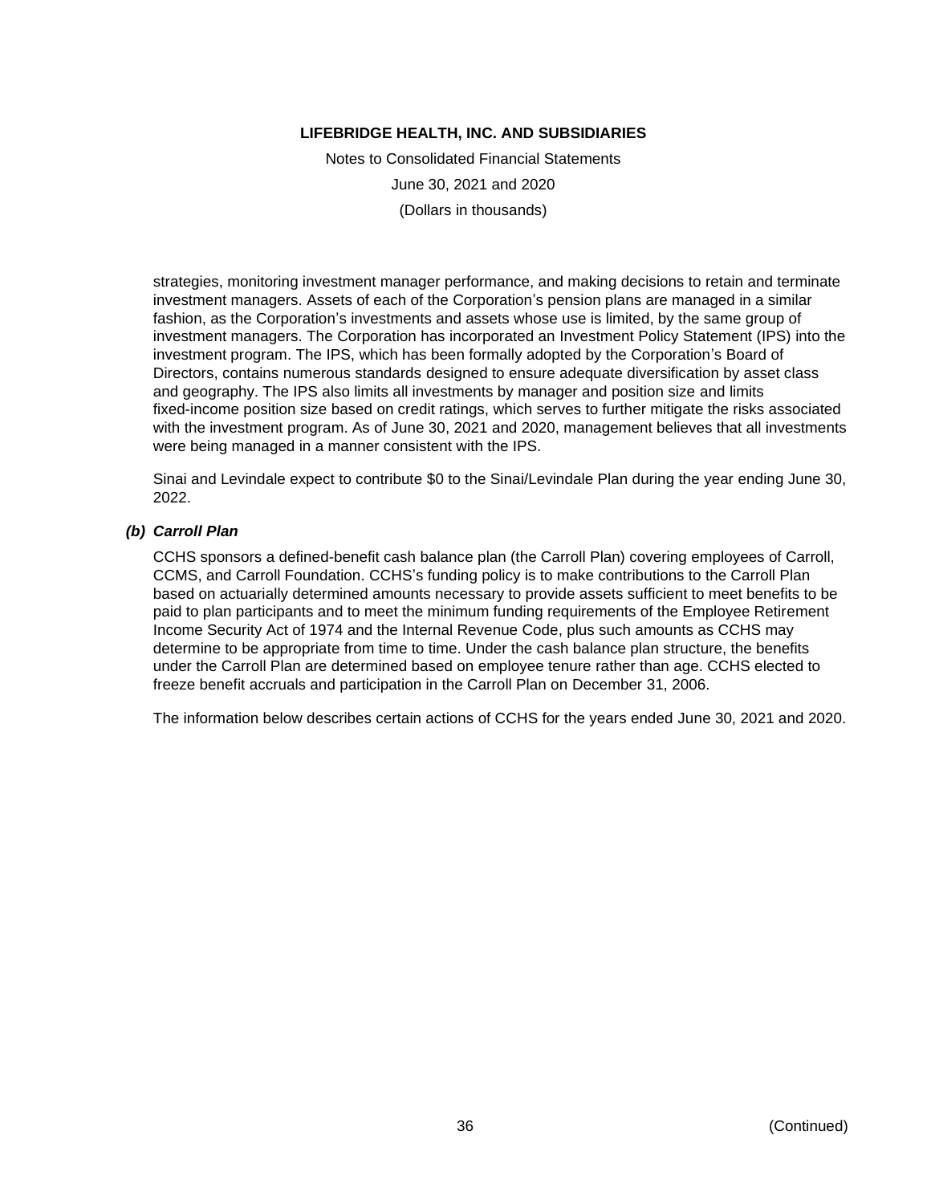strategies, monitoring investment manager performance, and making decisions to retain and terminate investment managers. Assets of each of the Corporation's pension plans are managed in a similar fashion, as the Corporation's investments and assets whose use is limited, by the same group of investment managers. The Corporation has incorporated an Investment Policy Statement (IPS) into the investment program. The IPS, which has been formally adopted by the Corporation's Board of Directors, contains numerous standards designed to ensure adequate diversification by asset class and geography. The IPS also limits all investments by manager and position size and limits fixed-income position size based on credit ratings, which serves to further mitigate the risks associated with the investment program. As of June 30, 2021 and 2020, management believes that all investments were being managed in a manner consistent with the IPS.

Sinai and Levindale expect to contribute $0 to the Sinai/Levindale Plan during the year ending June 30, 2022.

***(b) Carroll Plan***

CCHS sponsors a defined-benefit cash balance plan (the Carroll Plan) covering employees of Carroll, CCMS, and Carroll Foundation. CCHS's funding policy is to make contributions to the Carroll Plan based on actuarially determined amounts necessary to provide assets sufficient to meet benefits to be paid to plan participants and to meet the minimum funding requirements of the Employee Retirement Income Security Act of 1974 and the Internal Revenue Code, plus such amounts as CCHS may determine to be appropriate from time to time. Under the cash balance plan structure, the benefits under the Carroll Plan are determined based on employee tenure rather than age. CCHS elected to freeze benefit accruals and participation in the Carroll Plan on December 31, 2006.

The information below describes certain actions of CCHS for the years ended June 30, 2021 and 2020.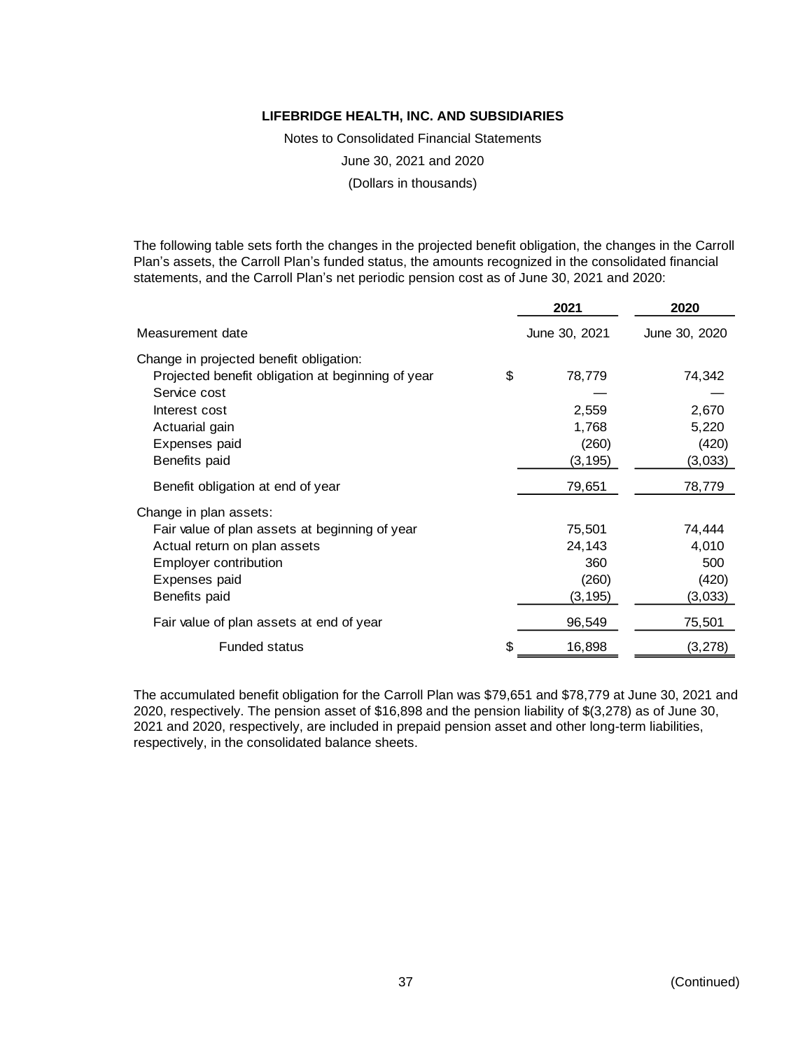**LIFEBRIDGE HEALTH, INC. AND SUBSIDIARIES**

Notes to Consolidated Financial Statements

June 30, 2021 and 2020

(Dollars in thousands)

The following table sets forth the changes in the projected benefit obligation, the changes in the Carroll Plan's assets, the Carroll Plan's funded status, the amounts recognized in the consolidated financial statements, and the Carroll Plan's net periodic pension cost as of June 30, 2021 and 2020:

| | | 2021 | 2020 |
|---|---|---|---|
| Measurement date | | June 30, 2021 | June 30, 2020 |
| Change in projected benefit obligation: | | | |
| Projected benefit obligation at beginning of year | $ | 78,779 | 74,342 |
| Service cost | | — | — |
| Interest cost | | 2,559 | 2,670 |
| Actuarial gain | | 1,768 | 5,220 |
| Expenses paid | | (260) | (420) |
| Benefits paid | | (3,195) | (3,033) |
| Benefit obligation at end of year | | 79,651 | 78,779 |
| Change in plan assets: | | | |
| Fair value of plan assets at beginning of year | | 75,501 | 74,444 |
| Actual return on plan assets | | 24,143 | 4,010 |
| Employer contribution | | 360 | 500 |
| Expenses paid | | (260) | (420) |
| Benefits paid | | (3,195) | (3,033) |
| Fair value of plan assets at end of year | | 96,549 | 75,501 |
| Funded status | $ | 16,898 | (3,278) |

The accumulated benefit obligation for the Carroll Plan was $79,651 and $78,779 at June 30, 2021 and 2020, respectively. The pension asset of $16,898 and the pension liability of $(3,278) as of June 30, 2021 and 2020, respectively, are included in prepaid pension asset and other long-term liabilities, respectively, in the consolidated balance sheets.

(Continued)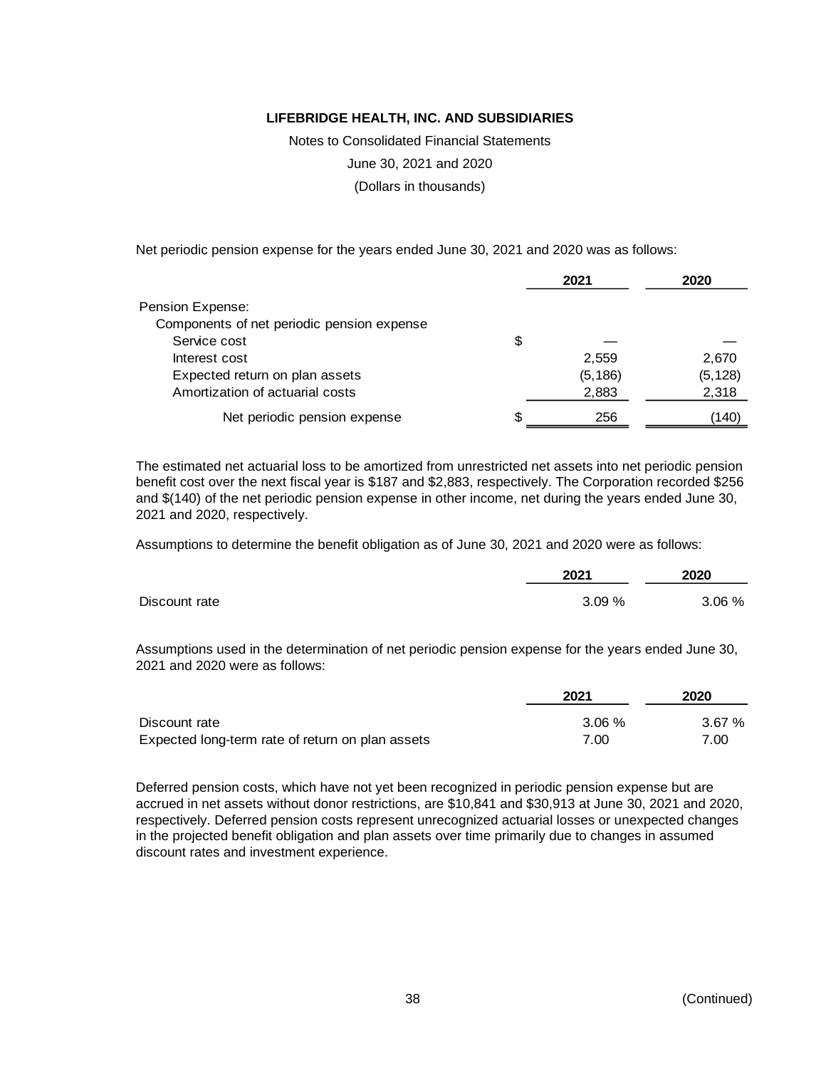**LIFEBRIDGE HEALTH, INC. AND SUBSIDIARIES**

Notes to Consolidated Financial Statements

June 30, 2021 and 2020

(Dollars in thousands)

Net periodic pension expense for the years ended June 30, 2021 and 2020 was as follows:

| | 2021 | 2020 |
|---|---|---|
| Pension Expense: | | |
| Components of net periodic pension expense | | |
| Service cost | $ — | — |
| Interest cost | 2,559 | 2,670 |
| Expected return on plan assets | (5,186) | (5,128) |
| Amortization of actuarial costs | 2,883 | 2,318 |
| Net periodic pension expense | $ 256 | (140) |

The estimated net actuarial loss to be amortized from unrestricted net assets into net periodic pension benefit cost over the next fiscal year is $187 and $2,883, respectively. The Corporation recorded $256 and $(140) of the net periodic pension expense in other income, net during the years ended June 30, 2021 and 2020, respectively.

Assumptions to determine the benefit obligation as of June 30, 2021 and 2020 were as follows:

| | 2021 | 2020 |
|---|---|---|
| Discount rate | 3.09 % | 3.06 % |

Assumptions used in the determination of net periodic pension expense for the years ended June 30, 2021 and 2020 were as follows:

| | 2021 | 2020 |
|---|---|---|
| Discount rate | 3.06 % | 3.67 % |
| Expected long-term rate of return on plan assets | 7.00 | 7.00 |

Deferred pension costs, which have not yet been recognized in periodic pension expense but are accrued in net assets without donor restrictions, are $10,841 and $30,913 at June 30, 2021 and 2020, respectively. Deferred pension costs represent unrecognized actuarial losses or unexpected changes in the projected benefit obligation and plan assets over time primarily due to changes in assumed discount rates and investment experience.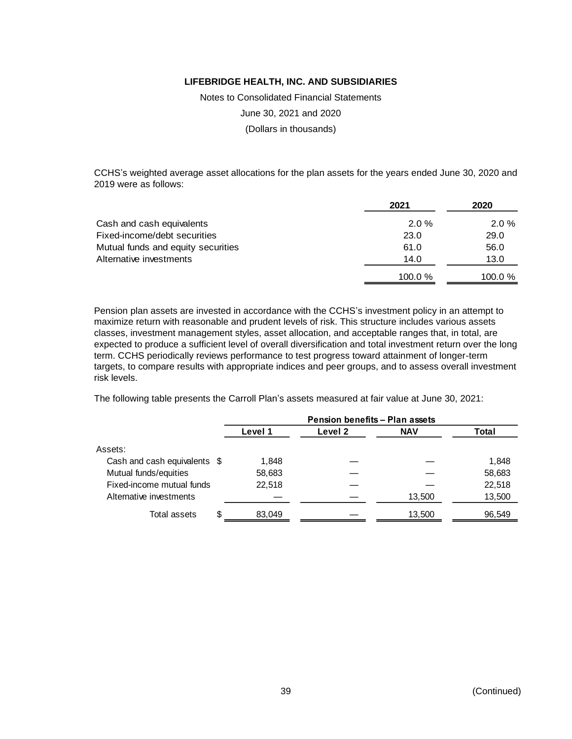# LIFEBRIDGE HEALTH, INC. AND SUBSIDIARIES

Notes to Consolidated Financial Statements

June 30, 2021 and 2020

(Dollars in thousands)

CCHS's weighted average asset allocations for the plan assets for the years ended June 30, 2020 and 2019 were as follows:

| | 2021 | 2020 |
|---|---|---|
| Cash and cash equivalents | 2.0 % | 2.0 % |
| Fixed-income/debt securities | 23.0 | 29.0 |
| Mutual funds and equity securities | 61.0 | 56.0 |
| Alternative investments | 14.0 | 13.0 |
| | 100.0 % | 100.0 % |

Pension plan assets are invested in accordance with the CCHS's investment policy in an attempt to maximize return with reasonable and prudent levels of risk. This structure includes various assets classes, investment management styles, asset allocation, and acceptable ranges that, in total, are expected to produce a sufficient level of overall diversification and total investment return over the long term. CCHS periodically reviews performance to test progress toward attainment of longer-term targets, to compare results with appropriate indices and peer groups, and to assess overall investment risk levels.

The following table presents the Carroll Plan's assets measured at fair value at June 30, 2021:

| | Pension benefits – Plan assets | | | |
|---|---|---|---|---|
| | Level 1 | Level 2 | NAV | Total |
| Assets: | | | | |
| Cash and cash equivalents | $ 1,848 | — | — | 1,848 |
| Mutual funds/equities | 58,683 | — | — | 58,683 |
| Fixed-income mutual funds | 22,518 | — | — | 22,518 |
| Alternative investments | — | — | 13,500 | 13,500 |
| Total assets | $ 83,049 | — | 13,500 | 96,549 |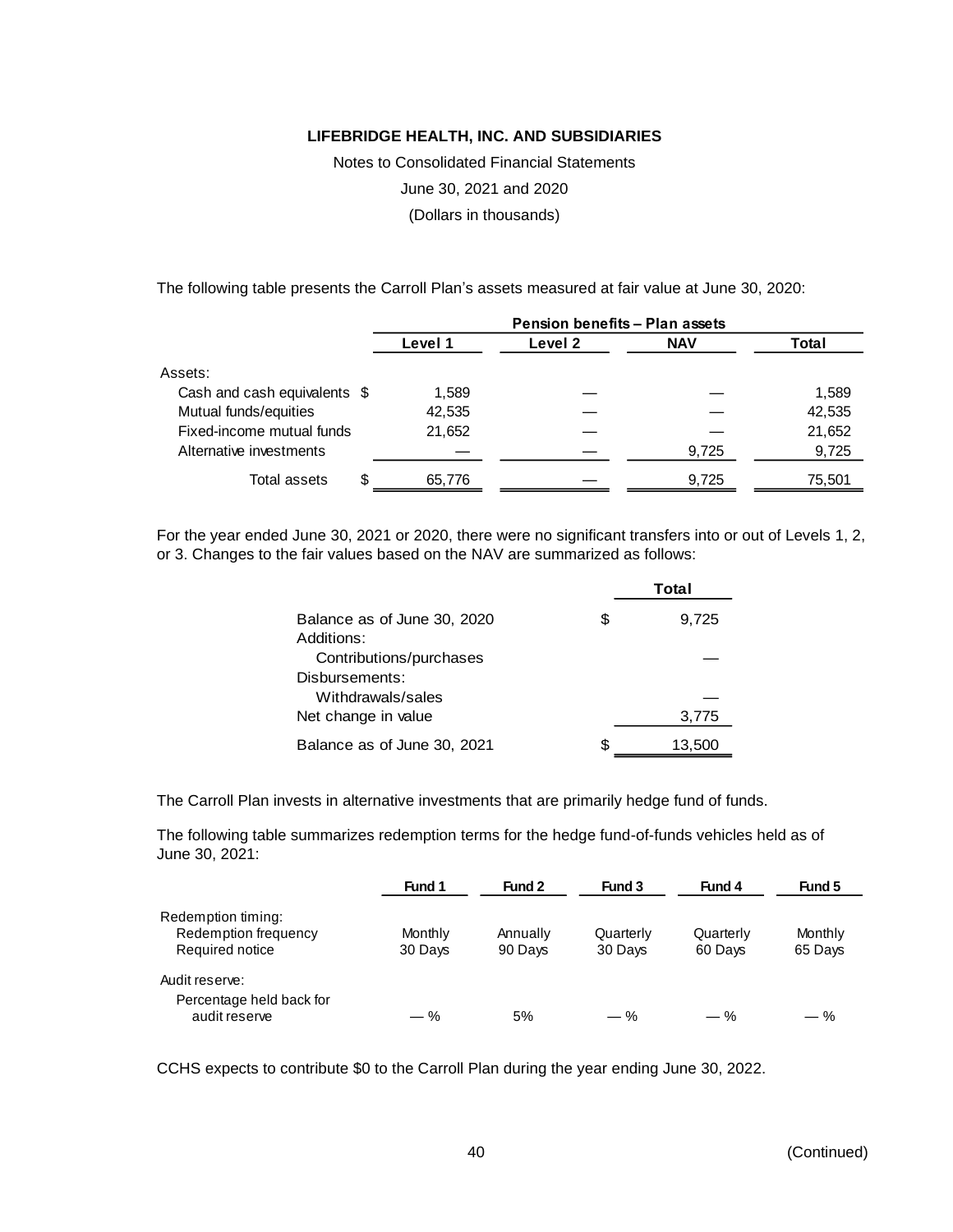**LIFEBRIDGE HEALTH, INC. AND SUBSIDIARIES**

Notes to Consolidated Financial Statements

June 30, 2021 and 2020

(Dollars in thousands)

The following table presents the Carroll Plan's assets measured at fair value at June 30, 2020:

| | Pension benefits – Plan assets | | | |
|---|---|---|---|---|
| | **Level 1** | **Level 2** | **NAV** | **Total** |
| Assets: | | | | |
| Cash and cash equivalents | $ 1,589 | — | — | 1,589 |
| Mutual funds/equities | 42,535 | — | — | 42,535 |
| Fixed-income mutual funds | 21,652 | — | — | 21,652 |
| Alternative investments | — | — | 9,725 | 9,725 |
| Total assets | $ 65,776 | — | 9,725 | 75,501 |

For the year ended June 30, 2021 or 2020, there were no significant transfers into or out of Levels 1, 2, or 3. Changes to the fair values based on the NAV are summarized as follows:

| | **Total** |
|---|---|
| Balance as of June 30, 2020 | $ 9,725 |
| Additions: | |
| Contributions/purchases | — |
| Disbursements: | |
| Withdrawals/sales | — |
| Net change in value | 3,775 |
| Balance as of June 30, 2021 | $ 13,500 |

The Carroll Plan invests in alternative investments that are primarily hedge fund of funds.

The following table summarizes redemption terms for the hedge fund-of-funds vehicles held as of June 30, 2021:

| | **Fund 1** | **Fund 2** | **Fund 3** | **Fund 4** | **Fund 5** |
|---|---|---|---|---|---|
| Redemption timing: | | | | | |
| Redemption frequency | Monthly | Annually | Quarterly | Quarterly | Monthly |
| Required notice | 30 Days | 90 Days | 30 Days | 60 Days | 65 Days |
| Audit reserve: | | | | | |
| Percentage held back for audit reserve | — % | 5% | — % | — % | — % |

CCHS expects to contribute $0 to the Carroll Plan during the year ending June 30, 2022.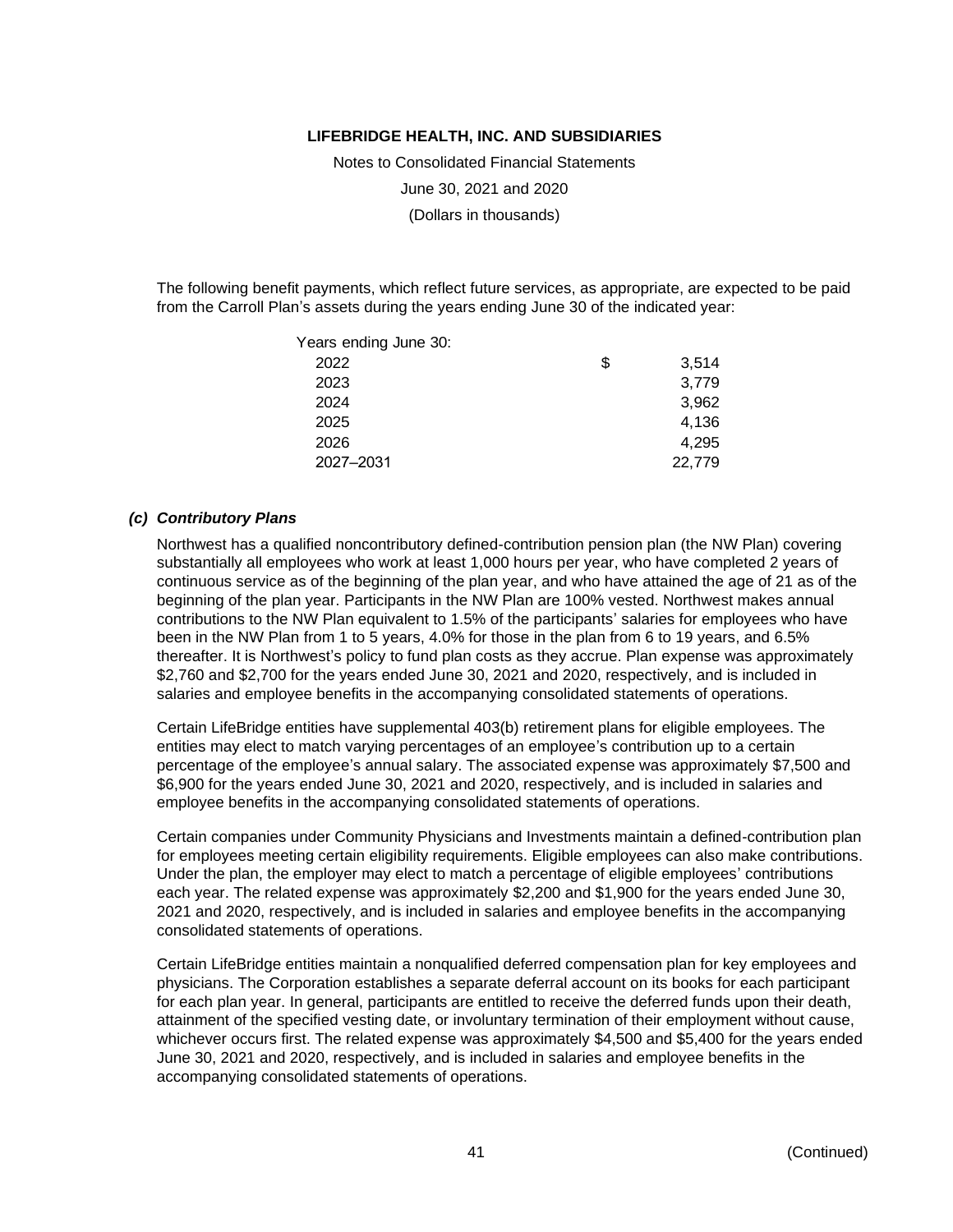The following benefit payments, which reflect future services, as appropriate, are expected to be paid from the Carroll Plan's assets during the years ending June 30 of the indicated year:

| Years ending June 30: | |
|---|---|
| 2022 | $ 3,514 |
| 2023 | 3,779 |
| 2024 | 3,962 |
| 2025 | 4,136 |
| 2026 | 4,295 |
| 2027–2031 | 22,779 |

### *(c) Contributory Plans*

Northwest has a qualified noncontributory defined-contribution pension plan (the NW Plan) covering substantially all employees who work at least 1,000 hours per year, who have completed 2 years of continuous service as of the beginning of the plan year, and who have attained the age of 21 as of the beginning of the plan year. Participants in the NW Plan are 100% vested. Northwest makes annual contributions to the NW Plan equivalent to 1.5% of the participants' salaries for employees who have been in the NW Plan from 1 to 5 years, 4.0% for those in the plan from 6 to 19 years, and 6.5% thereafter. It is Northwest's policy to fund plan costs as they accrue. Plan expense was approximately $2,760 and $2,700 for the years ended June 30, 2021 and 2020, respectively, and is included in salaries and employee benefits in the accompanying consolidated statements of operations.

Certain LifeBridge entities have supplemental 403(b) retirement plans for eligible employees. The entities may elect to match varying percentages of an employee's contribution up to a certain percentage of the employee's annual salary. The associated expense was approximately $7,500 and $6,900 for the years ended June 30, 2021 and 2020, respectively, and is included in salaries and employee benefits in the accompanying consolidated statements of operations.

Certain companies under Community Physicians and Investments maintain a defined-contribution plan for employees meeting certain eligibility requirements. Eligible employees can also make contributions. Under the plan, the employer may elect to match a percentage of eligible employees' contributions each year. The related expense was approximately $2,200 and $1,900 for the years ended June 30, 2021 and 2020, respectively, and is included in salaries and employee benefits in the accompanying consolidated statements of operations.

Certain LifeBridge entities maintain a nonqualified deferred compensation plan for key employees and physicians. The Corporation establishes a separate deferral account on its books for each participant for each plan year. In general, participants are entitled to receive the deferred funds upon their death, attainment of the specified vesting date, or involuntary termination of their employment without cause, whichever occurs first. The related expense was approximately $4,500 and $5,400 for the years ended June 30, 2021 and 2020, respectively, and is included in salaries and employee benefits in the accompanying consolidated statements of operations.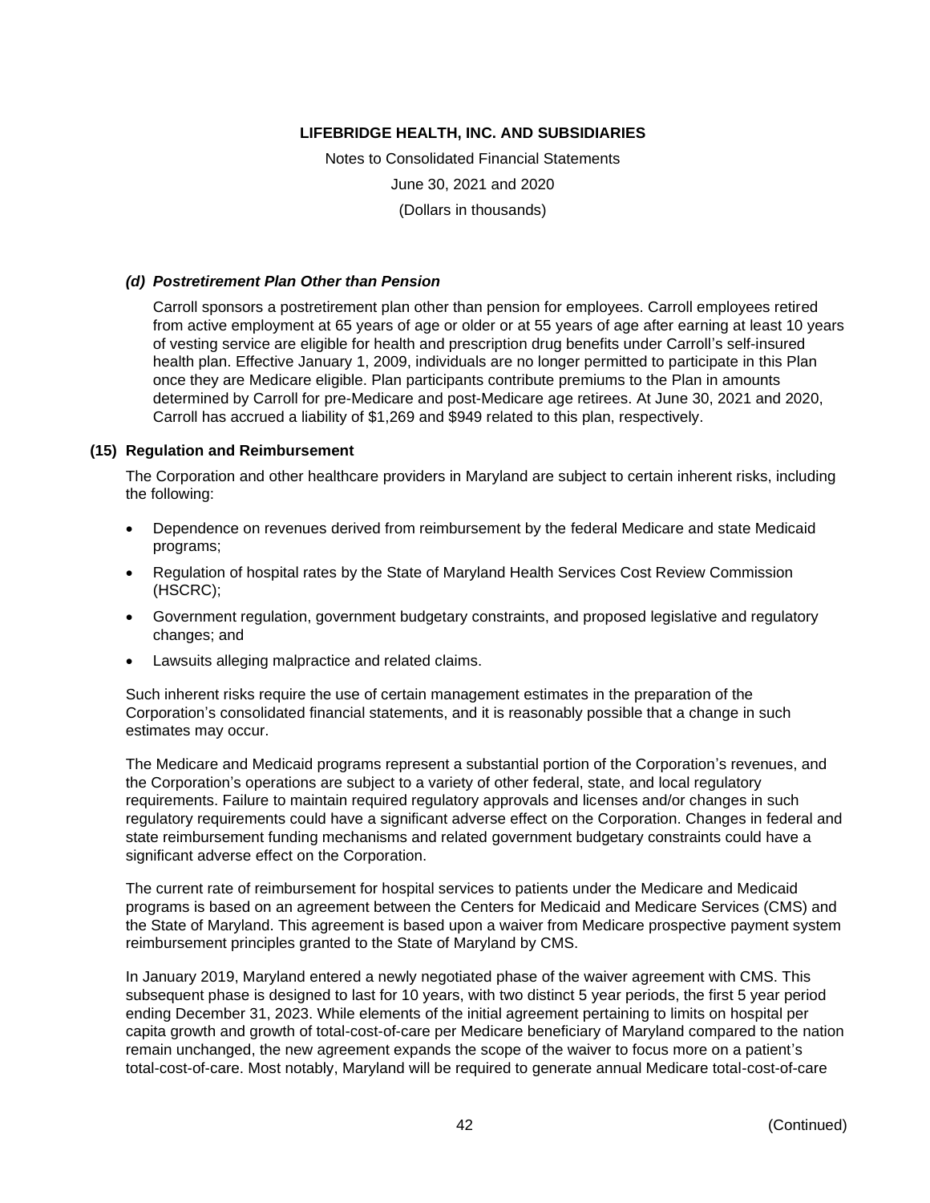### *(d) Postretirement Plan Other than Pension*

Carroll sponsors a postretirement plan other than pension for employees. Carroll employees retired from active employment at 65 years of age or older or at 55 years of age after earning at least 10 years of vesting service are eligible for health and prescription drug benefits under Carroll's self-insured health plan. Effective January 1, 2009, individuals are no longer permitted to participate in this Plan once they are Medicare eligible. Plan participants contribute premiums to the Plan in amounts determined by Carroll for pre-Medicare and post-Medicare age retirees. At June 30, 2021 and 2020, Carroll has accrued a liability of $1,269 and $949 related to this plan, respectively.

## (15) Regulation and Reimbursement

The Corporation and other healthcare providers in Maryland are subject to certain inherent risks, including the following:

- Dependence on revenues derived from reimbursement by the federal Medicare and state Medicaid programs;
- Regulation of hospital rates by the State of Maryland Health Services Cost Review Commission (HSCRC);
- Government regulation, government budgetary constraints, and proposed legislative and regulatory changes; and
- Lawsuits alleging malpractice and related claims.

Such inherent risks require the use of certain management estimates in the preparation of the Corporation's consolidated financial statements, and it is reasonably possible that a change in such estimates may occur.

The Medicare and Medicaid programs represent a substantial portion of the Corporation's revenues, and the Corporation's operations are subject to a variety of other federal, state, and local regulatory requirements. Failure to maintain required regulatory approvals and licenses and/or changes in such regulatory requirements could have a significant adverse effect on the Corporation. Changes in federal and state reimbursement funding mechanisms and related government budgetary constraints could have a significant adverse effect on the Corporation.

The current rate of reimbursement for hospital services to patients under the Medicare and Medicaid programs is based on an agreement between the Centers for Medicaid and Medicare Services (CMS) and the State of Maryland. This agreement is based upon a waiver from Medicare prospective payment system reimbursement principles granted to the State of Maryland by CMS.

In January 2019, Maryland entered a newly negotiated phase of the waiver agreement with CMS. This subsequent phase is designed to last for 10 years, with two distinct 5 year periods, the first 5 year period ending December 31, 2023. While elements of the initial agreement pertaining to limits on hospital per capita growth and growth of total-cost-of-care per Medicare beneficiary of Maryland compared to the nation remain unchanged, the new agreement expands the scope of the waiver to focus more on a patient's total-cost-of-care. Most notably, Maryland will be required to generate annual Medicare total-cost-of-care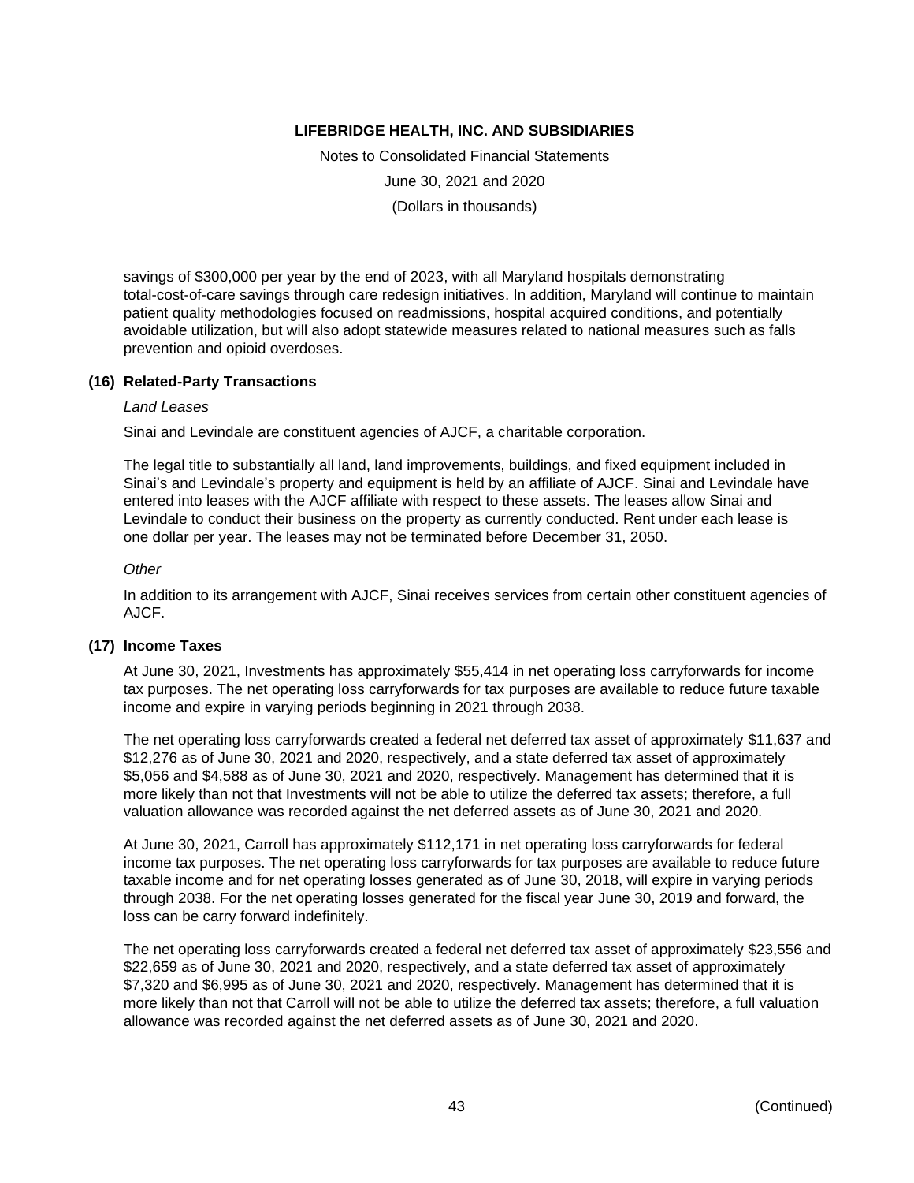savings of $300,000 per year by the end of 2023, with all Maryland hospitals demonstrating total-cost-of-care savings through care redesign initiatives. In addition, Maryland will continue to maintain patient quality methodologies focused on readmissions, hospital acquired conditions, and potentially avoidable utilization, but will also adopt statewide measures related to national measures such as falls prevention and opioid overdoses.

## (16) Related-Party Transactions

*Land Leases*

Sinai and Levindale are constituent agencies of AJCF, a charitable corporation.

The legal title to substantially all land, land improvements, buildings, and fixed equipment included in Sinai's and Levindale's property and equipment is held by an affiliate of AJCF. Sinai and Levindale have entered into leases with the AJCF affiliate with respect to these assets. The leases allow Sinai and Levindale to conduct their business on the property as currently conducted. Rent under each lease is one dollar per year. The leases may not be terminated before December 31, 2050.

*Other*

In addition to its arrangement with AJCF, Sinai receives services from certain other constituent agencies of AJCF.

## (17) Income Taxes

At June 30, 2021, Investments has approximately $55,414 in net operating loss carryforwards for income tax purposes. The net operating loss carryforwards for tax purposes are available to reduce future taxable income and expire in varying periods beginning in 2021 through 2038.

The net operating loss carryforwards created a federal net deferred tax asset of approximately $11,637 and $12,276 as of June 30, 2021 and 2020, respectively, and a state deferred tax asset of approximately $5,056 and $4,588 as of June 30, 2021 and 2020, respectively. Management has determined that it is more likely than not that Investments will not be able to utilize the deferred tax assets; therefore, a full valuation allowance was recorded against the net deferred assets as of June 30, 2021 and 2020.

At June 30, 2021, Carroll has approximately $112,171 in net operating loss carryforwards for federal income tax purposes. The net operating loss carryforwards for tax purposes are available to reduce future taxable income and for net operating losses generated as of June 30, 2018, will expire in varying periods through 2038. For the net operating losses generated for the fiscal year June 30, 2019 and forward, the loss can be carry forward indefinitely.

The net operating loss carryforwards created a federal net deferred tax asset of approximately $23,556 and $22,659 as of June 30, 2021 and 2020, respectively, and a state deferred tax asset of approximately $7,320 and $6,995 as of June 30, 2021 and 2020, respectively. Management has determined that it is more likely than not that Carroll will not be able to utilize the deferred tax assets; therefore, a full valuation allowance was recorded against the net deferred assets as of June 30, 2021 and 2020.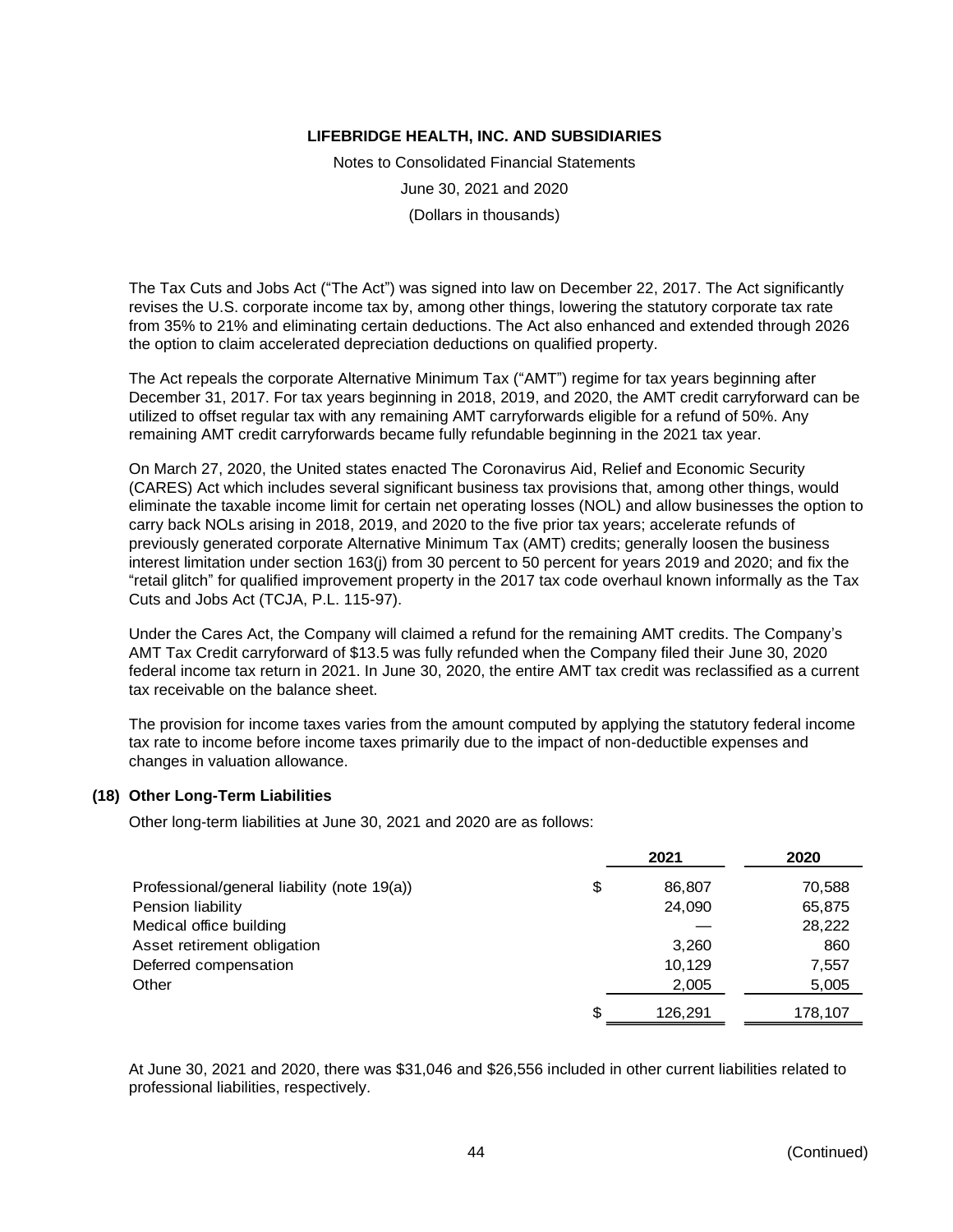The Tax Cuts and Jobs Act ("The Act") was signed into law on December 22, 2017. The Act significantly revises the U.S. corporate income tax by, among other things, lowering the statutory corporate tax rate from 35% to 21% and eliminating certain deductions. The Act also enhanced and extended through 2026 the option to claim accelerated depreciation deductions on qualified property.

The Act repeals the corporate Alternative Minimum Tax ("AMT") regime for tax years beginning after December 31, 2017. For tax years beginning in 2018, 2019, and 2020, the AMT credit carryforward can be utilized to offset regular tax with any remaining AMT carryforwards eligible for a refund of 50%. Any remaining AMT credit carryforwards became fully refundable beginning in the 2021 tax year.

On March 27, 2020, the United states enacted The Coronavirus Aid, Relief and Economic Security (CARES) Act which includes several significant business tax provisions that, among other things, would eliminate the taxable income limit for certain net operating losses (NOL) and allow businesses the option to carry back NOLs arising in 2018, 2019, and 2020 to the five prior tax years; accelerate refunds of previously generated corporate Alternative Minimum Tax (AMT) credits; generally loosen the business interest limitation under section 163(j) from 30 percent to 50 percent for years 2019 and 2020; and fix the "retail glitch" for qualified improvement property in the 2017 tax code overhaul known informally as the Tax Cuts and Jobs Act (TCJA, P.L. 115-97).

Under the Cares Act, the Company will claimed a refund for the remaining AMT credits. The Company's AMT Tax Credit carryforward of $13.5 was fully refunded when the Company filed their June 30, 2020 federal income tax return in 2021. In June 30, 2020, the entire AMT tax credit was reclassified as a current tax receivable on the balance sheet.

The provision for income taxes varies from the amount computed by applying the statutory federal income tax rate to income before income taxes primarily due to the impact of non-deductible expenses and changes in valuation allowance.

## (18) Other Long-Term Liabilities

Other long-term liabilities at June 30, 2021 and 2020 are as follows:

| | 2021 | 2020 |
|---|---|---|
| Professional/general liability (note 19(a)) | $ 86,807 | 70,588 |
| Pension liability | 24,090 | 65,875 |
| Medical office building | — | 28,222 |
| Asset retirement obligation | 3,260 | 860 |
| Deferred compensation | 10,129 | 7,557 |
| Other | 2,005 | 5,005 |
| | $ 126,291 | 178,107 |

At June 30, 2021 and 2020, there was $31,046 and $26,556 included in other current liabilities related to professional liabilities, respectively.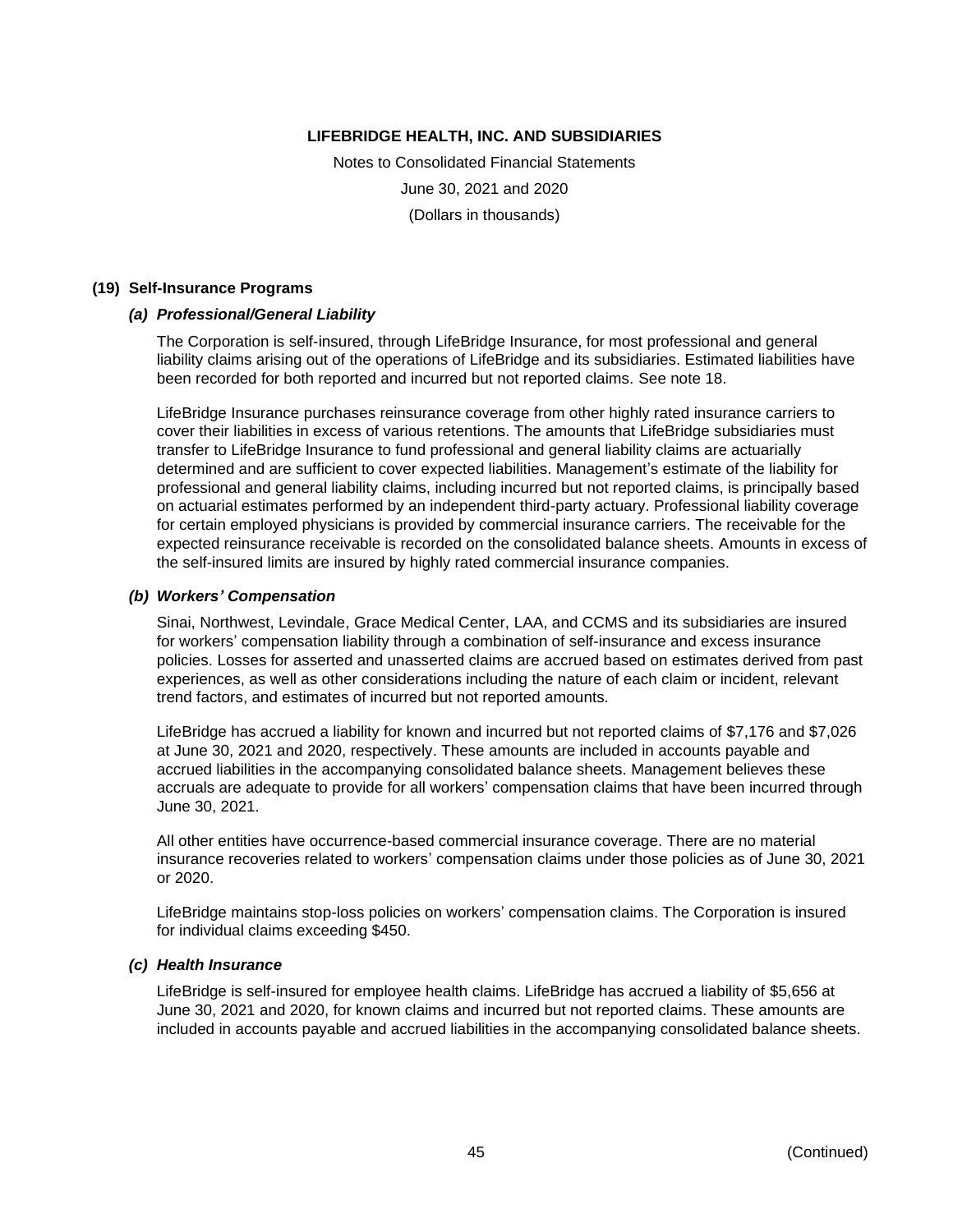## (19) Self-Insurance Programs

### *(a) Professional/General Liability*

The Corporation is self-insured, through LifeBridge Insurance, for most professional and general liability claims arising out of the operations of LifeBridge and its subsidiaries. Estimated liabilities have been recorded for both reported and incurred but not reported claims. See note 18.

LifeBridge Insurance purchases reinsurance coverage from other highly rated insurance carriers to cover their liabilities in excess of various retentions. The amounts that LifeBridge subsidiaries must transfer to LifeBridge Insurance to fund professional and general liability claims are actuarially determined and are sufficient to cover expected liabilities. Management's estimate of the liability for professional and general liability claims, including incurred but not reported claims, is principally based on actuarial estimates performed by an independent third-party actuary. Professional liability coverage for certain employed physicians is provided by commercial insurance carriers. The receivable for the expected reinsurance receivable is recorded on the consolidated balance sheets. Amounts in excess of the self-insured limits are insured by highly rated commercial insurance companies.

### *(b) Workers' Compensation*

Sinai, Northwest, Levindale, Grace Medical Center, LAA, and CCMS and its subsidiaries are insured for workers' compensation liability through a combination of self-insurance and excess insurance policies. Losses for asserted and unasserted claims are accrued based on estimates derived from past experiences, as well as other considerations including the nature of each claim or incident, relevant trend factors, and estimates of incurred but not reported amounts.

LifeBridge has accrued a liability for known and incurred but not reported claims of $7,176 and $7,026 at June 30, 2021 and 2020, respectively. These amounts are included in accounts payable and accrued liabilities in the accompanying consolidated balance sheets. Management believes these accruals are adequate to provide for all workers' compensation claims that have been incurred through June 30, 2021.

All other entities have occurrence-based commercial insurance coverage. There are no material insurance recoveries related to workers' compensation claims under those policies as of June 30, 2021 or 2020.

LifeBridge maintains stop-loss policies on workers' compensation claims. The Corporation is insured for individual claims exceeding $450.

### *(c) Health Insurance*

LifeBridge is self-insured for employee health claims. LifeBridge has accrued a liability of $5,656 at June 30, 2021 and 2020, for known claims and incurred but not reported claims. These amounts are included in accounts payable and accrued liabilities in the accompanying consolidated balance sheets.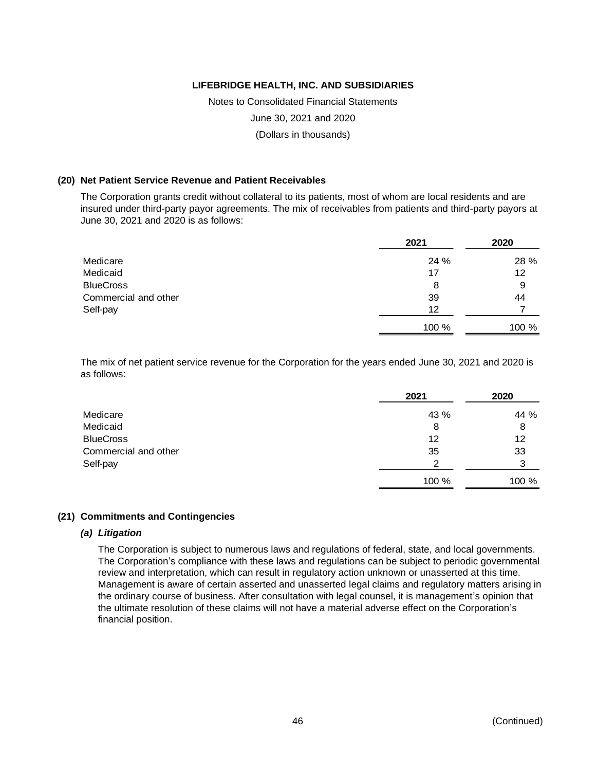**LIFEBRIDGE HEALTH, INC. AND SUBSIDIARIES**

Notes to Consolidated Financial Statements

June 30, 2021 and 2020

(Dollars in thousands)

## (20) Net Patient Service Revenue and Patient Receivables

The Corporation grants credit without collateral to its patients, most of whom are local residents and are insured under third-party payor agreements. The mix of receivables from patients and third-party payors at June 30, 2021 and 2020 is as follows:

| | 2021 | 2020 |
|---|---|---|
| Medicare | 24 % | 28 % |
| Medicaid | 17 | 12 |
| BlueCross | 8 | 9 |
| Commercial and other | 39 | 44 |
| Self-pay | 12 | 7 |
| | 100 % | 100 % |

The mix of net patient service revenue for the Corporation for the years ended June 30, 2021 and 2020 is as follows:

| | 2021 | 2020 |
|---|---|---|
| Medicare | 43 % | 44 % |
| Medicaid | 8 | 8 |
| BlueCross | 12 | 12 |
| Commercial and other | 35 | 33 |
| Self-pay | 2 | 3 |
| | 100 % | 100 % |

## (21) Commitments and Contingencies

### *(a) Litigation*

The Corporation is subject to numerous laws and regulations of federal, state, and local governments. The Corporation's compliance with these laws and regulations can be subject to periodic governmental review and interpretation, which can result in regulatory action unknown or unasserted at this time. Management is aware of certain asserted and unasserted legal claims and regulatory matters arising in the ordinary course of business. After consultation with legal counsel, it is management's opinion that the ultimate resolution of these claims will not have a material adverse effect on the Corporation's financial position.

(Continued)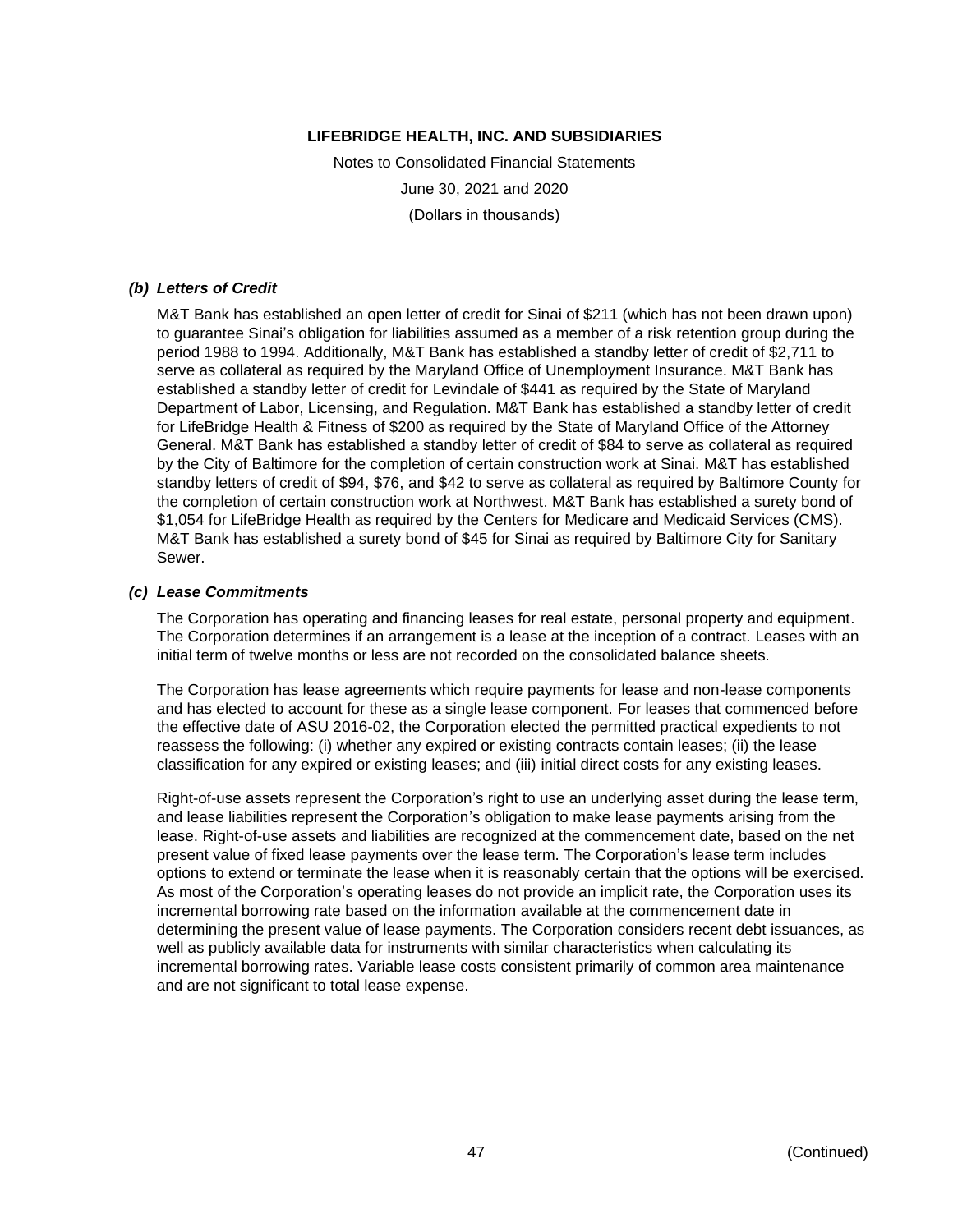**LIFEBRIDGE HEALTH, INC. AND SUBSIDIARIES**

Notes to Consolidated Financial Statements

June 30, 2021 and 2020

(Dollars in thousands)

***(b) Letters of Credit***

M&T Bank has established an open letter of credit for Sinai of $211 (which has not been drawn upon) to guarantee Sinai's obligation for liabilities assumed as a member of a risk retention group during the period 1988 to 1994. Additionally, M&T Bank has established a standby letter of credit of $2,711 to serve as collateral as required by the Maryland Office of Unemployment Insurance. M&T Bank has established a standby letter of credit for Levindale of $441 as required by the State of Maryland Department of Labor, Licensing, and Regulation. M&T Bank has established a standby letter of credit for LifeBridge Health & Fitness of $200 as required by the State of Maryland Office of the Attorney General. M&T Bank has established a standby letter of credit of $84 to serve as collateral as required by the City of Baltimore for the completion of certain construction work at Sinai. M&T has established standby letters of credit of $94, $76, and $42 to serve as collateral as required by Baltimore County for the completion of certain construction work at Northwest. M&T Bank has established a surety bond of $1,054 for LifeBridge Health as required by the Centers for Medicare and Medicaid Services (CMS). M&T Bank has established a surety bond of $45 for Sinai as required by Baltimore City for Sanitary Sewer.

***(c) Lease Commitments***

The Corporation has operating and financing leases for real estate, personal property and equipment. The Corporation determines if an arrangement is a lease at the inception of a contract. Leases with an initial term of twelve months or less are not recorded on the consolidated balance sheets.

The Corporation has lease agreements which require payments for lease and non-lease components and has elected to account for these as a single lease component. For leases that commenced before the effective date of ASU 2016-02, the Corporation elected the permitted practical expedients to not reassess the following: (i) whether any expired or existing contracts contain leases; (ii) the lease classification for any expired or existing leases; and (iii) initial direct costs for any existing leases.

Right-of-use assets represent the Corporation's right to use an underlying asset during the lease term, and lease liabilities represent the Corporation's obligation to make lease payments arising from the lease. Right-of-use assets and liabilities are recognized at the commencement date, based on the net present value of fixed lease payments over the lease term. The Corporation's lease term includes options to extend or terminate the lease when it is reasonably certain that the options will be exercised. As most of the Corporation's operating leases do not provide an implicit rate, the Corporation uses its incremental borrowing rate based on the information available at the commencement date in determining the present value of lease payments. The Corporation considers recent debt issuances, as well as publicly available data for instruments with similar characteristics when calculating its incremental borrowing rates. Variable lease costs consistent primarily of common area maintenance and are not significant to total lease expense.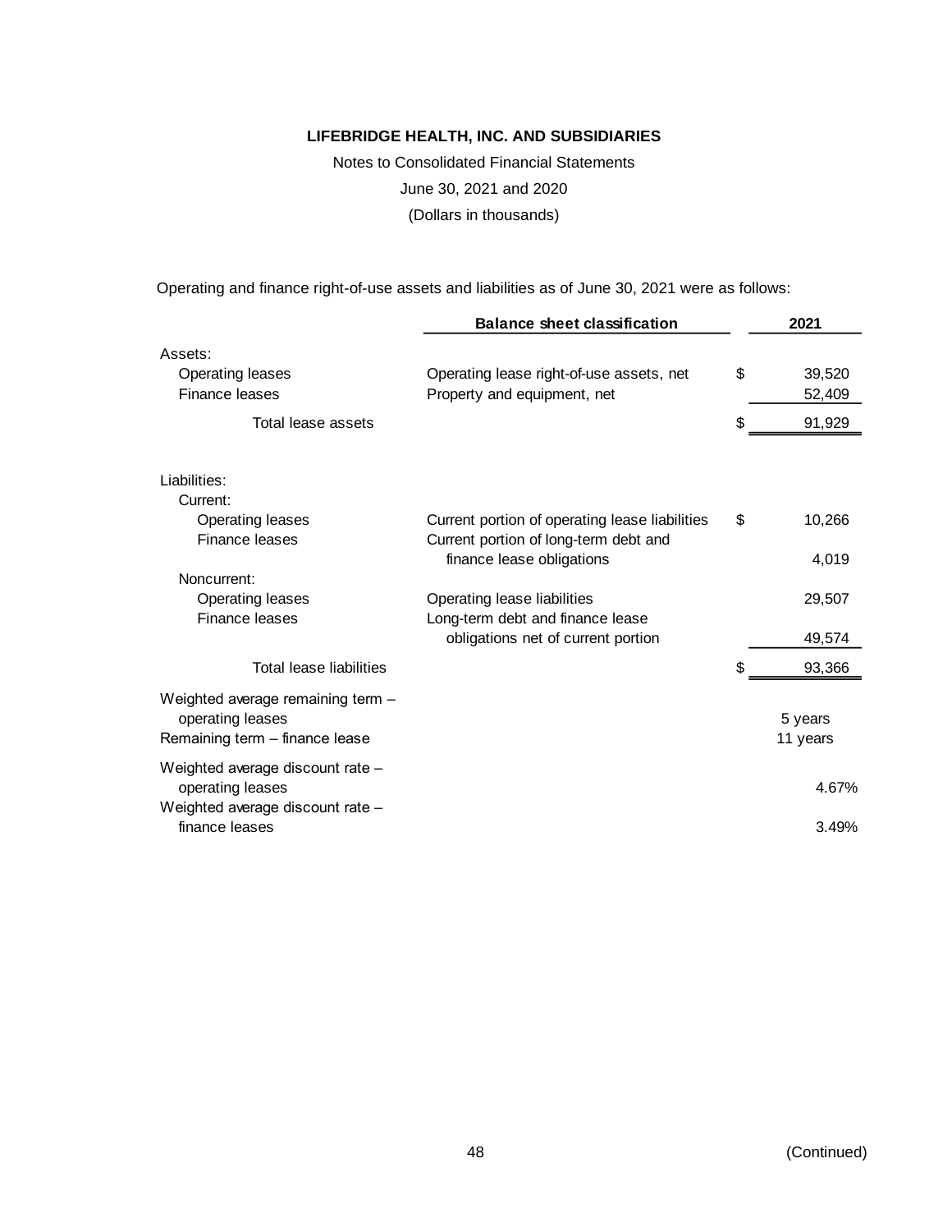**LIFEBRIDGE HEALTH, INC. AND SUBSIDIARIES**

Notes to Consolidated Financial Statements

June 30, 2021 and 2020

(Dollars in thousands)

Operating and finance right-of-use assets and liabilities as of June 30, 2021 were as follows:

| | Balance sheet classification | 2021 |
|---|---|---|
| Assets: | | |
| Operating leases | Operating lease right-of-use assets, net | $ 39,520 |
| Finance leases | Property and equipment, net | 52,409 |
| Total lease assets | | $ 91,929 |
| Liabilities: | | |
| Current: | | |
| Operating leases | Current portion of operating lease liabilities | $ 10,266 |
| Finance leases | Current portion of long-term debt and finance lease obligations | 4,019 |
| Noncurrent: | | |
| Operating leases | Operating lease liabilities | 29,507 |
| Finance leases | Long-term debt and finance lease obligations net of current portion | 49,574 |
| Total lease liabilities | | $ 93,366 |
| Weighted average remaining term – operating leases | | 5 years |
| Remaining term – finance lease | | 11 years |
| Weighted average discount rate – operating leases | | 4.67% |
| Weighted average discount rate – finance leases | | 3.49% |

(Continued)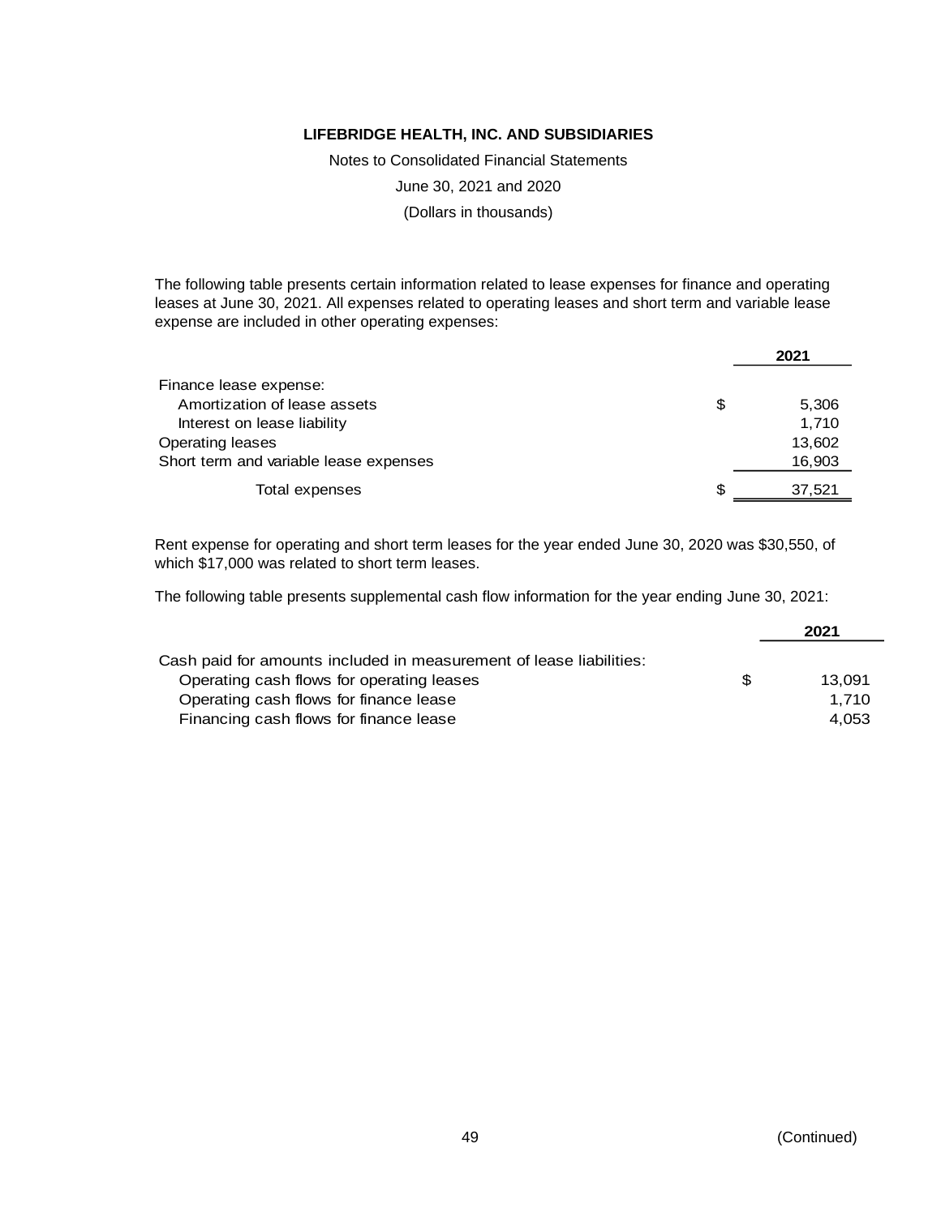**LIFEBRIDGE HEALTH, INC. AND SUBSIDIARIES**

Notes to Consolidated Financial Statements

June 30, 2021 and 2020

(Dollars in thousands)

The following table presents certain information related to lease expenses for finance and operating leases at June 30, 2021. All expenses related to operating leases and short term and variable lease expense are included in other operating expenses:

| | | 2021 |
|---|---|---|
| Finance lease expense: | | |
| Amortization of lease assets | $ | 5,306 |
| Interest on lease liability | | 1,710 |
| Operating leases | | 13,602 |
| Short term and variable lease expenses | | 16,903 |
| Total expenses | $ | 37,521 |

Rent expense for operating and short term leases for the year ended June 30, 2020 was $30,550, of which $17,000 was related to short term leases.

The following table presents supplemental cash flow information for the year ending June 30, 2021:

| | | 2021 |
|---|---|---|
| Cash paid for amounts included in measurement of lease liabilities: | | |
| Operating cash flows for operating leases | $ | 13,091 |
| Operating cash flows for finance lease | | 1,710 |
| Financing cash flows for finance lease | | 4,053 |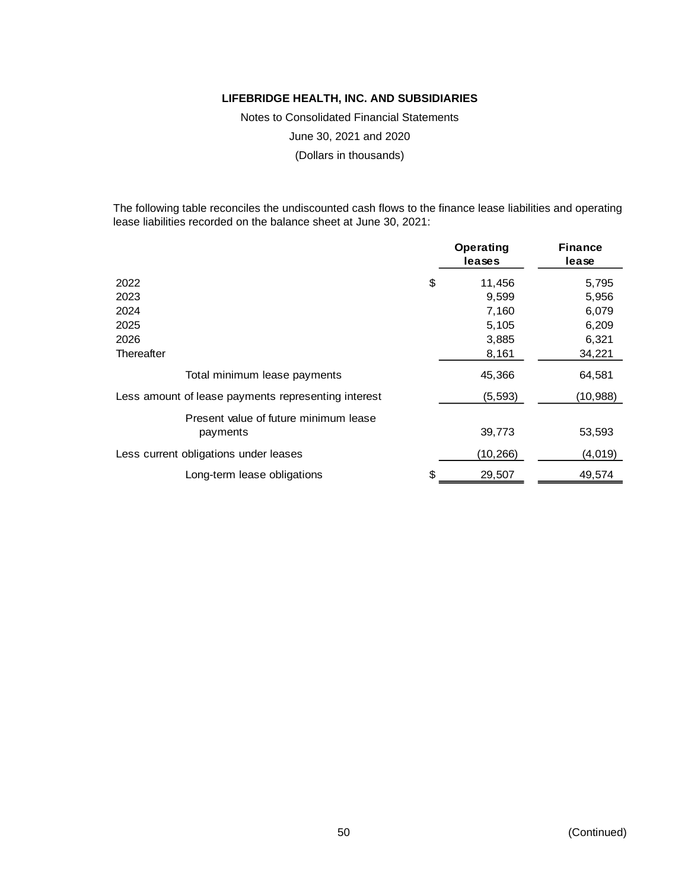**LIFEBRIDGE HEALTH, INC. AND SUBSIDIARIES**

Notes to Consolidated Financial Statements

June 30, 2021 and 2020

(Dollars in thousands)

The following table reconciles the undiscounted cash flows to the finance lease liabilities and operating lease liabilities recorded on the balance sheet at June 30, 2021:

| | Operating leases | Finance lease |
|---|---|---|
| 2022 | $ 11,456 | 5,795 |
| 2023 | 9,599 | 5,956 |
| 2024 | 7,160 | 6,079 |
| 2025 | 5,105 | 6,209 |
| 2026 | 3,885 | 6,321 |
| Thereafter | 8,161 | 34,221 |
| Total minimum lease payments | 45,366 | 64,581 |
| Less amount of lease payments representing interest | (5,593) | (10,988) |
| Present value of future minimum lease payments | 39,773 | 53,593 |
| Less current obligations under leases | (10,266) | (4,019) |
| Long-term lease obligations | $ 29,507 | 49,574 |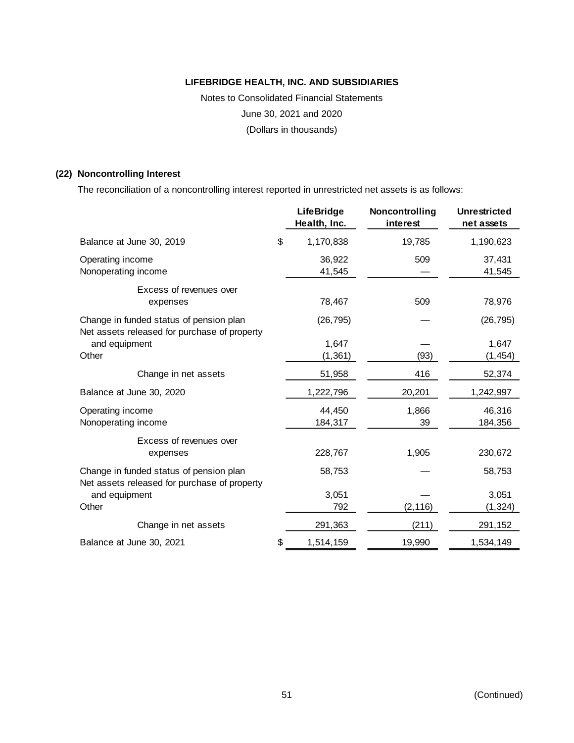**LIFEBRIDGE HEALTH, INC. AND SUBSIDIARIES**

Notes to Consolidated Financial Statements

June 30, 2021 and 2020

(Dollars in thousands)

### (22) Noncontrolling Interest

The reconciliation of a noncontrolling interest reported in unrestricted net assets is as follows:

| | LifeBridge Health, Inc. | Noncontrolling interest | Unrestricted net assets |
|---|---|---|---|
| Balance at June 30, 2019 | $ 1,170,838 | 19,785 | 1,190,623 |
| Operating income | 36,922 | 509 | 37,431 |
| Nonoperating income | 41,545 | — | 41,545 |
| Excess of revenues over expenses | 78,467 | 509 | 78,976 |
| Change in funded status of pension plan | (26,795) | — | (26,795) |
| Net assets released for purchase of property and equipment | 1,647 | — | 1,647 |
| Other | (1,361) | (93) | (1,454) |
| Change in net assets | 51,958 | 416 | 52,374 |
| Balance at June 30, 2020 | 1,222,796 | 20,201 | 1,242,997 |
| Operating income | 44,450 | 1,866 | 46,316 |
| Nonoperating income | 184,317 | 39 | 184,356 |
| Excess of revenues over expenses | 228,767 | 1,905 | 230,672 |
| Change in funded status of pension plan | 58,753 | — | 58,753 |
| Net assets released for purchase of property and equipment | 3,051 | — | 3,051 |
| Other | 792 | (2,116) | (1,324) |
| Change in net assets | 291,363 | (211) | 291,152 |
| Balance at June 30, 2021 | $ 1,514,159 | 19,990 | 1,534,149 |

(Continued)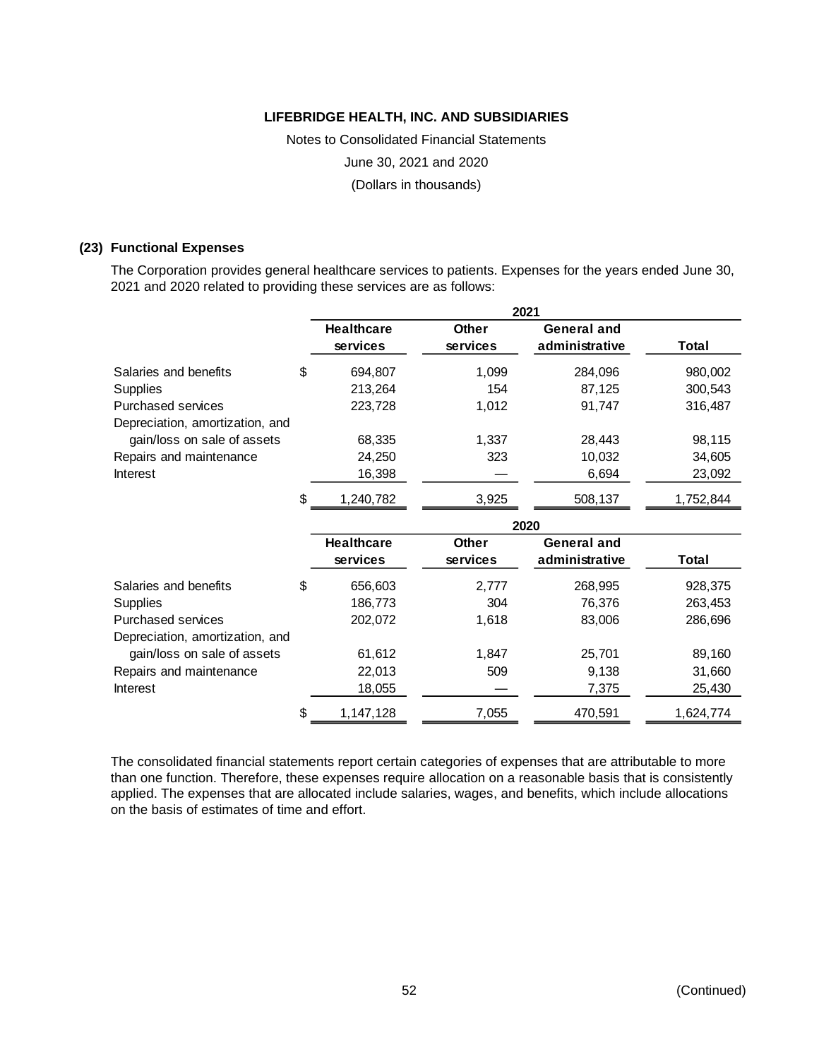**LIFEBRIDGE HEALTH, INC. AND SUBSIDIARIES**

Notes to Consolidated Financial Statements

June 30, 2021 and 2020

(Dollars in thousands)

## (23) Functional Expenses

The Corporation provides general healthcare services to patients. Expenses for the years ended June 30, 2021 and 2020 related to providing these services are as follows:

| | 2021 | | | |
|---|---|---|---|---|
| | **Healthcare services** | **Other services** | **General and administrative** | **Total** |
| Salaries and benefits | $ 694,807 | 1,099 | 284,096 | 980,002 |
| Supplies | 213,264 | 154 | 87,125 | 300,543 |
| Purchased services | 223,728 | 1,012 | 91,747 | 316,487 |
| Depreciation, amortization, and gain/loss on sale of assets | 68,335 | 1,337 | 28,443 | 98,115 |
| Repairs and maintenance | 24,250 | 323 | 10,032 | 34,605 |
| Interest | 16,398 | — | 6,694 | 23,092 |
| | $ 1,240,782 | 3,925 | 508,137 | 1,752,844 |

| | 2020 | | | |
|---|---|---|---|---|
| | **Healthcare services** | **Other services** | **General and administrative** | **Total** |
| Salaries and benefits | $ 656,603 | 2,777 | 268,995 | 928,375 |
| Supplies | 186,773 | 304 | 76,376 | 263,453 |
| Purchased services | 202,072 | 1,618 | 83,006 | 286,696 |
| Depreciation, amortization, and gain/loss on sale of assets | 61,612 | 1,847 | 25,701 | 89,160 |
| Repairs and maintenance | 22,013 | 509 | 9,138 | 31,660 |
| Interest | 18,055 | — | 7,375 | 25,430 |
| | $ 1,147,128 | 7,055 | 470,591 | 1,624,774 |

The consolidated financial statements report certain categories of expenses that are attributable to more than one function. Therefore, these expenses require allocation on a reasonable basis that is consistently applied. The expenses that are allocated include salaries, wages, and benefits, which include allocations on the basis of estimates of time and effort.

(Continued)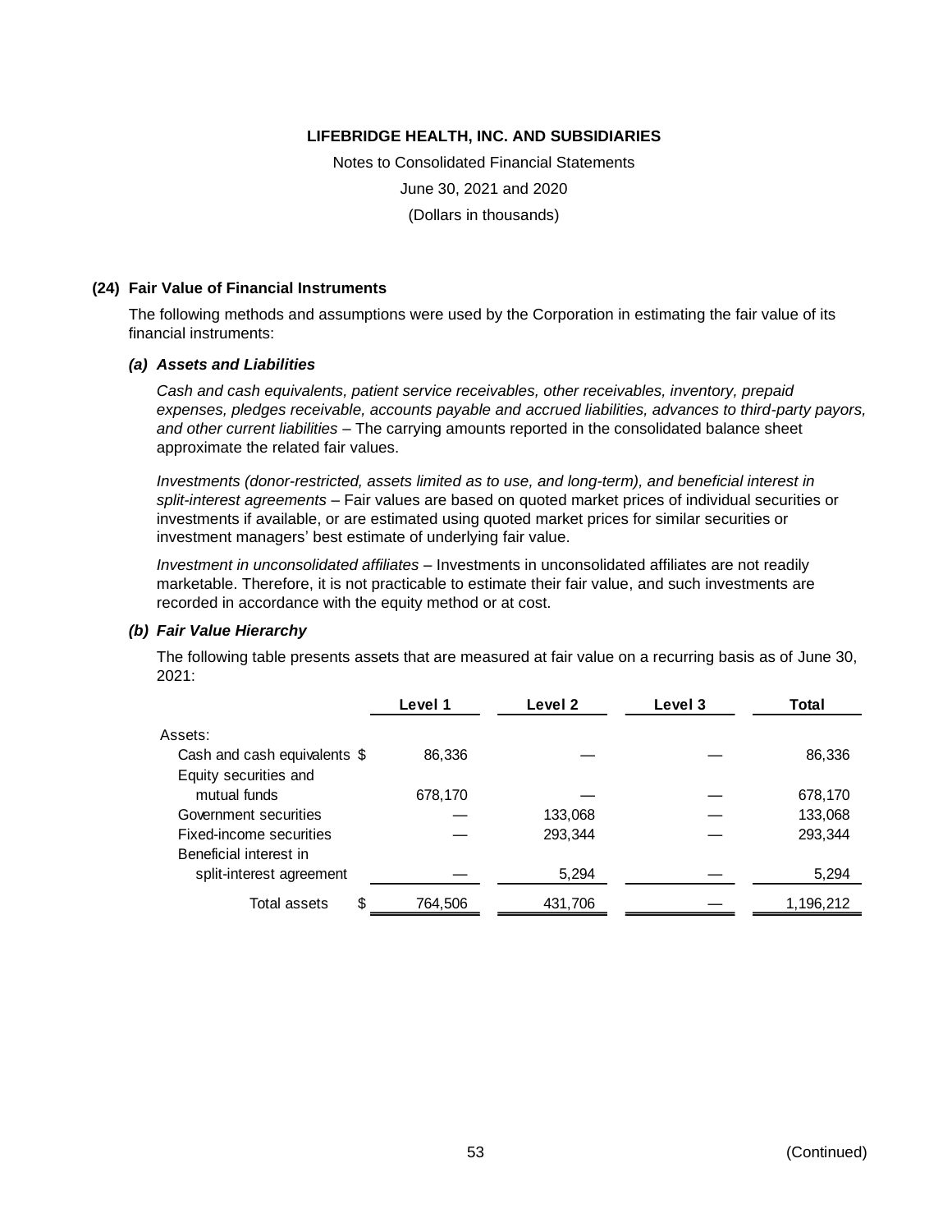## (24) Fair Value of Financial Instruments

The following methods and assumptions were used by the Corporation in estimating the fair value of its financial instruments:

### *(a) Assets and Liabilities*

*Cash and cash equivalents, patient service receivables, other receivables, inventory, prepaid expenses, pledges receivable, accounts payable and accrued liabilities, advances to third-party payors, and other current liabilities* – The carrying amounts reported in the consolidated balance sheet approximate the related fair values.

*Investments (donor-restricted, assets limited as to use, and long-term), and beneficial interest in split-interest agreements* – Fair values are based on quoted market prices of individual securities or investments if available, or are estimated using quoted market prices for similar securities or investment managers' best estimate of underlying fair value.

*Investment in unconsolidated affiliates* – Investments in unconsolidated affiliates are not readily marketable. Therefore, it is not practicable to estimate their fair value, and such investments are recorded in accordance with the equity method or at cost.

### *(b) Fair Value Hierarchy*

The following table presents assets that are measured at fair value on a recurring basis as of June 30, 2021:

| | Level 1 | Level 2 | Level 3 | Total |
|---|---|---|---|---|
| Assets: | | | | |
| Cash and cash equivalents | $ 86,336 | — | — | 86,336 |
| Equity securities and mutual funds | 678,170 | — | — | 678,170 |
| Government securities | — | 133,068 | — | 133,068 |
| Fixed-income securities | — | 293,344 | — | 293,344 |
| Beneficial interest in split-interest agreement | — | 5,294 | — | 5,294 |
| Total assets | $ 764,506 | 431,706 | — | 1,196,212 |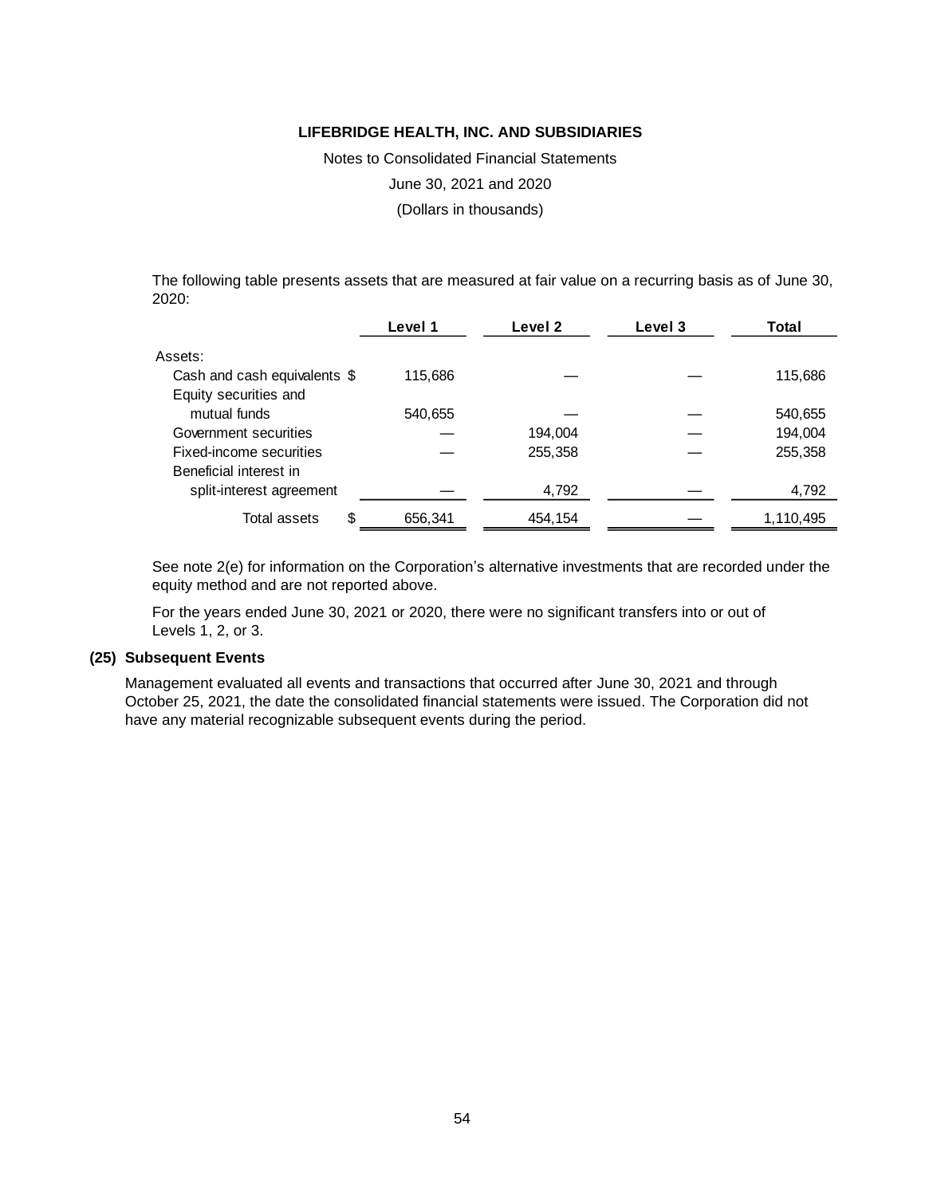**LIFEBRIDGE HEALTH, INC. AND SUBSIDIARIES**

Notes to Consolidated Financial Statements

June 30, 2021 and 2020

(Dollars in thousands)

The following table presents assets that are measured at fair value on a recurring basis as of June 30, 2020:

| | Level 1 | Level 2 | Level 3 | Total |
|---|---|---|---|---|
| Assets: | | | | |
| Cash and cash equivalents | $ 115,686 | — | — | 115,686 |
| Equity securities and mutual funds | 540,655 | — | — | 540,655 |
| Government securities | — | 194,004 | — | 194,004 |
| Fixed-income securities | — | 255,358 | — | 255,358 |
| Beneficial interest in split-interest agreement | — | 4,792 | — | 4,792 |
| Total assets | $ 656,341 | 454,154 | — | 1,110,495 |

See note 2(e) for information on the Corporation's alternative investments that are recorded under the equity method and are not reported above.

For the years ended June 30, 2021 or 2020, there were no significant transfers into or out of Levels 1, 2, or 3.

**(25) Subsequent Events**

Management evaluated all events and transactions that occurred after June 30, 2021 and through October 25, 2021, the date the consolidated financial statements were issued. The Corporation did not have any material recognizable subsequent events during the period.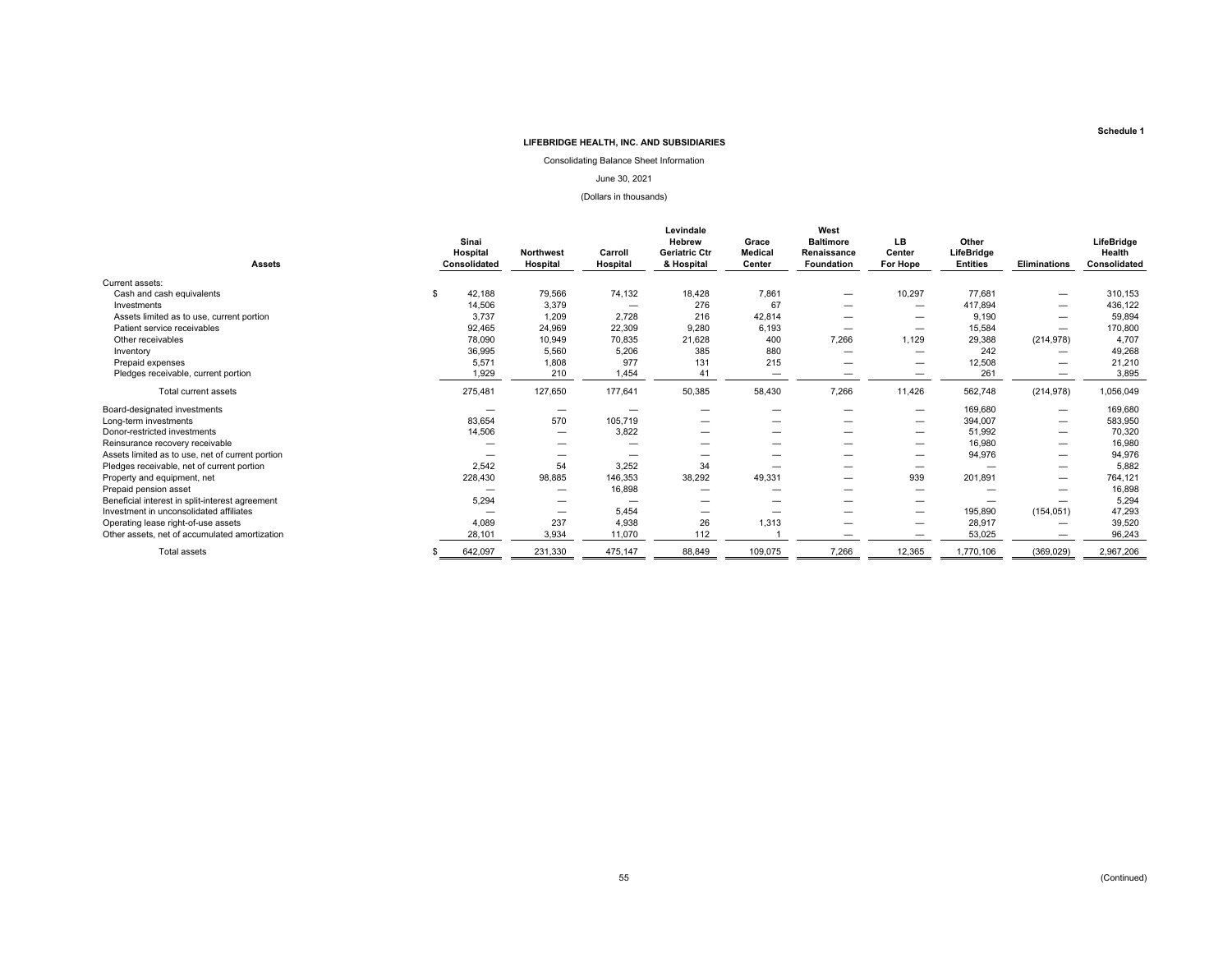Schedule 1

# LIFEBRIDGE HEALTH, INC. AND SUBSIDIARIES

Consolidating Balance Sheet Information

June 30, 2021

(Dollars in thousands)

| Assets | Sinai Hospital Consolidated | Northwest Hospital | Carroll Hospital | Levindale Hebrew Geriatric Ctr & Hospital | Grace Medical Center | West Baltimore Renaissance Foundation | LB Center For Hope | Other LifeBridge Entities | Eliminations | LifeBridge Health Consolidated |
|---|---|---|---|---|---|---|---|---|---|---|
| Current assets: | | | | | | | | | | |
| Cash and cash equivalents | $ 42,188 | 79,566 | 74,132 | 18,428 | 7,861 | — | 10,297 | 77,681 | — | 310,153 |
| Investments | 14,506 | 3,379 | — | 276 | 67 | — | — | 417,894 | — | 436,122 |
| Assets limited as to use, current portion | 3,737 | 1,209 | 2,728 | 216 | 42,814 | — | — | 9,190 | — | 59,894 |
| Patient service receivables | 92,465 | 24,969 | 22,309 | 9,280 | 6,193 | — | — | 15,584 | — | 170,800 |
| Other receivables | 78,090 | 10,949 | 70,835 | 21,628 | 400 | 7,266 | 1,129 | 29,388 | (214,978) | 4,707 |
| Inventory | 36,995 | 5,560 | 5,206 | 385 | 880 | — | — | 242 | — | 49,268 |
| Prepaid expenses | 5,571 | 1,808 | 977 | 131 | 215 | — | — | 12,508 | — | 21,210 |
| Pledges receivable, current portion | 1,929 | 210 | 1,454 | 41 | — | — | — | 261 | — | 3,895 |
| Total current assets | 275,481 | 127,650 | 177,641 | 50,385 | 58,430 | 7,266 | 11,426 | 562,748 | (214,978) | 1,056,049 |
| Board-designated investments | — | — | — | — | — | — | — | 169,680 | — | 169,680 |
| Long-term investments | 83,654 | 570 | 105,719 | — | — | — | — | 394,007 | — | 583,950 |
| Donor-restricted investments | 14,506 | — | 3,822 | — | — | — | — | 51,992 | — | 70,320 |
| Reinsurance recovery receivable | — | — | — | — | — | — | — | 16,980 | — | 16,980 |
| Assets limited as to use, net of current portion | — | — | — | — | — | — | — | 94,976 | — | 94,976 |
| Pledges receivable, net of current portion | 2,542 | 54 | 3,252 | 34 | — | — | — | — | — | 5,882 |
| Property and equipment, net | 228,430 | 98,885 | 146,353 | 38,292 | 49,331 | — | 939 | 201,891 | — | 764,121 |
| Prepaid pension asset | — | — | 16,898 | — | — | — | — | — | — | 16,898 |
| Beneficial interest in split-interest agreement | 5,294 | — | — | — | — | — | — | — | — | 5,294 |
| Investment in unconsolidated affiliates | — | — | 5,454 | — | — | — | — | 195,890 | (154,051) | 47,293 |
| Operating lease right-of-use assets | 4,089 | 237 | 4,938 | 26 | 1,313 | — | — | 28,917 | — | 39,520 |
| Other assets, net of accumulated amortization | 28,101 | 3,934 | 11,070 | 112 | 1 | — | — | 53,025 | — | 96,243 |
| Total assets | $ 642,097 | 231,330 | 475,147 | 88,849 | 109,075 | 7,266 | 12,365 | 1,770,106 | (369,029) | 2,967,206 |

(Continued)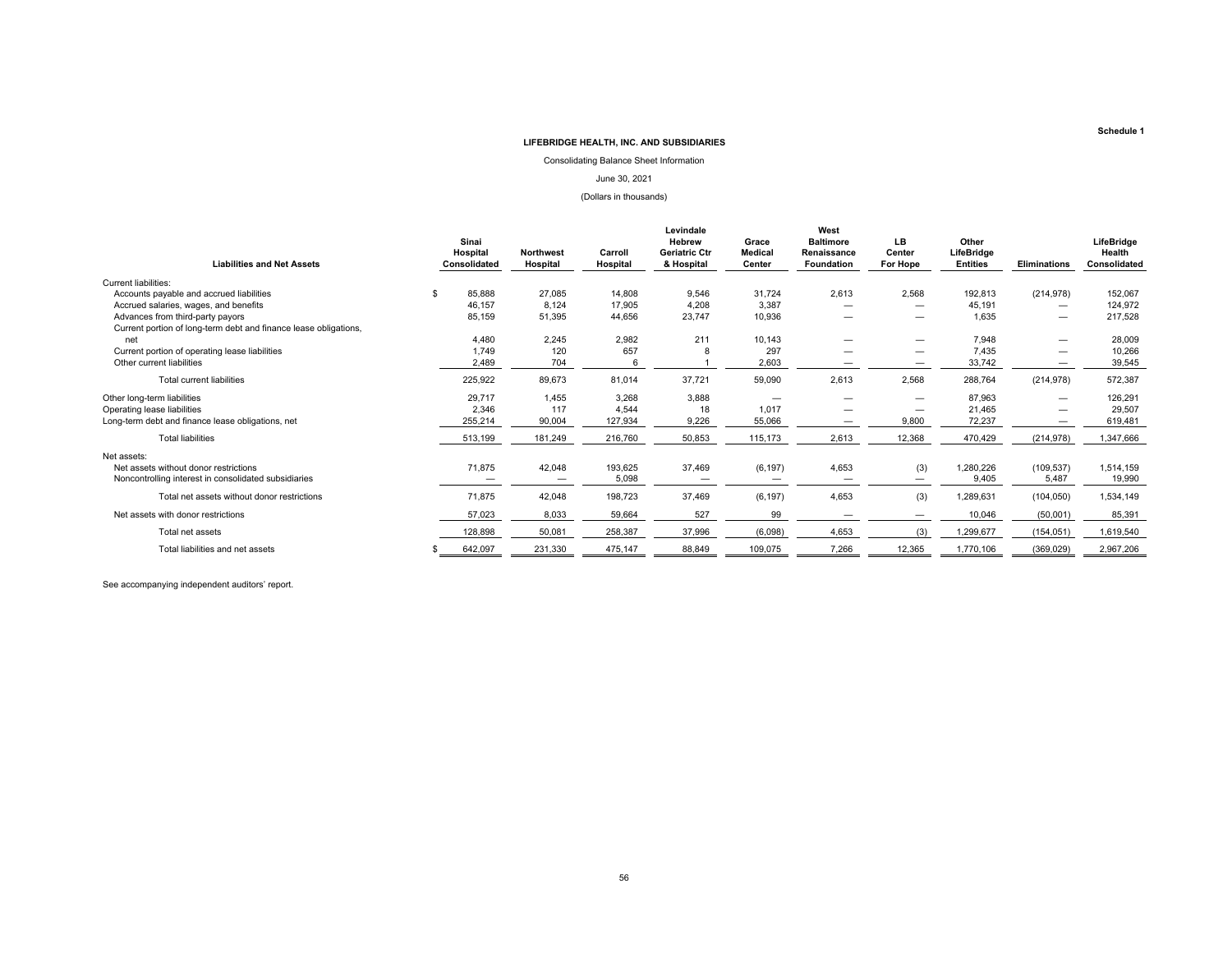**Schedule 1**

**LIFEBRIDGE HEALTH, INC. AND SUBSIDIARIES**

Consolidating Balance Sheet Information

June 30, 2021

(Dollars in thousands)

| Liabilities and Net Assets | Sinai Hospital Consolidated | Northwest Hospital | Carroll Hospital | Levindale Hebrew Geriatric Ctr & Hospital | Grace Medical Center | West Baltimore Renaissance Foundation | LB Center For Hope | Other LifeBridge Entities | Eliminations | LifeBridge Health Consolidated |
|---|---|---|---|---|---|---|---|---|---|---|
| Current liabilities: | | | | | | | | | | |
| Accounts payable and accrued liabilities | $ 85,888 | 27,085 | 14,808 | 9,546 | 31,724 | 2,613 | 2,568 | 192,813 | (214,978) | 152,067 |
| Accrued salaries, wages, and benefits | 46,157 | 8,124 | 17,905 | 4,208 | 3,387 | — | — | 45,191 | — | 124,972 |
| Advances from third-party payors | 85,159 | 51,395 | 44,656 | 23,747 | 10,936 | — | — | 1,635 | — | 217,528 |
| Current portion of long-term debt and finance lease obligations, net | 4,480 | 2,245 | 2,982 | 211 | 10,143 | — | — | 7,948 | — | 28,009 |
| Current portion of operating lease liabilities | 1,749 | 120 | 657 | 8 | 297 | — | — | 7,435 | — | 10,266 |
| Other current liabilities | 2,489 | 704 | 6 | 1 | 2,603 | — | — | 33,742 | — | 39,545 |
| Total current liabilities | 225,922 | 89,673 | 81,014 | 37,721 | 59,090 | 2,613 | 2,568 | 288,764 | (214,978) | 572,387 |
| Other long-term liabilities | 29,717 | 1,455 | 3,268 | 3,888 | — | — | — | 87,963 | — | 126,291 |
| Operating lease liabilities | 2,346 | 117 | 4,544 | 18 | 1,017 | — | — | 21,465 | — | 29,507 |
| Long-term debt and finance lease obligations, net | 255,214 | 90,004 | 127,934 | 9,226 | 55,066 | — | 9,800 | 72,237 | — | 619,481 |
| Total liabilities | 513,199 | 181,249 | 216,760 | 50,853 | 115,173 | 2,613 | 12,368 | 470,429 | (214,978) | 1,347,666 |
| Net assets: | | | | | | | | | | |
| Net assets without donor restrictions | 71,875 | 42,048 | 193,625 | 37,469 | (6,197) | 4,653 | (3) | 1,280,226 | (109,537) | 1,514,159 |
| Noncontrolling interest in consolidated subsidiaries | — | — | 5,098 | — | — | — | — | 9,405 | 5,487 | 19,990 |
| Total net assets without donor restrictions | 71,875 | 42,048 | 198,723 | 37,469 | (6,197) | 4,653 | (3) | 1,289,631 | (104,050) | 1,534,149 |
| Net assets with donor restrictions | 57,023 | 8,033 | 59,664 | 527 | 99 | — | — | 10,046 | (50,001) | 85,391 |
| Total net assets | 128,898 | 50,081 | 258,387 | 37,996 | (6,098) | 4,653 | (3) | 1,299,677 | (154,051) | 1,619,540 |
| Total liabilities and net assets | $ 642,097 | 231,330 | 475,147 | 88,849 | 109,075 | 7,266 | 12,365 | 1,770,106 | (369,029) | 2,967,206 |

See accompanying independent auditors' report.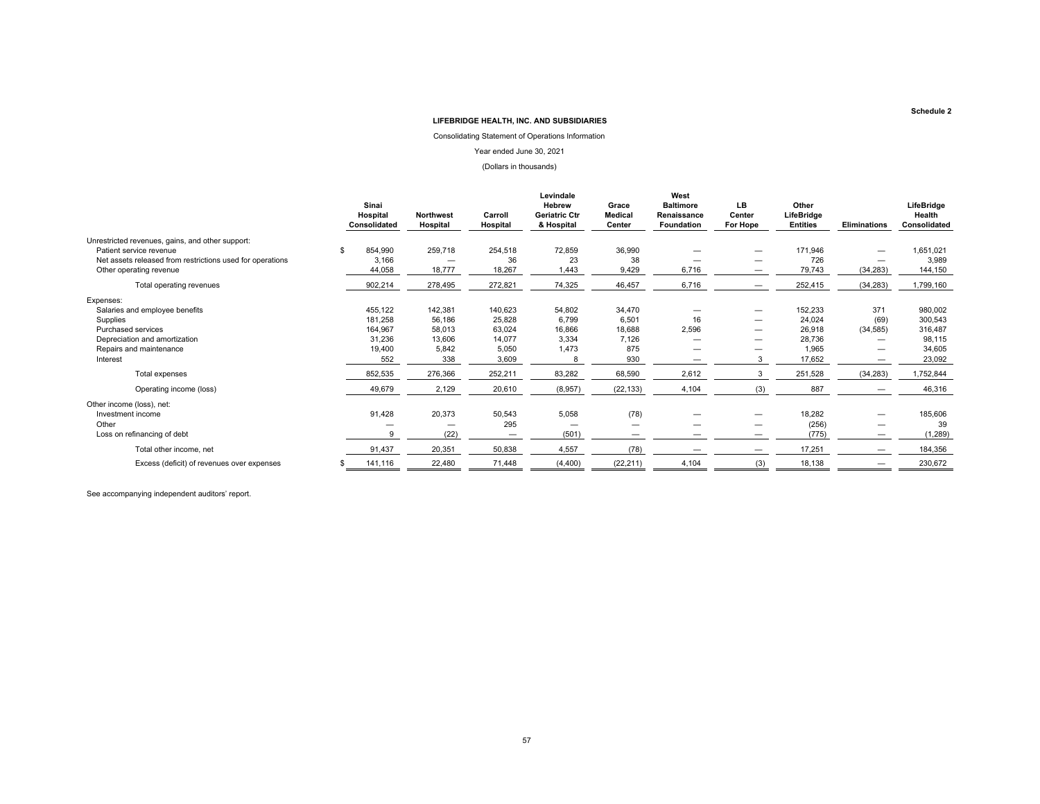Schedule 2

**LIFEBRIDGE HEALTH, INC. AND SUBSIDIARIES**

Consolidating Statement of Operations Information

Year ended June 30, 2021

(Dollars in thousands)

| | Sinai Hospital Consolidated | Northwest Hospital | Carroll Hospital | Levindale Hebrew Geriatric Ctr & Hospital | Grace Medical Center | West Baltimore Renaissance Foundation | LB Center For Hope | Other LifeBridge Entities | Eliminations | LifeBridge Health Consolidated |
|---|---|---|---|---|---|---|---|---|---|---|
| Unrestricted revenues, gains, and other support: | | | | | | | | | | |
| Patient service revenue | $ 854,990 | 259,718 | 254,518 | 72,859 | 36,990 | — | — | 171,946 | — | 1,651,021 |
| Net assets released from restrictions used for operations | 3,166 | — | 36 | 23 | 38 | — | — | 726 | — | 3,989 |
| Other operating revenue | 44,058 | 18,777 | 18,267 | 1,443 | 9,429 | 6,716 | — | 79,743 | (34,283) | 144,150 |
| Total operating revenues | 902,214 | 278,495 | 272,821 | 74,325 | 46,457 | 6,716 | — | 252,415 | (34,283) | 1,799,160 |
| Expenses: | | | | | | | | | | |
| Salaries and employee benefits | 455,122 | 142,381 | 140,623 | 54,802 | 34,470 | — | — | 152,233 | 371 | 980,002 |
| Supplies | 181,258 | 56,186 | 25,828 | 6,799 | 6,501 | 16 | — | 24,024 | (69) | 300,543 |
| Purchased services | 164,967 | 58,013 | 63,024 | 16,866 | 18,688 | 2,596 | — | 26,918 | (34,585) | 316,487 |
| Depreciation and amortization | 31,236 | 13,606 | 14,077 | 3,334 | 7,126 | — | — | 28,736 | — | 98,115 |
| Repairs and maintenance | 19,400 | 5,842 | 5,050 | 1,473 | 875 | — | — | 1,965 | — | 34,605 |
| Interest | 552 | 338 | 3,609 | 8 | 930 | — | 3 | 17,652 | — | 23,092 |
| Total expenses | 852,535 | 276,366 | 252,211 | 83,282 | 68,590 | 2,612 | 3 | 251,528 | (34,283) | 1,752,844 |
| Operating income (loss) | 49,679 | 2,129 | 20,610 | (8,957) | (22,133) | 4,104 | (3) | 887 | — | 46,316 |
| Other income (loss), net: | | | | | | | | | | |
| Investment income | 91,428 | 20,373 | 50,543 | 5,058 | (78) | — | — | 18,282 | — | 185,606 |
| Other | — | — | 295 | — | — | — | — | (256) | — | 39 |
| Loss on refinancing of debt | 9 | (22) | — | (501) | — | — | — | (775) | — | (1,289) |
| Total other income, net | 91,437 | 20,351 | 50,838 | 4,557 | (78) | — | — | 17,251 | — | 184,356 |
| Excess (deficit) of revenues over expenses | $ 141,116 | 22,480 | 71,448 | (4,400) | (22,211) | 4,104 | (3) | 18,138 | — | 230,672 |

See accompanying independent auditors' report.